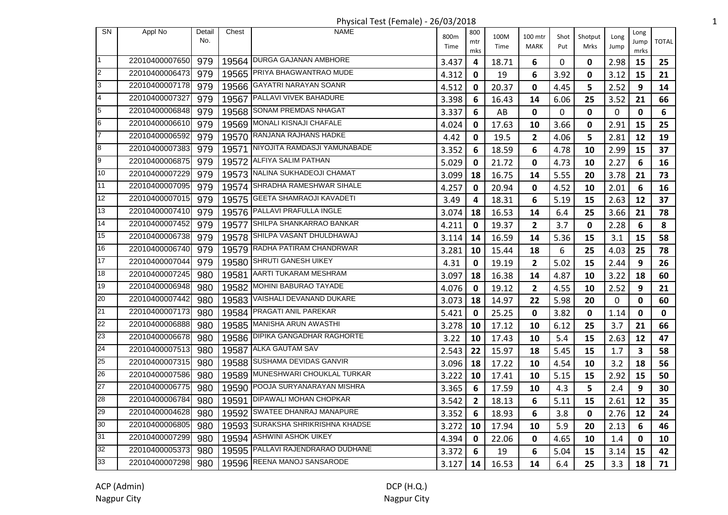# Physical Test (Female) - 26/03/2018

| SN | Appl No | Detail No. | Chest | NAME | 800m Time | 800 mtr mks | 100M Time | 100 mtr MARK | Shot Put | Shotput Mrks | Long Jump | Long Jump mrks | TOTAL |
|---|---|---|---|---|---|---|---|---|---|---|---|---|---|
| 1 | 22010400007650 | 979 | 19564 | DURGA GAJANAN AMBHORE | 3.437 | **4** | 18.71 | **6** | 0 | **0** | 2.98 | **15** | **25** |
| 2 | 22010400006473 | 979 | 19565 | PRIYA BHAGWANTRAO MUDE | 4.312 | **0** | 19 | **6** | 3.92 | **0** | 3.12 | **15** | **21** |
| 3 | 22010400007178 | 979 | 19566 | GAYATRI NARAYAN SOANR | 4.512 | **0** | 20.37 | **0** | 4.45 | **5** | 2.52 | **9** | **14** |
| 4 | 22010400007327 | 979 | 19567 | PALLAVI VIVEK BAHADURE | 3.398 | **6** | 16.43 | **14** | 6.06 | **25** | 3.52 | **21** | **66** |
| 5 | 22010400006848 | 979 | 19568 | SONAM PREMDAS NHAGAT | 3.337 | **6** | AB | **0** | 0 | **0** | 0 | **0** | **6** |
| 6 | 22010400006610 | 979 | 19569 | MONALI KISNAJI CHAFALE | 4.024 | **0** | 17.63 | **10** | 3.66 | **0** | 2.91 | **15** | **25** |
| 7 | 22010400006592 | 979 | 19570 | RANJANA RAJHANS HADKE | 4.42 | **0** | 19.5 | **2** | 4.06 | **5** | 2.81 | **12** | **19** |
| 8 | 22010400007383 | 979 | 19571 | NIYOJITA RAMDASJI YAMUNABADE | 3.352 | **6** | 18.59 | **6** | 4.78 | **10** | 2.99 | **15** | **37** |
| 9 | 22010400006875 | 979 | 19572 | ALFIYA SALIM PATHAN | 5.029 | **0** | 21.72 | **0** | 4.73 | **10** | 2.27 | **6** | **16** |
| 10 | 22010400007229 | 979 | 19573 | NALINA SUKHADEOJI CHAMAT | 3.099 | **18** | 16.75 | **14** | 5.55 | **20** | 3.78 | **21** | **73** |
| 11 | 22010400007095 | 979 | 19574 | SHRADHA RAMESHWAR SIHALE | 4.257 | **0** | 20.94 | **0** | 4.52 | **10** | 2.01 | **6** | **16** |
| 12 | 22010400007015 | 979 | 19575 | GEETA SHAMRAOJI KAVADETI | 3.49 | **4** | 18.31 | **6** | 5.19 | **15** | 2.63 | **12** | **37** |
| 13 | 22010400007410 | 979 | 19576 | PALLAVI PRAFULLA INGLE | 3.074 | **18** | 16.53 | **14** | 6.4 | **25** | 3.66 | **21** | **78** |
| 14 | 22010400007452 | 979 | 19577 | SHILPA SHANKARRAO BANKAR | 4.211 | **0** | 19.37 | **2** | 3.7 | **0** | 2.28 | **6** | **8** |
| 15 | 22010400006738 | 979 | 19578 | SHILPA VASANT DHULDHAWAJ | 3.114 | **14** | 16.59 | **14** | 5.36 | **15** | 3.1 | **15** | **58** |
| 16 | 22010400006740 | 979 | 19579 | RADHA PATIRAM CHANDRWAR | 3.281 | **10** | 15.44 | **18** | 6 | **25** | 4.03 | **25** | **78** |
| 17 | 22010400007044 | 979 | 19580 | SHRUTI GANESH UIKEY | 4.31 | **0** | 19.19 | **2** | 5.02 | **15** | 2.44 | **9** | **26** |
| 18 | 22010400007245 | 980 | 19581 | AARTI TUKARAM MESHRAM | 3.097 | **18** | 16.38 | **14** | 4.87 | **10** | 3.22 | **18** | **60** |
| 19 | 22010400006948 | 980 | 19582 | MOHINI BABURAO TAYADE | 4.076 | **0** | 19.12 | **2** | 4.55 | **10** | 2.52 | **9** | **21** |
| 20 | 22010400007442 | 980 | 19583 | VAISHALI DEVANAND DUKARE | 3.073 | **18** | 14.97 | **22** | 5.98 | **20** | 0 | **0** | **60** |
| 21 | 22010400007173 | 980 | 19584 | PRAGATI ANIL PAREKAR | 5.421 | **0** | 25.25 | **0** | 3.82 | **0** | 1.14 | **0** | **0** |
| 22 | 22010400006888 | 980 | 19585 | MANISHA ARUN AWASTHI | 3.278 | **10** | 17.12 | **10** | 6.12 | **25** | 3.7 | **21** | **66** |
| 23 | 22010400006678 | 980 | 19586 | DIPIKA GANGADHAR RAGHORTE | 3.22 | **10** | 17.43 | **10** | 5.4 | **15** | 2.63 | **12** | **47** |
| 24 | 22010400007513 | 980 | 19587 | ALKA GAUTAM SAV | 2.543 | **22** | 15.97 | **18** | 5.45 | **15** | 1.7 | **3** | **58** |
| 25 | 22010400007315 | 980 | 19588 | SUSHAMA DEVIDAS GANVIR | 3.096 | **18** | 17.22 | **10** | 4.54 | **10** | 3.2 | **18** | **56** |
| 26 | 22010400007586 | 980 | 19589 | MUNESHWARI CHOUKLAL TURKAR | 3.222 | **10** | 17.41 | **10** | 5.15 | **15** | 2.92 | **15** | **50** |
| 27 | 22010400006775 | 980 | 19590 | POOJA SURYANARAYAN MISHRA | 3.365 | **6** | 17.59 | **10** | 4.3 | **5** | 2.4 | **9** | **30** |
| 28 | 22010400006784 | 980 | 19591 | DIPAWALI MOHAN CHOPKAR | 3.542 | **2** | 18.13 | **6** | 5.11 | **15** | 2.61 | **12** | **35** |
| 29 | 22010400004628 | 980 | 19592 | SWATEE DHANRAJ MANAPURE | 3.352 | **6** | 18.93 | **6** | 3.8 | **0** | 2.76 | **12** | **24** |
| 30 | 22010400006805 | 980 | 19593 | SURAKSHA SHRIKRISHNA KHADSE | 3.272 | **10** | 17.94 | **10** | 5.9 | **20** | 2.13 | **6** | **46** |
| 31 | 22010400007299 | 980 | 19594 | ASHWINI ASHOK UIKEY | 4.394 | **0** | 22.06 | **0** | 4.65 | **10** | 1.4 | **0** | **10** |
| 32 | 22010400005373 | 980 | 19595 | PALLAVI RAJENDRARAO DUDHANE | 3.372 | **6** | 19 | **6** | 5.04 | **15** | 3.14 | **15** | **42** |
| 33 | 22010400007298 | 980 | 19596 | REENA MANOJ SANSARODE | 3.127 | **14** | 16.53 | **14** | 6.4 | **25** | 3.3 | **18** | **71** |

ACP (Admin)
Nagpur City

DCP (H.Q.)
Nagpur City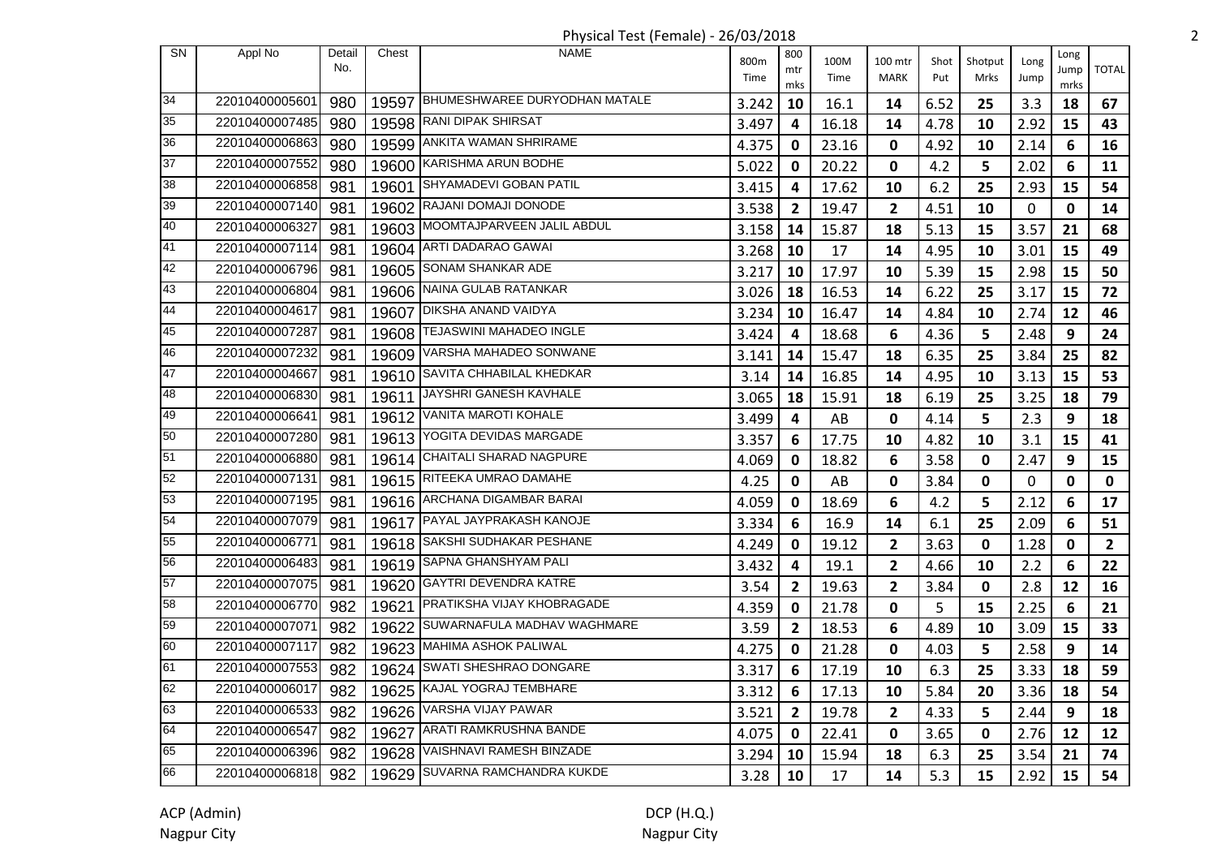Physical Test (Female) - 26/03/2018

| SN | Appl No | Detail No. | Chest | NAME | 800m Time | 800 mtr mks | 100M Time | 100 mtr MARK | Shot Put | Shotput Mrks | Long Jump | Long Jump mrks | TOTAL |
|---|---|---|---|---|---|---|---|---|---|---|---|---|---|
| 34 | 22010400005601 | 980 | 19597 | BHUMESHWAREE DURYODHAN MATALE | 3.242 | 10 | 16.1 | 14 | 6.52 | 25 | 3.3 | 18 | 67 |
| 35 | 22010400007485 | 980 | 19598 | RANI DIPAK SHIRSAT | 3.497 | 4 | 16.18 | 14 | 4.78 | 10 | 2.92 | 15 | 43 |
| 36 | 22010400006863 | 980 | 19599 | ANKITA WAMAN SHRIRAME | 4.375 | 0 | 23.16 | 0 | 4.92 | 10 | 2.14 | 6 | 16 |
| 37 | 22010400007552 | 980 | 19600 | KARISHMA ARUN BODHE | 5.022 | 0 | 20.22 | 0 | 4.2 | 5 | 2.02 | 6 | 11 |
| 38 | 22010400006858 | 981 | 19601 | SHYAMADEVI GOBAN PATIL | 3.415 | 4 | 17.62 | 10 | 6.2 | 25 | 2.93 | 15 | 54 |
| 39 | 22010400007140 | 981 | 19602 | RAJANI DOMAJI DONODE | 3.538 | 2 | 19.47 | 2 | 4.51 | 10 | 0 | 0 | 14 |
| 40 | 22010400006327 | 981 | 19603 | MOOMTAJPARVEEN JALIL ABDUL | 3.158 | 14 | 15.87 | 18 | 5.13 | 15 | 3.57 | 21 | 68 |
| 41 | 22010400007114 | 981 | 19604 | ARTI DADARAO GAWAI | 3.268 | 10 | 17 | 14 | 4.95 | 10 | 3.01 | 15 | 49 |
| 42 | 22010400006796 | 981 | 19605 | SONAM SHANKAR ADE | 3.217 | 10 | 17.97 | 10 | 5.39 | 15 | 2.98 | 15 | 50 |
| 43 | 22010400006804 | 981 | 19606 | NAINA GULAB RATANKAR | 3.026 | 18 | 16.53 | 14 | 6.22 | 25 | 3.17 | 15 | 72 |
| 44 | 22010400004617 | 981 | 19607 | DIKSHA ANAND VAIDYA | 3.234 | 10 | 16.47 | 14 | 4.84 | 10 | 2.74 | 12 | 46 |
| 45 | 22010400007287 | 981 | 19608 | TEJASWINI MAHADEO INGLE | 3.424 | 4 | 18.68 | 6 | 4.36 | 5 | 2.48 | 9 | 24 |
| 46 | 22010400007232 | 981 | 19609 | VARSHA MAHADEO SONWANE | 3.141 | 14 | 15.47 | 18 | 6.35 | 25 | 3.84 | 25 | 82 |
| 47 | 22010400004667 | 981 | 19610 | SAVITA CHHABILAL KHEDKAR | 3.14 | 14 | 16.85 | 14 | 4.95 | 10 | 3.13 | 15 | 53 |
| 48 | 22010400006830 | 981 | 19611 | JAYSHRI GANESH KAVHALE | 3.065 | 18 | 15.91 | 18 | 6.19 | 25 | 3.25 | 18 | 79 |
| 49 | 22010400006641 | 981 | 19612 | VANITA MAROTI KOHALE | 3.499 | 4 | AB | 0 | 4.14 | 5 | 2.3 | 9 | 18 |
| 50 | 22010400007280 | 981 | 19613 | YOGITA DEVIDAS MARGADE | 3.357 | 6 | 17.75 | 10 | 4.82 | 10 | 3.1 | 15 | 41 |
| 51 | 22010400006880 | 981 | 19614 | CHAITALI SHARAD NAGPURE | 4.069 | 0 | 18.82 | 6 | 3.58 | 0 | 2.47 | 9 | 15 |
| 52 | 22010400007131 | 981 | 19615 | RITEEKA UMRAO DAMAHE | 4.25 | 0 | AB | 0 | 3.84 | 0 | 0 | 0 | 0 |
| 53 | 22010400007195 | 981 | 19616 | ARCHANA DIGAMBAR BARAI | 4.059 | 0 | 18.69 | 6 | 4.2 | 5 | 2.12 | 6 | 17 |
| 54 | 22010400007079 | 981 | 19617 | PAYAL JAYPRAKASH KANOJE | 3.334 | 6 | 16.9 | 14 | 6.1 | 25 | 2.09 | 6 | 51 |
| 55 | 22010400006771 | 981 | 19618 | SAKSHI SUDHAKAR PESHANE | 4.249 | 0 | 19.12 | 2 | 3.63 | 0 | 1.28 | 0 | 2 |
| 56 | 22010400006483 | 981 | 19619 | SAPNA GHANSHYAM PALI | 3.432 | 4 | 19.1 | 2 | 4.66 | 10 | 2.2 | 6 | 22 |
| 57 | 22010400007075 | 981 | 19620 | GAYTRI DEVENDRA KATRE | 3.54 | 2 | 19.63 | 2 | 3.84 | 0 | 2.8 | 12 | 16 |
| 58 | 22010400006770 | 982 | 19621 | PRATIKSHA VIJAY KHOBRAGADE | 4.359 | 0 | 21.78 | 0 | 5 | 15 | 2.25 | 6 | 21 |
| 59 | 22010400007071 | 982 | 19622 | SUWARNAFULA MADHAV WAGHMARE | 3.59 | 2 | 18.53 | 6 | 4.89 | 10 | 3.09 | 15 | 33 |
| 60 | 22010400007117 | 982 | 19623 | MAHIMA ASHOK PALIWAL | 4.275 | 0 | 21.28 | 0 | 4.03 | 5 | 2.58 | 9 | 14 |
| 61 | 22010400007553 | 982 | 19624 | SWATI SHESHRAO DONGARE | 3.317 | 6 | 17.19 | 10 | 6.3 | 25 | 3.33 | 18 | 59 |
| 62 | 22010400006017 | 982 | 19625 | KAJAL YOGRAJ TEMBHARE | 3.312 | 6 | 17.13 | 10 | 5.84 | 20 | 3.36 | 18 | 54 |
| 63 | 22010400006533 | 982 | 19626 | VARSHA VIJAY PAWAR | 3.521 | 2 | 19.78 | 2 | 4.33 | 5 | 2.44 | 9 | 18 |
| 64 | 22010400006547 | 982 | 19627 | ARATI RAMKRUSHNA BANDE | 4.075 | 0 | 22.41 | 0 | 3.65 | 0 | 2.76 | 12 | 12 |
| 65 | 22010400006396 | 982 | 19628 | VAISHNAVI RAMESH BINZADE | 3.294 | 10 | 15.94 | 18 | 6.3 | 25 | 3.54 | 21 | 74 |
| 66 | 22010400006818 | 982 | 19629 | SUVARNA RAMCHANDRA KUKDE | 3.28 | 10 | 17 | 14 | 5.3 | 15 | 2.92 | 15 | 54 |

ACP (Admin)
Nagpur City

DCP (H.Q.)
Nagpur City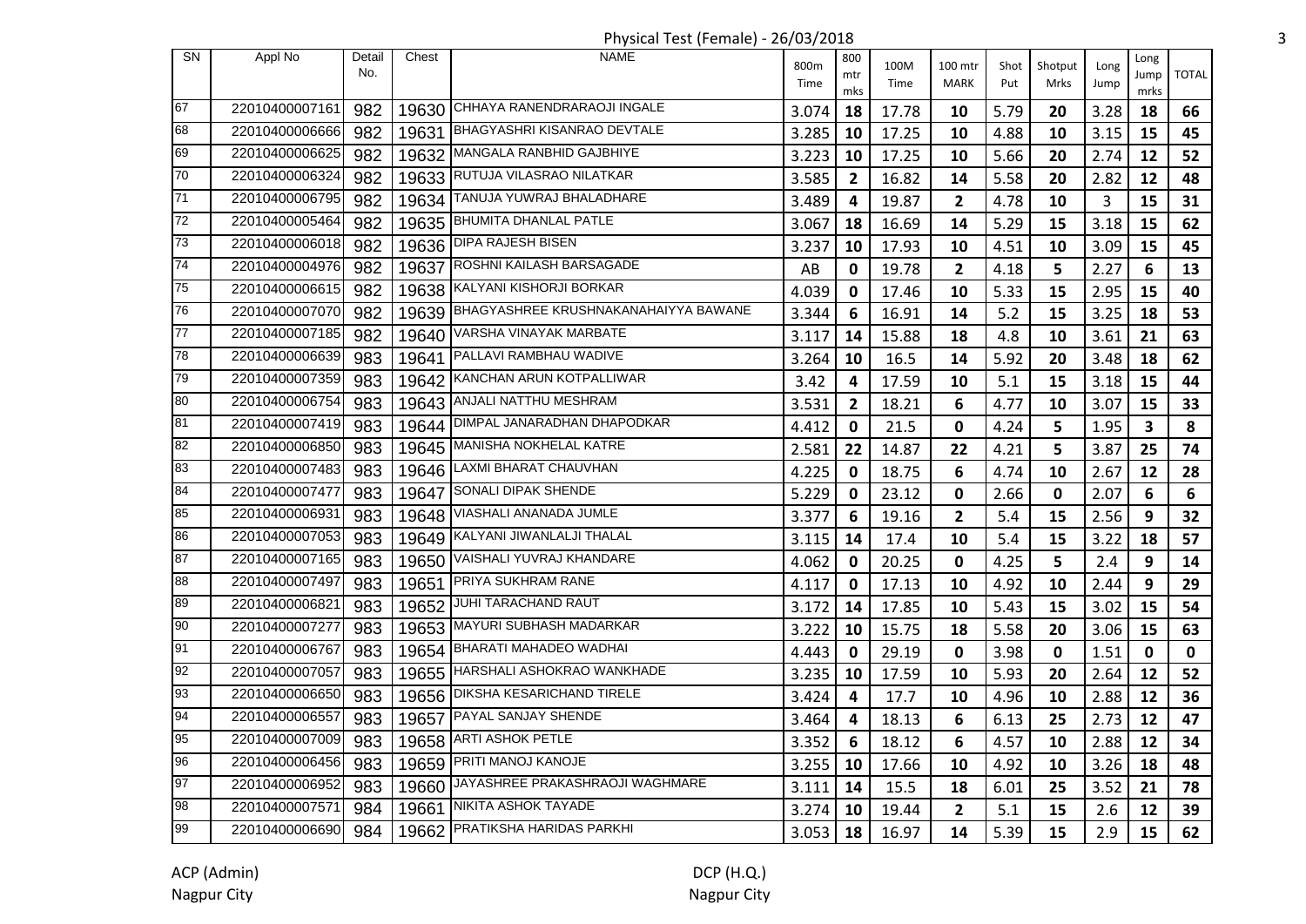Physical Test (Female) - 26/03/2018

| SN | Appl No | Detail No. | Chest | NAME | 800m Time | 800 mtr mks | 100M Time | 100 mtr MARK | Shot Put | Shotput Mrks | Long Jump | Long Jump mrks | TOTAL |
|---|---|---|---|---|---|---|---|---|---|---|---|---|---|
| 67 | 22010400007161 | 982 | 19630 | CHHAYA RANENDRARAOJI INGALE | 3.074 | 18 | 17.78 | 10 | 5.79 | 20 | 3.28 | 18 | 66 |
| 68 | 22010400006666 | 982 | 19631 | BHAGYASHRI KISANRAO DEVTALE | 3.285 | 10 | 17.25 | 10 | 4.88 | 10 | 3.15 | 15 | 45 |
| 69 | 22010400006625 | 982 | 19632 | MANGALA RANBHID GAJBHIYE | 3.223 | 10 | 17.25 | 10 | 5.66 | 20 | 2.74 | 12 | 52 |
| 70 | 22010400006324 | 982 | 19633 | RUTUJA VILASRAO NILATKAR | 3.585 | 2 | 16.82 | 14 | 5.58 | 20 | 2.82 | 12 | 48 |
| 71 | 22010400006795 | 982 | 19634 | TANUJA YUWRAJ BHALADHARE | 3.489 | 4 | 19.87 | 2 | 4.78 | 10 | 3 | 15 | 31 |
| 72 | 22010400005464 | 982 | 19635 | BHUMITA DHANLAL PATLE | 3.067 | 18 | 16.69 | 14 | 5.29 | 15 | 3.18 | 15 | 62 |
| 73 | 22010400006018 | 982 | 19636 | DIPA RAJESH BISEN | 3.237 | 10 | 17.93 | 10 | 4.51 | 10 | 3.09 | 15 | 45 |
| 74 | 22010400004976 | 982 | 19637 | ROSHNI KAILASH BARSAGADE | AB | 0 | 19.78 | 2 | 4.18 | 5 | 2.27 | 6 | 13 |
| 75 | 22010400006615 | 982 | 19638 | KALYANI KISHORJI BORKAR | 4.039 | 0 | 17.46 | 10 | 5.33 | 15 | 2.95 | 15 | 40 |
| 76 | 22010400007070 | 982 | 19639 | BHAGYASHREE KRUSHNAKANAHAIYYA BAWANE | 3.344 | 6 | 16.91 | 14 | 5.2 | 15 | 3.25 | 18 | 53 |
| 77 | 22010400007185 | 982 | 19640 | VARSHA VINAYAK MARBATE | 3.117 | 14 | 15.88 | 18 | 4.8 | 10 | 3.61 | 21 | 63 |
| 78 | 22010400006639 | 983 | 19641 | PALLAVI RAMBHAU WADIVE | 3.264 | 10 | 16.5 | 14 | 5.92 | 20 | 3.48 | 18 | 62 |
| 79 | 22010400007359 | 983 | 19642 | KANCHAN ARUN KOTPALLIWAR | 3.42 | 4 | 17.59 | 10 | 5.1 | 15 | 3.18 | 15 | 44 |
| 80 | 22010400006754 | 983 | 19643 | ANJALI NATTHU MESHRAM | 3.531 | 2 | 18.21 | 6 | 4.77 | 10 | 3.07 | 15 | 33 |
| 81 | 22010400007419 | 983 | 19644 | DIMPAL JANARADHAN DHAPODKAR | 4.412 | 0 | 21.5 | 0 | 4.24 | 5 | 1.95 | 3 | 8 |
| 82 | 22010400006850 | 983 | 19645 | MANISHA NOKHELAL KATRE | 2.581 | 22 | 14.87 | 22 | 4.21 | 5 | 3.87 | 25 | 74 |
| 83 | 22010400007483 | 983 | 19646 | LAXMI BHARAT CHAUVHAN | 4.225 | 0 | 18.75 | 6 | 4.74 | 10 | 2.67 | 12 | 28 |
| 84 | 22010400007477 | 983 | 19647 | SONALI DIPAK SHENDE | 5.229 | 0 | 23.12 | 0 | 2.66 | 0 | 2.07 | 6 | 6 |
| 85 | 22010400006931 | 983 | 19648 | VIASHALI ANANADA JUMLE | 3.377 | 6 | 19.16 | 2 | 5.4 | 15 | 2.56 | 9 | 32 |
| 86 | 22010400007053 | 983 | 19649 | KALYANI JIWANLALJI THALAL | 3.115 | 14 | 17.4 | 10 | 5.4 | 15 | 3.22 | 18 | 57 |
| 87 | 22010400007165 | 983 | 19650 | VAISHALI YUVRAJ KHANDARE | 4.062 | 0 | 20.25 | 0 | 4.25 | 5 | 2.4 | 9 | 14 |
| 88 | 22010400007497 | 983 | 19651 | PRIYA SUKHRAM RANE | 4.117 | 0 | 17.13 | 10 | 4.92 | 10 | 2.44 | 9 | 29 |
| 89 | 22010400006821 | 983 | 19652 | JUHI TARACHAND RAUT | 3.172 | 14 | 17.85 | 10 | 5.43 | 15 | 3.02 | 15 | 54 |
| 90 | 22010400007277 | 983 | 19653 | MAYURI SUBHASH MADARKAR | 3.222 | 10 | 15.75 | 18 | 5.58 | 20 | 3.06 | 15 | 63 |
| 91 | 22010400006767 | 983 | 19654 | BHARATI MAHADEO WADHAI | 4.443 | 0 | 29.19 | 0 | 3.98 | 0 | 1.51 | 0 | 0 |
| 92 | 22010400007057 | 983 | 19655 | HARSHALI ASHOKRAO WANKHADE | 3.235 | 10 | 17.59 | 10 | 5.93 | 20 | 2.64 | 12 | 52 |
| 93 | 22010400006650 | 983 | 19656 | DIKSHA KESARICHAND TIRELE | 3.424 | 4 | 17.7 | 10 | 4.96 | 10 | 2.88 | 12 | 36 |
| 94 | 22010400006557 | 983 | 19657 | PAYAL SANJAY SHENDE | 3.464 | 4 | 18.13 | 6 | 6.13 | 25 | 2.73 | 12 | 47 |
| 95 | 22010400007009 | 983 | 19658 | ARTI ASHOK PETLE | 3.352 | 6 | 18.12 | 6 | 4.57 | 10 | 2.88 | 12 | 34 |
| 96 | 22010400006456 | 983 | 19659 | PRITI MANOJ KANOJE | 3.255 | 10 | 17.66 | 10 | 4.92 | 10 | 3.26 | 18 | 48 |
| 97 | 22010400006952 | 983 | 19660 | JAYASHREE PRAKASHRAOJI WAGHMARE | 3.111 | 14 | 15.5 | 18 | 6.01 | 25 | 3.52 | 21 | 78 |
| 98 | 22010400007571 | 984 | 19661 | NIKITA ASHOK TAYADE | 3.274 | 10 | 19.44 | 2 | 5.1 | 15 | 2.6 | 12 | 39 |
| 99 | 22010400006690 | 984 | 19662 | PRATIKSHA HARIDAS PARKHI | 3.053 | 18 | 16.97 | 14 | 5.39 | 15 | 2.9 | 15 | 62 |

ACP (Admin)
Nagpur City

DCP (H.Q.)
Nagpur City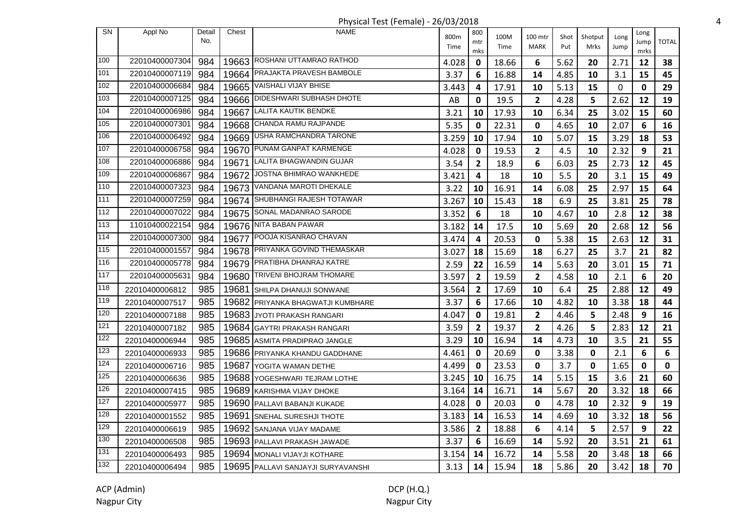Physical Test (Female) - 26/03/2018

| SN | Appl No | Detail No. | Chest | NAME | 800m Time | 800 mtr mks | 100M Time | 100 mtr MARK | Shot Put | Shotput Mrks | Long Jump | Long Jump mrks | TOTAL |
|---|---|---|---|---|---|---|---|---|---|---|---|---|---|
| 100 | 22010400007304 | 984 | 19663 | ROSHANI UTTAMRAO RATHOD | 4.028 | 0 | 18.66 | 6 | 5.62 | 20 | 2.71 | 12 | 38 |
| 101 | 22010400007119 | 984 | 19664 | PRAJAKTA PRAVESH BAMBOLE | 3.37 | 6 | 16.88 | 14 | 4.85 | 10 | 3.1 | 15 | 45 |
| 102 | 22010400006684 | 984 | 19665 | VAISHALI VIJAY BHISE | 3.443 | 4 | 17.91 | 10 | 5.13 | 15 | 0 | 0 | 29 |
| 103 | 22010400007125 | 984 | 19666 | DIDESHWARI SUBHASH DHOTE | AB | 0 | 19.5 | 2 | 4.28 | 5 | 2.62 | 12 | 19 |
| 104 | 22010400006986 | 984 | 19667 | LALITA KAUTIK BENDKE | 3.21 | 10 | 17.93 | 10 | 6.34 | 25 | 3.02 | 15 | 60 |
| 105 | 22010400007301 | 984 | 19668 | CHANDA RAMU RAJPANDE | 5.35 | 0 | 22.31 | 0 | 4.65 | 10 | 2.07 | 6 | 16 |
| 106 | 22010400006492 | 984 | 19669 | USHA RAMCHANDRA TARONE | 3.259 | 10 | 17.94 | 10 | 5.07 | 15 | 3.29 | 18 | 53 |
| 107 | 22010400006758 | 984 | 19670 | PUNAM GANPAT KARMENGE | 4.028 | 0 | 19.53 | 2 | 4.5 | 10 | 2.32 | 9 | 21 |
| 108 | 22010400006886 | 984 | 19671 | LALITA BHAGWANDIN GUJAR | 3.54 | 2 | 18.9 | 6 | 6.03 | 25 | 2.73 | 12 | 45 |
| 109 | 22010400006867 | 984 | 19672 | JOSTNA BHIMRAO WANKHEDE | 3.421 | 4 | 18 | 10 | 5.5 | 20 | 3.1 | 15 | 49 |
| 110 | 22010400007323 | 984 | 19673 | VANDANA MAROTI DHEKALE | 3.22 | 10 | 16.91 | 14 | 6.08 | 25 | 2.97 | 15 | 64 |
| 111 | 22010400007259 | 984 | 19674 | SHUBHANGI RAJESH TOTAWAR | 3.267 | 10 | 15.43 | 18 | 6.9 | 25 | 3.81 | 25 | 78 |
| 112 | 22010400007022 | 984 | 19675 | SONAL MADANRAO SARODE | 3.352 | 6 | 18 | 10 | 4.67 | 10 | 2.8 | 12 | 38 |
| 113 | 11010400022154 | 984 | 19676 | NITA BABAN PAWAR | 3.182 | 14 | 17.5 | 10 | 5.69 | 20 | 2.68 | 12 | 56 |
| 114 | 22010400007300 | 984 | 19677 | POOJA KISANRAO CHAVAN | 3.474 | 4 | 20.53 | 0 | 5.38 | 15 | 2.63 | 12 | 31 |
| 115 | 22010400001557 | 984 | 19678 | PRIYANKA GOVIND THEMASKAR | 3.027 | 18 | 15.69 | 18 | 6.27 | 25 | 3.7 | 21 | 82 |
| 116 | 22010400005778 | 984 | 19679 | PRATIBHA DHANRAJ KATRE | 2.59 | 22 | 16.59 | 14 | 5.63 | 20 | 3.01 | 15 | 71 |
| 117 | 22010400005631 | 984 | 19680 | TRIVENI BHOJRAM THOMARE | 3.597 | 2 | 19.59 | 2 | 4.58 | 10 | 2.1 | 6 | 20 |
| 118 | 22010400006812 | 985 | 19681 | SHILPA DHANUJI SONWANE | 3.564 | 2 | 17.69 | 10 | 6.4 | 25 | 2.88 | 12 | 49 |
| 119 | 22010400007517 | 985 | 19682 | PRIYANKA BHAGWATJI KUMBHARE | 3.37 | 6 | 17.66 | 10 | 4.82 | 10 | 3.38 | 18 | 44 |
| 120 | 22010400007188 | 985 | 19683 | JYOTI PRAKASH RANGARI | 4.047 | 0 | 19.81 | 2 | 4.46 | 5 | 2.48 | 9 | 16 |
| 121 | 22010400007182 | 985 | 19684 | GAYTRI PRAKASH RANGARI | 3.59 | 2 | 19.37 | 2 | 4.26 | 5 | 2.83 | 12 | 21 |
| 122 | 22010400006944 | 985 | 19685 | ASMITA PRADIPRAO JANGLE | 3.29 | 10 | 16.94 | 14 | 4.73 | 10 | 3.5 | 21 | 55 |
| 123 | 22010400006933 | 985 | 19686 | PRIYANKA KHANDU GADDHANE | 4.461 | 0 | 20.69 | 0 | 3.38 | 0 | 2.1 | 6 | 6 |
| 124 | 22010400006716 | 985 | 19687 | YOGITA WAMAN DETHE | 4.499 | 0 | 23.53 | 0 | 3.7 | 0 | 1.65 | 0 | 0 |
| 125 | 22010400006636 | 985 | 19688 | YOGESHWARI TEJRAM LOTHE | 3.245 | 10 | 16.75 | 14 | 5.15 | 15 | 3.6 | 21 | 60 |
| 126 | 22010400007415 | 985 | 19689 | KARISHMA VIJAY DHOKE | 3.164 | 14 | 16.71 | 14 | 5.67 | 20 | 3.32 | 18 | 66 |
| 127 | 22010400005977 | 985 | 19690 | PALLAVI BABANJI KUKADE | 4.028 | 0 | 20.03 | 0 | 4.78 | 10 | 2.32 | 9 | 19 |
| 128 | 22010400001552 | 985 | 19691 | SNEHAL SURESHJI THOTE | 3.183 | 14 | 16.53 | 14 | 4.69 | 10 | 3.32 | 18 | 56 |
| 129 | 22010400006619 | 985 | 19692 | SANJANA VIJAY MADAME | 3.586 | 2 | 18.88 | 6 | 4.14 | 5 | 2.57 | 9 | 22 |
| 130 | 22010400006508 | 985 | 19693 | PALLAVI PRAKASH JAWADE | 3.37 | 6 | 16.69 | 14 | 5.92 | 20 | 3.51 | 21 | 61 |
| 131 | 22010400006493 | 985 | 19694 | MONALI VIJAYJI KOTHARE | 3.154 | 14 | 16.72 | 14 | 5.58 | 20 | 3.48 | 18 | 66 |
| 132 | 22010400006494 | 985 | 19695 | PALLAVI SANJAYJI SURYAVANSHI | 3.13 | 14 | 15.94 | 18 | 5.86 | 20 | 3.42 | 18 | 70 |

ACP (Admin)
Nagpur City

DCP (H.Q.)
Nagpur City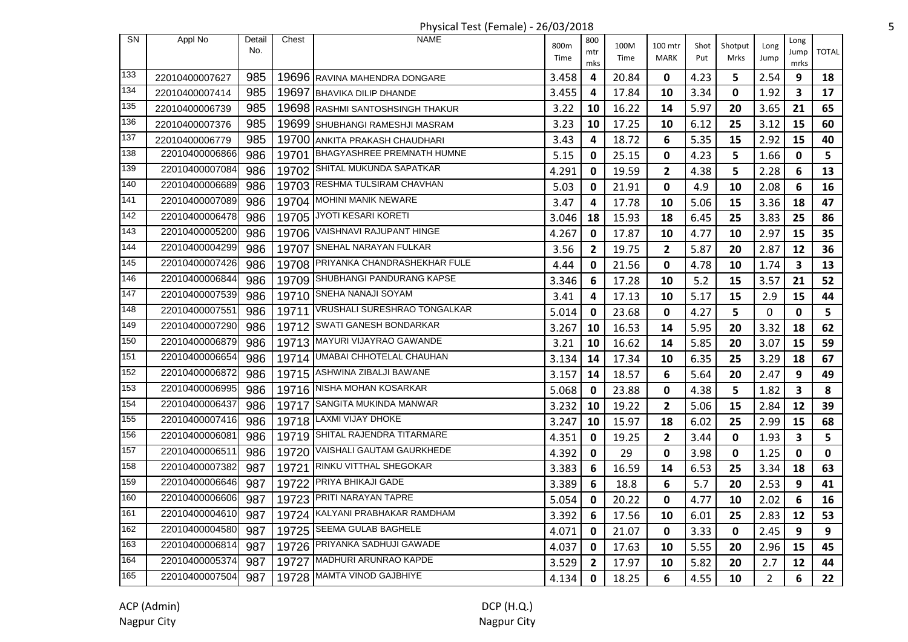# Physical Test (Female) - 26/03/2018

| SN | Appl No | Detail No. | Chest | NAME | 800m Time | 800 mtr mks | 100M Time | 100 mtr MARK | Shot Put | Shotput Mrks | Long Jump | Long Jump mrks | TOTAL |
|---|---|---|---|---|---|---|---|---|---|---|---|---|---|
| 133 | 22010400007627 | 985 | 19696 | RAVINA MAHENDRA DONGARE | 3.458 | 4 | 20.84 | 0 | 4.23 | 5 | 2.54 | 9 | 18 |
| 134 | 22010400007414 | 985 | 19697 | BHAVIKA DILIP DHANDE | 3.455 | 4 | 17.84 | 10 | 3.34 | 0 | 1.92 | 3 | 17 |
| 135 | 22010400006739 | 985 | 19698 | RASHMI SANTOSHSINGH THAKUR | 3.22 | 10 | 16.22 | 14 | 5.97 | 20 | 3.65 | 21 | 65 |
| 136 | 22010400007376 | 985 | 19699 | SHUBHANGI RAMESHJI MASRAM | 3.23 | 10 | 17.25 | 10 | 6.12 | 25 | 3.12 | 15 | 60 |
| 137 | 22010400006779 | 985 | 19700 | ANKITA PRAKASH CHAUDHARI | 3.43 | 4 | 18.72 | 6 | 5.35 | 15 | 2.92 | 15 | 40 |
| 138 | 22010400006866 | 986 | 19701 | BHAGYASHREE PREMNATH HUMNE | 5.15 | 0 | 25.15 | 0 | 4.23 | 5 | 1.66 | 0 | 5 |
| 139 | 22010400007084 | 986 | 19702 | SHITAL MUKUNDA SAPATKAR | 4.291 | 0 | 19.59 | 2 | 4.38 | 5 | 2.28 | 6 | 13 |
| 140 | 22010400006689 | 986 | 19703 | RESHMA TULSIRAM CHAVHAN | 5.03 | 0 | 21.91 | 0 | 4.9 | 10 | 2.08 | 6 | 16 |
| 141 | 22010400007089 | 986 | 19704 | MOHINI MANIK NEWARE | 3.47 | 4 | 17.78 | 10 | 5.06 | 15 | 3.36 | 18 | 47 |
| 142 | 22010400006478 | 986 | 19705 | JYOTI KESARI KORETI | 3.046 | 18 | 15.93 | 18 | 6.45 | 25 | 3.83 | 25 | 86 |
| 143 | 22010400005200 | 986 | 19706 | VAISHNAVI RAJUPANT HINGE | 4.267 | 0 | 17.87 | 10 | 4.77 | 10 | 2.97 | 15 | 35 |
| 144 | 22010400004299 | 986 | 19707 | SNEHAL NARAYAN FULKAR | 3.56 | 2 | 19.75 | 2 | 5.87 | 20 | 2.87 | 12 | 36 |
| 145 | 22010400007426 | 986 | 19708 | PRIYANKA CHANDRASHEKHAR FULE | 4.44 | 0 | 21.56 | 0 | 4.78 | 10 | 1.74 | 3 | 13 |
| 146 | 22010400006844 | 986 | 19709 | SHUBHANGI PANDURANG KAPSE | 3.346 | 6 | 17.28 | 10 | 5.2 | 15 | 3.57 | 21 | 52 |
| 147 | 22010400007539 | 986 | 19710 | SNEHA NANAJI SOYAM | 3.41 | 4 | 17.13 | 10 | 5.17 | 15 | 2.9 | 15 | 44 |
| 148 | 22010400007551 | 986 | 19711 | VRUSHALI SURESHRAO TONGALKAR | 5.014 | 0 | 23.68 | 0 | 4.27 | 5 | 0 | 0 | 5 |
| 149 | 22010400007290 | 986 | 19712 | SWATI GANESH BONDARKAR | 3.267 | 10 | 16.53 | 14 | 5.95 | 20 | 3.32 | 18 | 62 |
| 150 | 22010400006879 | 986 | 19713 | MAYURI VIJAYRAO GAWANDE | 3.21 | 10 | 16.62 | 14 | 5.85 | 20 | 3.07 | 15 | 59 |
| 151 | 22010400006654 | 986 | 19714 | UMABAI CHHOTELAL CHAUHAN | 3.134 | 14 | 17.34 | 10 | 6.35 | 25 | 3.29 | 18 | 67 |
| 152 | 22010400006872 | 986 | 19715 | ASHWINA ZIBALJI BAWANE | 3.157 | 14 | 18.57 | 6 | 5.64 | 20 | 2.47 | 9 | 49 |
| 153 | 22010400006995 | 986 | 19716 | NISHA MOHAN KOSARKAR | 5.068 | 0 | 23.88 | 0 | 4.38 | 5 | 1.82 | 3 | 8 |
| 154 | 22010400006437 | 986 | 19717 | SANGITA MUKINDA MANWAR | 3.232 | 10 | 19.22 | 2 | 5.06 | 15 | 2.84 | 12 | 39 |
| 155 | 22010400007416 | 986 | 19718 | LAXMI VIJAY DHOKE | 3.247 | 10 | 15.97 | 18 | 6.02 | 25 | 2.99 | 15 | 68 |
| 156 | 22010400006081 | 986 | 19719 | SHITAL RAJENDRA TITARMARE | 4.351 | 0 | 19.25 | 2 | 3.44 | 0 | 1.93 | 3 | 5 |
| 157 | 22010400006511 | 986 | 19720 | VAISHALI GAUTAM GAURKHEDE | 4.392 | 0 | 29 | 0 | 3.98 | 0 | 1.25 | 0 | 0 |
| 158 | 22010400007382 | 987 | 19721 | RINKU VITTHAL SHEGOKAR | 3.383 | 6 | 16.59 | 14 | 6.53 | 25 | 3.34 | 18 | 63 |
| 159 | 22010400006646 | 987 | 19722 | PRIYA BHIKAJI GADE | 3.389 | 6 | 18.8 | 6 | 5.7 | 20 | 2.53 | 9 | 41 |
| 160 | 22010400006606 | 987 | 19723 | PRITI NARAYAN TAPRE | 5.054 | 0 | 20.22 | 0 | 4.77 | 10 | 2.02 | 6 | 16 |
| 161 | 22010400004610 | 987 | 19724 | KALYANI PRABHAKAR RAMDHAM | 3.392 | 6 | 17.56 | 10 | 6.01 | 25 | 2.83 | 12 | 53 |
| 162 | 22010400004580 | 987 | 19725 | SEEMA GULAB BAGHELE | 4.071 | 0 | 21.07 | 0 | 3.33 | 0 | 2.45 | 9 | 9 |
| 163 | 22010400006814 | 987 | 19726 | PRIYANKA SADHUJI GAWADE | 4.037 | 0 | 17.63 | 10 | 5.55 | 20 | 2.96 | 15 | 45 |
| 164 | 22010400005374 | 987 | 19727 | MADHURI ARUNRAO KAPDE | 3.529 | 2 | 17.97 | 10 | 5.82 | 20 | 2.7 | 12 | 44 |
| 165 | 22010400007504 | 987 | 19728 | MAMTA VINOD GAJBHIYE | 4.134 | 0 | 18.25 | 6 | 4.55 | 10 | 2 | 6 | 22 |

ACP (Admin)
Nagpur City

DCP (H.Q.)
Nagpur City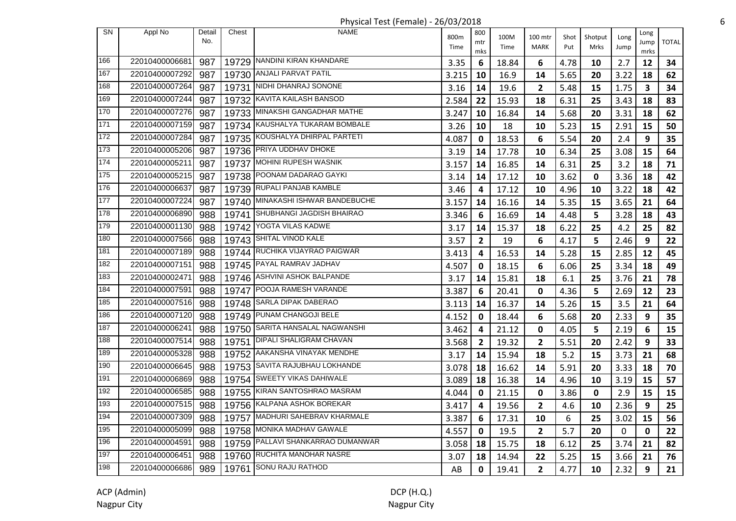Physical Test (Female) - 26/03/2018

| SN | Appl No | Detail No. | Chest | NAME | 800m Time | 800 mtr mks | 100M Time | 100 mtr MARK | Shot Put | Shotput Mrks | Long Jump | Long Jump mrks | TOTAL |
|---|---|---|---|---|---|---|---|---|---|---|---|---|---|
| 166 | 22010400006681 | 987 | 19729 | NANDINI KIRAN KHANDARE | 3.35 | 6 | 18.84 | 6 | 4.78 | 10 | 2.7 | 12 | 34 |
| 167 | 22010400007292 | 987 | 19730 | ANJALI PARVAT PATIL | 3.215 | 10 | 16.9 | 14 | 5.65 | 20 | 3.22 | 18 | 62 |
| 168 | 22010400007264 | 987 | 19731 | NIDHI DHANRAJ SONONE | 3.16 | 14 | 19.6 | 2 | 5.48 | 15 | 1.75 | 3 | 34 |
| 169 | 22010400007244 | 987 | 19732 | KAVITA KAILASH BANSOD | 2.584 | 22 | 15.93 | 18 | 6.31 | 25 | 3.43 | 18 | 83 |
| 170 | 22010400007276 | 987 | 19733 | MINAKSHI GANGADHAR MATHE | 3.247 | 10 | 16.84 | 14 | 5.68 | 20 | 3.31 | 18 | 62 |
| 171 | 22010400007159 | 987 | 19734 | KAUSHALYA TUKARAM BOMBALE | 3.26 | 10 | 18 | 10 | 5.23 | 15 | 2.91 | 15 | 50 |
| 172 | 22010400007284 | 987 | 19735 | KOUSHALYA DHIRPAL PARTETI | 4.087 | 0 | 18.53 | 6 | 5.54 | 20 | 2.4 | 9 | 35 |
| 173 | 22010400005206 | 987 | 19736 | PRIYA UDDHAV DHOKE | 3.19 | 14 | 17.78 | 10 | 6.34 | 25 | 3.08 | 15 | 64 |
| 174 | 22010400005211 | 987 | 19737 | MOHINI RUPESH WASNIK | 3.157 | 14 | 16.85 | 14 | 6.31 | 25 | 3.2 | 18 | 71 |
| 175 | 22010400005215 | 987 | 19738 | POONAM DADARAO GAYKI | 3.14 | 14 | 17.12 | 10 | 3.62 | 0 | 3.36 | 18 | 42 |
| 176 | 22010400006637 | 987 | 19739 | RUPALI PANJAB KAMBLE | 3.46 | 4 | 17.12 | 10 | 4.96 | 10 | 3.22 | 18 | 42 |
| 177 | 22010400007224 | 987 | 19740 | MINAKASHI ISHWAR BANDEBUCHE | 3.157 | 14 | 16.16 | 14 | 5.35 | 15 | 3.65 | 21 | 64 |
| 178 | 22010400006890 | 988 | 19741 | SHUBHANGI JAGDISH BHAIRAO | 3.346 | 6 | 16.69 | 14 | 4.48 | 5 | 3.28 | 18 | 43 |
| 179 | 22010400001130 | 988 | 19742 | YOGTA VILAS KADWE | 3.17 | 14 | 15.37 | 18 | 6.22 | 25 | 4.2 | 25 | 82 |
| 180 | 22010400007566 | 988 | 19743 | SHITAL VINOD KALE | 3.57 | 2 | 19 | 6 | 4.17 | 5 | 2.46 | 9 | 22 |
| 181 | 22010400007189 | 988 | 19744 | RUCHIKA VIJAYRAO PAIGWAR | 3.413 | 4 | 16.53 | 14 | 5.28 | 15 | 2.85 | 12 | 45 |
| 182 | 22010400007151 | 988 | 19745 | PAYAL RAMRAV JADHAV | 4.507 | 0 | 18.15 | 6 | 6.06 | 25 | 3.34 | 18 | 49 |
| 183 | 22010400002471 | 988 | 19746 | ASHVINI ASHOK BALPANDE | 3.17 | 14 | 15.81 | 18 | 6.1 | 25 | 3.76 | 21 | 78 |
| 184 | 22010400007591 | 988 | 19747 | POOJA RAMESH VARANDE | 3.387 | 6 | 20.41 | 0 | 4.36 | 5 | 2.69 | 12 | 23 |
| 185 | 22010400007516 | 988 | 19748 | SARLA DIPAK DABERAO | 3.113 | 14 | 16.37 | 14 | 5.26 | 15 | 3.5 | 21 | 64 |
| 186 | 22010400007120 | 988 | 19749 | PUNAM CHANGOJI BELE | 4.152 | 0 | 18.44 | 6 | 5.68 | 20 | 2.33 | 9 | 35 |
| 187 | 22010400006241 | 988 | 19750 | SARITA HANSALAL NAGWANSHI | 3.462 | 4 | 21.12 | 0 | 4.05 | 5 | 2.19 | 6 | 15 |
| 188 | 22010400007514 | 988 | 19751 | DIPALI SHALIGRAM CHAVAN | 3.568 | 2 | 19.32 | 2 | 5.51 | 20 | 2.42 | 9 | 33 |
| 189 | 22010400005328 | 988 | 19752 | AAKANSHA VINAYAK MENDHE | 3.17 | 14 | 15.94 | 18 | 5.2 | 15 | 3.73 | 21 | 68 |
| 190 | 22010400006645 | 988 | 19753 | SAVITA RAJUBHAU LOKHANDE | 3.078 | 18 | 16.62 | 14 | 5.91 | 20 | 3.33 | 18 | 70 |
| 191 | 22010400006869 | 988 | 19754 | SWEETY VIKAS DAHIWALE | 3.089 | 18 | 16.38 | 14 | 4.96 | 10 | 3.19 | 15 | 57 |
| 192 | 22010400006585 | 988 | 19755 | KIRAN SANTOSHRAO MASRAM | 4.044 | 0 | 21.15 | 0 | 3.86 | 0 | 2.9 | 15 | 15 |
| 193 | 22010400007515 | 988 | 19756 | KALPANA ASHOK BOREKAR | 3.417 | 4 | 19.56 | 2 | 4.6 | 10 | 2.36 | 9 | 25 |
| 194 | 22010400007309 | 988 | 19757 | MADHURI SAHEBRAV KHARMALE | 3.387 | 6 | 17.31 | 10 | 6 | 25 | 3.02 | 15 | 56 |
| 195 | 22010400005099 | 988 | 19758 | MONIKA MADHAV GAWALE | 4.557 | 0 | 19.5 | 2 | 5.7 | 20 | 0 | 0 | 22 |
| 196 | 22010400004591 | 988 | 19759 | PALLAVI SHANKARRAO DUMANWAR | 3.058 | 18 | 15.75 | 18 | 6.12 | 25 | 3.74 | 21 | 82 |
| 197 | 22010400006451 | 988 | 19760 | RUCHITA MANOHAR NASRE | 3.07 | 18 | 14.94 | 22 | 5.25 | 15 | 3.66 | 21 | 76 |
| 198 | 22010400006686 | 989 | 19761 | SONU RAJU RATHOD | AB | 0 | 19.41 | 2 | 4.77 | 10 | 2.32 | 9 | 21 |

ACP (Admin)
Nagpur City

DCP (H.Q.)
Nagpur City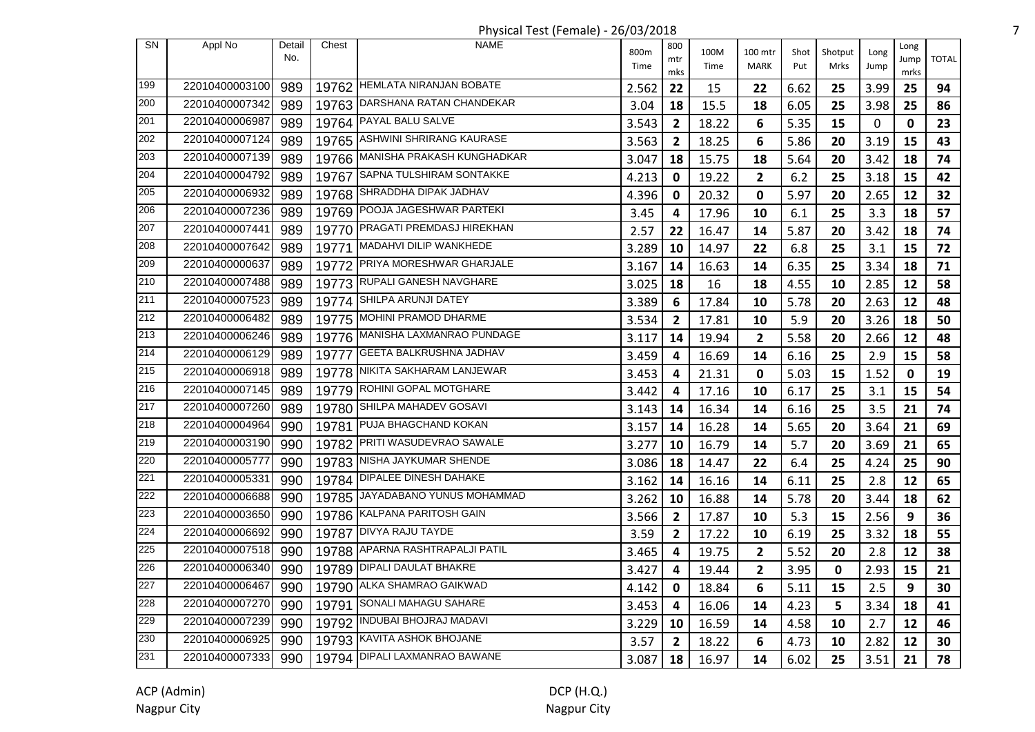Physical Test (Female) - 26/03/2018

| SN | Appl No | Detail No. | Chest | NAME | 800m Time | 800 mtr mks | 100M Time | 100 mtr MARK | Shot Put | Shotput Mrks | Long Jump | Long Jump mrks | TOTAL |
|---|---|---|---|---|---|---|---|---|---|---|---|---|---|
| 199 | 22010400003100 | 989 | 19762 | HEMLATA NIRANJAN BOBATE | 2.562 | **22** | 15 | **22** | 6.62 | **25** | 3.99 | **25** | **94** |
| 200 | 22010400007342 | 989 | 19763 | DARSHANA RATAN CHANDEKAR | 3.04 | **18** | 15.5 | **18** | 6.05 | **25** | 3.98 | **25** | **86** |
| 201 | 22010400006987 | 989 | 19764 | PAYAL BALU SALVE | 3.543 | **2** | 18.22 | **6** | 5.35 | **15** | 0 | **0** | **23** |
| 202 | 22010400007124 | 989 | 19765 | ASHWINI SHRIRANG KAURASE | 3.563 | **2** | 18.25 | **6** | 5.86 | **20** | 3.19 | **15** | **43** |
| 203 | 22010400007139 | 989 | 19766 | MANISHA PRAKASH KUNGHADKAR | 3.047 | **18** | 15.75 | **18** | 5.64 | **20** | 3.42 | **18** | **74** |
| 204 | 22010400004792 | 989 | 19767 | SAPNA TULSHIRAM SONTAKKE | 4.213 | **0** | 19.22 | **2** | 6.2 | **25** | 3.18 | **15** | **42** |
| 205 | 22010400006932 | 989 | 19768 | SHRADDHA DIPAK JADHAV | 4.396 | **0** | 20.32 | **0** | 5.97 | **20** | 2.65 | **12** | **32** |
| 206 | 22010400007236 | 989 | 19769 | POOJA JAGESHWAR PARTEKI | 3.45 | **4** | 17.96 | **10** | 6.1 | **25** | 3.3 | **18** | **57** |
| 207 | 22010400007441 | 989 | 19770 | PRAGATI PREMDASJ HIREKHAN | 2.57 | **22** | 16.47 | **14** | 5.87 | **20** | 3.42 | **18** | **74** |
| 208 | 22010400007642 | 989 | 19771 | MADAHVI DILIP WANKHEDE | 3.289 | **10** | 14.97 | **22** | 6.8 | **25** | 3.1 | **15** | **72** |
| 209 | 22010400000637 | 989 | 19772 | PRIYA MORESHWAR GHARJALE | 3.167 | **14** | 16.63 | **14** | 6.35 | **25** | 3.34 | **18** | **71** |
| 210 | 22010400007488 | 989 | 19773 | RUPALI GANESH NAVGHARE | 3.025 | **18** | 16 | **18** | 4.55 | **10** | 2.85 | **12** | **58** |
| 211 | 22010400007523 | 989 | 19774 | SHILPA ARUNJI DATEY | 3.389 | **6** | 17.84 | **10** | 5.78 | **20** | 2.63 | **12** | **48** |
| 212 | 22010400006482 | 989 | 19775 | MOHINI PRAMOD DHARME | 3.534 | **2** | 17.81 | **10** | 5.9 | **20** | 3.26 | **18** | **50** |
| 213 | 22010400006246 | 989 | 19776 | MANISHA LAXMANRAO PUNDAGE | 3.117 | **14** | 19.94 | **2** | 5.58 | **20** | 2.66 | **12** | **48** |
| 214 | 22010400006129 | 989 | 19777 | GEETA BALKRUSHNA JADHAV | 3.459 | **4** | 16.69 | **14** | 6.16 | **25** | 2.9 | **15** | **58** |
| 215 | 22010400006918 | 989 | 19778 | NIKITA SAKHARAM LANJEWAR | 3.453 | **4** | 21.31 | **0** | 5.03 | **15** | 1.52 | **0** | **19** |
| 216 | 22010400007145 | 989 | 19779 | ROHINI GOPAL MOTGHARE | 3.442 | **4** | 17.16 | **10** | 6.17 | **25** | 3.1 | **15** | **54** |
| 217 | 22010400007260 | 989 | 19780 | SHILPA MAHADEV GOSAVI | 3.143 | **14** | 16.34 | **14** | 6.16 | **25** | 3.5 | **21** | **74** |
| 218 | 22010400004964 | 990 | 19781 | PUJA BHAGCHAND KOKAN | 3.157 | **14** | 16.28 | **14** | 5.65 | **20** | 3.64 | **21** | **69** |
| 219 | 22010400003190 | 990 | 19782 | PRITI WASUDEVRAO SAWALE | 3.277 | **10** | 16.79 | **14** | 5.7 | **20** | 3.69 | **21** | **65** |
| 220 | 22010400005777 | 990 | 19783 | NISHA JAYKUMAR SHENDE | 3.086 | **18** | 14.47 | **22** | 6.4 | **25** | 4.24 | **25** | **90** |
| 221 | 22010400005331 | 990 | 19784 | DIPALEE DINESH DAHAKE | 3.162 | **14** | 16.16 | **14** | 6.11 | **25** | 2.8 | **12** | **65** |
| 222 | 22010400006688 | 990 | 19785 | JAYADABANO YUNUS MOHAMMAD | 3.262 | **10** | 16.88 | **14** | 5.78 | **20** | 3.44 | **18** | **62** |
| 223 | 22010400003650 | 990 | 19786 | KALPANA PARITOSH GAIN | 3.566 | **2** | 17.87 | **10** | 5.3 | **15** | 2.56 | **9** | **36** |
| 224 | 22010400006692 | 990 | 19787 | DIVYA RAJU TAYDE | 3.59 | **2** | 17.22 | **10** | 6.19 | **25** | 3.32 | **18** | **55** |
| 225 | 22010400007518 | 990 | 19788 | APARNA RASHTRAPALJI PATIL | 3.465 | **4** | 19.75 | **2** | 5.52 | **20** | 2.8 | **12** | **38** |
| 226 | 22010400006340 | 990 | 19789 | DIPALI DAULAT BHAKRE | 3.427 | **4** | 19.44 | **2** | 3.95 | **0** | 2.93 | **15** | **21** |
| 227 | 22010400006467 | 990 | 19790 | ALKA SHAMRAO GAIKWAD | 4.142 | **0** | 18.84 | **6** | 5.11 | **15** | 2.5 | **9** | **30** |
| 228 | 22010400007270 | 990 | 19791 | SONALI MAHAGU SAHARE | 3.453 | **4** | 16.06 | **14** | 4.23 | **5** | 3.34 | **18** | **41** |
| 229 | 22010400007239 | 990 | 19792 | INDUBAI BHOJRAJ MADAVI | 3.229 | **10** | 16.59 | **14** | 4.58 | **10** | 2.7 | **12** | **46** |
| 230 | 22010400006925 | 990 | 19793 | KAVITA ASHOK BHOJANE | 3.57 | **2** | 18.22 | **6** | 4.73 | **10** | 2.82 | **12** | **30** |
| 231 | 22010400007333 | 990 | 19794 | DIPALI LAXMANRAO BAWANE | 3.087 | **18** | 16.97 | **14** | 6.02 | **25** | 3.51 | **21** | **78** |

ACP (Admin)
Nagpur City

DCP (H.Q.)
Nagpur City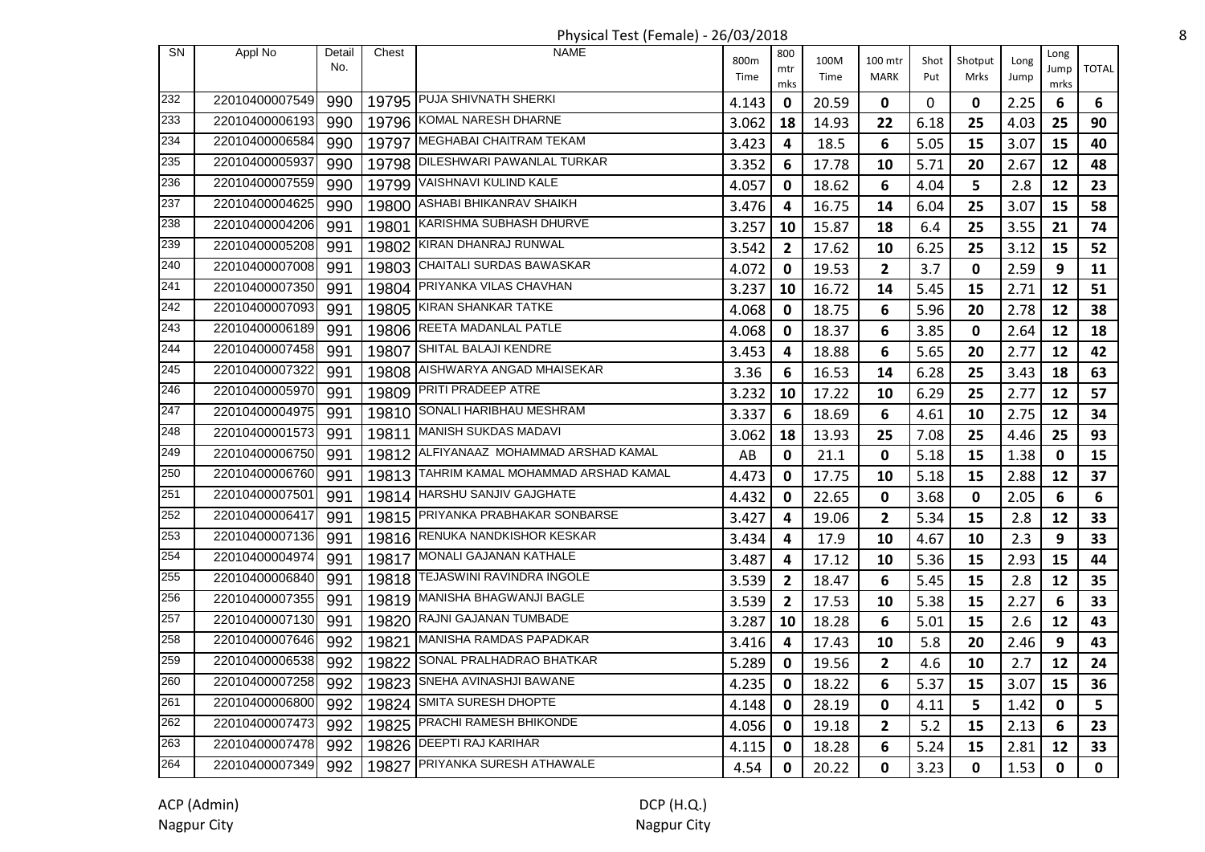Physical Test (Female) - 26/03/2018

| SN | Appl No | Detail No. | Chest | NAME | 800m Time | 800 mtr mks | 100M Time | 100 mtr MARK | Shot Put | Shotput Mrks | Long Jump | Long Jump mrks | TOTAL |
|---|---|---|---|---|---|---|---|---|---|---|---|---|---|
| 232 | 22010400007549 | 990 | 19795 | PUJA SHIVNATH SHERKI | 4.143 | 0 | 20.59 | 0 | 0 | 0 | 2.25 | 6 | 6 |
| 233 | 22010400006193 | 990 | 19796 | KOMAL NARESH DHARNE | 3.062 | 18 | 14.93 | 22 | 6.18 | 25 | 4.03 | 25 | 90 |
| 234 | 22010400006584 | 990 | 19797 | MEGHABAI CHAITRAM TEKAM | 3.423 | 4 | 18.5 | 6 | 5.05 | 15 | 3.07 | 15 | 40 |
| 235 | 22010400005937 | 990 | 19798 | DILESHWARI PAWANLAL TURKAR | 3.352 | 6 | 17.78 | 10 | 5.71 | 20 | 2.67 | 12 | 48 |
| 236 | 22010400007559 | 990 | 19799 | VAISHNAVI KULIND KALE | 4.057 | 0 | 18.62 | 6 | 4.04 | 5 | 2.8 | 12 | 23 |
| 237 | 22010400004625 | 990 | 19800 | ASHABI BHIKANRAV SHAIKH | 3.476 | 4 | 16.75 | 14 | 6.04 | 25 | 3.07 | 15 | 58 |
| 238 | 22010400004206 | 991 | 19801 | KARISHMA SUBHASH DHURVE | 3.257 | 10 | 15.87 | 18 | 6.4 | 25 | 3.55 | 21 | 74 |
| 239 | 22010400005208 | 991 | 19802 | KIRAN DHANRAJ RUNWAL | 3.542 | 2 | 17.62 | 10 | 6.25 | 25 | 3.12 | 15 | 52 |
| 240 | 22010400007008 | 991 | 19803 | CHAITALI SURDAS BAWASKAR | 4.072 | 0 | 19.53 | 2 | 3.7 | 0 | 2.59 | 9 | 11 |
| 241 | 22010400007350 | 991 | 19804 | PRIYANKA VILAS CHAVHAN | 3.237 | 10 | 16.72 | 14 | 5.45 | 15 | 2.71 | 12 | 51 |
| 242 | 22010400007093 | 991 | 19805 | KIRAN SHANKAR TATKE | 4.068 | 0 | 18.75 | 6 | 5.96 | 20 | 2.78 | 12 | 38 |
| 243 | 22010400006189 | 991 | 19806 | REETA MADANLAL PATLE | 4.068 | 0 | 18.37 | 6 | 3.85 | 0 | 2.64 | 12 | 18 |
| 244 | 22010400007458 | 991 | 19807 | SHITAL BALAJI KENDRE | 3.453 | 4 | 18.88 | 6 | 5.65 | 20 | 2.77 | 12 | 42 |
| 245 | 22010400007322 | 991 | 19808 | AISHWARYA ANGAD MHAISEKAR | 3.36 | 6 | 16.53 | 14 | 6.28 | 25 | 3.43 | 18 | 63 |
| 246 | 22010400005970 | 991 | 19809 | PRITI PRADEEP ATRE | 3.232 | 10 | 17.22 | 10 | 6.29 | 25 | 2.77 | 12 | 57 |
| 247 | 22010400004975 | 991 | 19810 | SONALI HARIBHAU MESHRAM | 3.337 | 6 | 18.69 | 6 | 4.61 | 10 | 2.75 | 12 | 34 |
| 248 | 22010400001573 | 991 | 19811 | MANISH SUKDAS MADAVI | 3.062 | 18 | 13.93 | 25 | 7.08 | 25 | 4.46 | 25 | 93 |
| 249 | 22010400006750 | 991 | 19812 | ALFIYANAAZ MOHAMMAD ARSHAD KAMAL | AB | 0 | 21.1 | 0 | 5.18 | 15 | 1.38 | 0 | 15 |
| 250 | 22010400006760 | 991 | 19813 | TAHRIM KAMAL MOHAMMAD ARSHAD KAMAL | 4.473 | 0 | 17.75 | 10 | 5.18 | 15 | 2.88 | 12 | 37 |
| 251 | 22010400007501 | 991 | 19814 | HARSHU SANJIV GAJGHATE | 4.432 | 0 | 22.65 | 0 | 3.68 | 0 | 2.05 | 6 | 6 |
| 252 | 22010400006417 | 991 | 19815 | PRIYANKA PRABHAKAR SONBARSE | 3.427 | 4 | 19.06 | 2 | 5.34 | 15 | 2.8 | 12 | 33 |
| 253 | 22010400007136 | 991 | 19816 | RENUKA NANDKISHOR KESKAR | 3.434 | 4 | 17.9 | 10 | 4.67 | 10 | 2.3 | 9 | 33 |
| 254 | 22010400004974 | 991 | 19817 | MONALI GAJANAN KATHALE | 3.487 | 4 | 17.12 | 10 | 5.36 | 15 | 2.93 | 15 | 44 |
| 255 | 22010400006840 | 991 | 19818 | TEJASWINI RAVINDRA INGOLE | 3.539 | 2 | 18.47 | 6 | 5.45 | 15 | 2.8 | 12 | 35 |
| 256 | 22010400007355 | 991 | 19819 | MANISHA BHAGWANJI BAGLE | 3.539 | 2 | 17.53 | 10 | 5.38 | 15 | 2.27 | 6 | 33 |
| 257 | 22010400007130 | 991 | 19820 | RAJNI GAJANAN TUMBADE | 3.287 | 10 | 18.28 | 6 | 5.01 | 15 | 2.6 | 12 | 43 |
| 258 | 22010400007646 | 992 | 19821 | MANISHA RAMDAS PAPADKAR | 3.416 | 4 | 17.43 | 10 | 5.8 | 20 | 2.46 | 9 | 43 |
| 259 | 22010400006538 | 992 | 19822 | SONAL PRALHADRAO BHATKAR | 5.289 | 0 | 19.56 | 2 | 4.6 | 10 | 2.7 | 12 | 24 |
| 260 | 22010400007258 | 992 | 19823 | SNEHA AVINASHJI BAWANE | 4.235 | 0 | 18.22 | 6 | 5.37 | 15 | 3.07 | 15 | 36 |
| 261 | 22010400006800 | 992 | 19824 | SMITA SURESH DHOPTE | 4.148 | 0 | 28.19 | 0 | 4.11 | 5 | 1.42 | 0 | 5 |
| 262 | 22010400007473 | 992 | 19825 | PRACHI RAMESH BHIKONDE | 4.056 | 0 | 19.18 | 2 | 5.2 | 15 | 2.13 | 6 | 23 |
| 263 | 22010400007478 | 992 | 19826 | DEEPTI RAJ KARIHAR | 4.115 | 0 | 18.28 | 6 | 5.24 | 15 | 2.81 | 12 | 33 |
| 264 | 22010400007349 | 992 | 19827 | PRIYANKA SURESH ATHAWALE | 4.54 | 0 | 20.22 | 0 | 3.23 | 0 | 1.53 | 0 | 0 |

ACP (Admin)
Nagpur City

DCP (H.Q.)
Nagpur City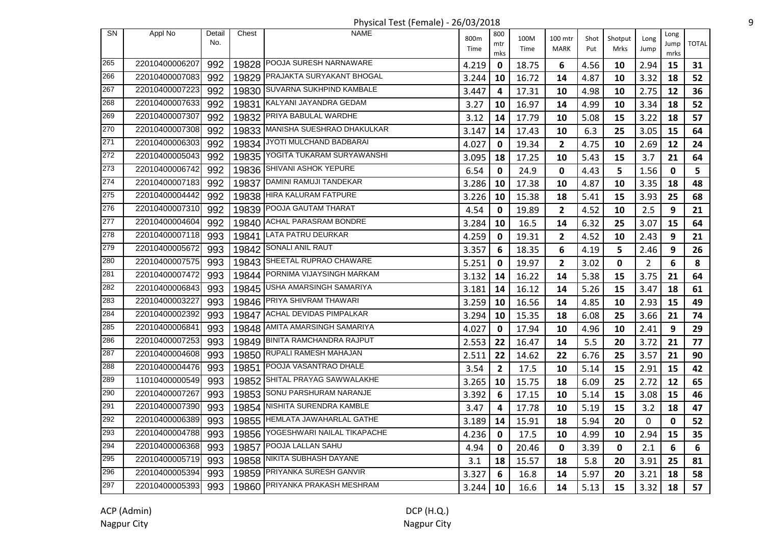# Physical Test (Female) - 26/03/2018

| SN | Appl No | Detail No. | Chest | NAME | 800m Time | 800 mtr mks | 100M Time | 100 mtr MARK | Shot Put | Shotput Mrks | Long Jump | Long Jump mrks | TOTAL |
|---|---|---|---|---|---|---|---|---|---|---|---|---|---|
| 265 | 22010400006207 | 992 | 19828 | POOJA SURESH NARNAWARE | 4.219 | 0 | 18.75 | 6 | 4.56 | 10 | 2.94 | 15 | 31 |
| 266 | 22010400007083 | 992 | 19829 | PRAJAKTA SURYAKANT BHOGAL | 3.244 | 10 | 16.72 | 14 | 4.87 | 10 | 3.32 | 18 | 52 |
| 267 | 22010400007223 | 992 | 19830 | SUVARNA SUKHPIND KAMBALE | 3.447 | 4 | 17.31 | 10 | 4.98 | 10 | 2.75 | 12 | 36 |
| 268 | 22010400007633 | 992 | 19831 | KALYANI JAYANDRA GEDAM | 3.27 | 10 | 16.97 | 14 | 4.99 | 10 | 3.34 | 18 | 52 |
| 269 | 22010400007307 | 992 | 19832 | PRIYA BABULAL WARDHE | 3.12 | 14 | 17.79 | 10 | 5.08 | 15 | 3.22 | 18 | 57 |
| 270 | 22010400007308 | 992 | 19833 | MANISHA SUESHRAO DHAKULKAR | 3.147 | 14 | 17.43 | 10 | 6.3 | 25 | 3.05 | 15 | 64 |
| 271 | 22010400006303 | 992 | 19834 | JYOTI MULCHAND BADBARAI | 4.027 | 0 | 19.34 | 2 | 4.75 | 10 | 2.69 | 12 | 24 |
| 272 | 22010400005043 | 992 | 19835 | YOGITA TUKARAM SURYAWANSHI | 3.095 | 18 | 17.25 | 10 | 5.43 | 15 | 3.7 | 21 | 64 |
| 273 | 22010400006742 | 992 | 19836 | SHIVANI ASHOK YEPURE | 6.54 | 0 | 24.9 | 0 | 4.43 | 5 | 1.56 | 0 | 5 |
| 274 | 22010400007183 | 992 | 19837 | DAMINI RAMUJI TANDEKAR | 3.286 | 10 | 17.38 | 10 | 4.87 | 10 | 3.35 | 18 | 48 |
| 275 | 22010400004442 | 992 | 19838 | HIRA KALURAM FATPURE | 3.226 | 10 | 15.38 | 18 | 5.41 | 15 | 3.93 | 25 | 68 |
| 276 | 22010400007310 | 992 | 19839 | POOJA GAUTAM THARAT | 4.54 | 0 | 19.89 | 2 | 4.52 | 10 | 2.5 | 9 | 21 |
| 277 | 22010400004604 | 992 | 19840 | ACHAL PARASRAM BONDRE | 3.284 | 10 | 16.5 | 14 | 6.32 | 25 | 3.07 | 15 | 64 |
| 278 | 22010400007118 | 993 | 19841 | LATA PATRU DEURKAR | 4.259 | 0 | 19.31 | 2 | 4.52 | 10 | 2.43 | 9 | 21 |
| 279 | 22010400005672 | 993 | 19842 | SONALI ANIL RAUT | 3.357 | 6 | 18.35 | 6 | 4.19 | 5 | 2.46 | 9 | 26 |
| 280 | 22010400007575 | 993 | 19843 | SHEETAL RUPRAO CHAWARE | 5.251 | 0 | 19.97 | 2 | 3.02 | 0 | 2 | 6 | 8 |
| 281 | 22010400007472 | 993 | 19844 | PORNIMA VIJAYSINGH MARKAM | 3.132 | 14 | 16.22 | 14 | 5.38 | 15 | 3.75 | 21 | 64 |
| 282 | 22010400006843 | 993 | 19845 | USHA AMARSINGH SAMARIYA | 3.181 | 14 | 16.12 | 14 | 5.26 | 15 | 3.47 | 18 | 61 |
| 283 | 22010400003227 | 993 | 19846 | PRIYA SHIVRAM THAWARI | 3.259 | 10 | 16.56 | 14 | 4.85 | 10 | 2.93 | 15 | 49 |
| 284 | 22010400002392 | 993 | 19847 | ACHAL DEVIDAS PIMPALKAR | 3.294 | 10 | 15.35 | 18 | 6.08 | 25 | 3.66 | 21 | 74 |
| 285 | 22010400006841 | 993 | 19848 | AMITA AMARSINGH SAMARIYA | 4.027 | 0 | 17.94 | 10 | 4.96 | 10 | 2.41 | 9 | 29 |
| 286 | 22010400007253 | 993 | 19849 | BINITA RAMCHANDRA RAJPUT | 2.553 | 22 | 16.47 | 14 | 5.5 | 20 | 3.72 | 21 | 77 |
| 287 | 22010400004608 | 993 | 19850 | RUPALI RAMESH MAHAJAN | 2.511 | 22 | 14.62 | 22 | 6.76 | 25 | 3.57 | 21 | 90 |
| 288 | 22010400004476 | 993 | 19851 | POOJA VASANTRAO DHALE | 3.54 | 2 | 17.5 | 10 | 5.14 | 15 | 2.91 | 15 | 42 |
| 289 | 11010400000549 | 993 | 19852 | SHITAL PRAYAG SAWWALAKHE | 3.265 | 10 | 15.75 | 18 | 6.09 | 25 | 2.72 | 12 | 65 |
| 290 | 22010400007267 | 993 | 19853 | SONU PARSHURAM NARANJE | 3.392 | 6 | 17.15 | 10 | 5.14 | 15 | 3.08 | 15 | 46 |
| 291 | 22010400007390 | 993 | 19854 | NISHITA SURENDRA KAMBLE | 3.47 | 4 | 17.78 | 10 | 5.19 | 15 | 3.2 | 18 | 47 |
| 292 | 22010400006389 | 993 | 19855 | HEMLATA JAWAHARLAL GATHE | 3.189 | 14 | 15.91 | 18 | 5.94 | 20 | 0 | 0 | 52 |
| 293 | 22010400004788 | 993 | 19856 | YOGESHWARI NAILAL TIKAPACHE | 4.236 | 0 | 17.5 | 10 | 4.99 | 10 | 2.94 | 15 | 35 |
| 294 | 22010400006368 | 993 | 19857 | POOJA LALLAN SAHU | 4.94 | 0 | 20.46 | 0 | 3.39 | 0 | 2.1 | 6 | 6 |
| 295 | 22010400005719 | 993 | 19858 | NIKITA SUBHASH DAYANE | 3.1 | 18 | 15.57 | 18 | 5.8 | 20 | 3.91 | 25 | 81 |
| 296 | 22010400005394 | 993 | 19859 | PRIYANKA SURESH GANVIR | 3.327 | 6 | 16.8 | 14 | 5.97 | 20 | 3.21 | 18 | 58 |
| 297 | 22010400005393 | 993 | 19860 | PRIYANKA PRAKASH MESHRAM | 3.244 | 10 | 16.6 | 14 | 5.13 | 15 | 3.32 | 18 | 57 |

ACP (Admin)
Nagpur City

DCP (H.Q.)
Nagpur City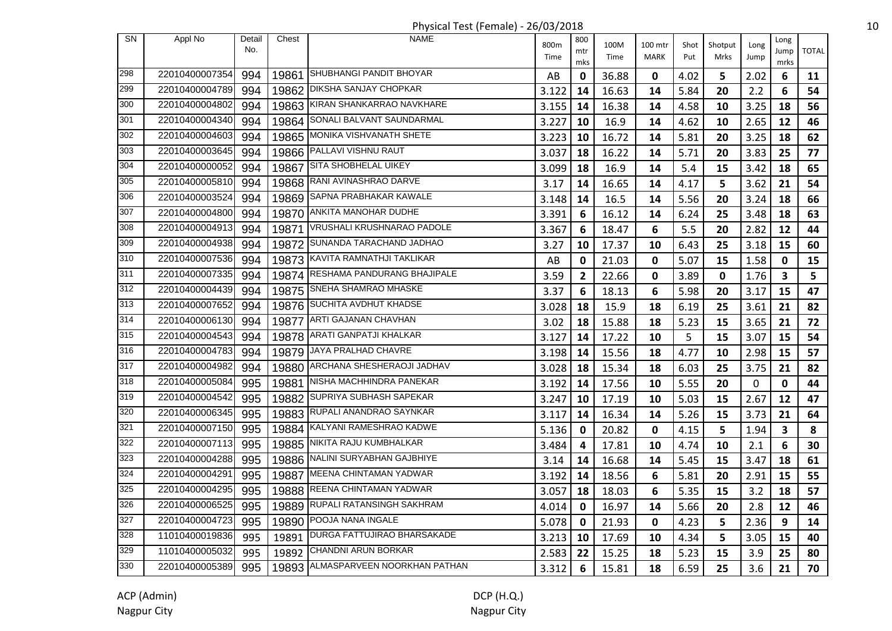# Physical Test (Female) - 26/03/2018

| SN | Appl No | Detail No. | Chest | NAME | 800m Time | 800 mtr mks | 100M Time | 100 mtr MARK | Shot Put | Shotput Mrks | Long Jump | Long Jump mrks | TOTAL |
|---|---|---|---|---|---|---|---|---|---|---|---|---|---|
| 298 | 22010400007354 | 994 | 19861 | SHUBHANGI PANDIT BHOYAR | AB | 0 | 36.88 | 0 | 4.02 | 5 | 2.02 | 6 | 11 |
| 299 | 22010400004789 | 994 | 19862 | DIKSHA SANJAY CHOPKAR | 3.122 | 14 | 16.63 | 14 | 5.84 | 20 | 2.2 | 6 | 54 |
| 300 | 22010400004802 | 994 | 19863 | KIRAN SHANKARRAO NAVKHARE | 3.155 | 14 | 16.38 | 14 | 4.58 | 10 | 3.25 | 18 | 56 |
| 301 | 22010400004340 | 994 | 19864 | SONALI BALVANT SAUNDARMAL | 3.227 | 10 | 16.9 | 14 | 4.62 | 10 | 2.65 | 12 | 46 |
| 302 | 22010400004603 | 994 | 19865 | MONIKA VISHVANATH SHETE | 3.223 | 10 | 16.72 | 14 | 5.81 | 20 | 3.25 | 18 | 62 |
| 303 | 22010400003645 | 994 | 19866 | PALLAVI VISHNU RAUT | 3.037 | 18 | 16.22 | 14 | 5.71 | 20 | 3.83 | 25 | 77 |
| 304 | 22010400000052 | 994 | 19867 | SITA SHOBHELAL UIKEY | 3.099 | 18 | 16.9 | 14 | 5.4 | 15 | 3.42 | 18 | 65 |
| 305 | 22010400005810 | 994 | 19868 | RANI AVINASHRAO DARVE | 3.17 | 14 | 16.65 | 14 | 4.17 | 5 | 3.62 | 21 | 54 |
| 306 | 22010400003524 | 994 | 19869 | SAPNA PRABHAKAR KAWALE | 3.148 | 14 | 16.5 | 14 | 5.56 | 20 | 3.24 | 18 | 66 |
| 307 | 22010400004800 | 994 | 19870 | ANKITA MANOHAR DUDHE | 3.391 | 6 | 16.12 | 14 | 6.24 | 25 | 3.48 | 18 | 63 |
| 308 | 22010400004913 | 994 | 19871 | VRUSHALI KRUSHNARAO PADOLE | 3.367 | 6 | 18.47 | 6 | 5.5 | 20 | 2.82 | 12 | 44 |
| 309 | 22010400004938 | 994 | 19872 | SUNANDA TARACHAND JADHAO | 3.27 | 10 | 17.37 | 10 | 6.43 | 25 | 3.18 | 15 | 60 |
| 310 | 22010400007536 | 994 | 19873 | KAVITA RAMNATHJI TAKLIKAR | AB | 0 | 21.03 | 0 | 5.07 | 15 | 1.58 | 0 | 15 |
| 311 | 22010400007335 | 994 | 19874 | RESHAMA PANDURANG BHAJIPALE | 3.59 | 2 | 22.66 | 0 | 3.89 | 0 | 1.76 | 3 | 5 |
| 312 | 22010400004439 | 994 | 19875 | SNEHA SHAMRAO MHASKE | 3.37 | 6 | 18.13 | 6 | 5.98 | 20 | 3.17 | 15 | 47 |
| 313 | 22010400007652 | 994 | 19876 | SUCHITA AVDHUT KHADSE | 3.028 | 18 | 15.9 | 18 | 6.19 | 25 | 3.61 | 21 | 82 |
| 314 | 22010400006130 | 994 | 19877 | ARTI GAJANAN CHAVHAN | 3.02 | 18 | 15.88 | 18 | 5.23 | 15 | 3.65 | 21 | 72 |
| 315 | 22010400004543 | 994 | 19878 | ARATI GANPATJI KHALKAR | 3.127 | 14 | 17.22 | 10 | 5 | 15 | 3.07 | 15 | 54 |
| 316 | 22010400004783 | 994 | 19879 | JAYA PRALHAD CHAVRE | 3.198 | 14 | 15.56 | 18 | 4.77 | 10 | 2.98 | 15 | 57 |
| 317 | 22010400004982 | 994 | 19880 | ARCHANA SHESHERAOJI JADHAV | 3.028 | 18 | 15.34 | 18 | 6.03 | 25 | 3.75 | 21 | 82 |
| 318 | 22010400005084 | 995 | 19881 | NISHA MACHHINDRA PANEKAR | 3.192 | 14 | 17.56 | 10 | 5.55 | 20 | 0 | 0 | 44 |
| 319 | 22010400004542 | 995 | 19882 | SUPRIYA SUBHASH SAPEKAR | 3.247 | 10 | 17.19 | 10 | 5.03 | 15 | 2.67 | 12 | 47 |
| 320 | 22010400006345 | 995 | 19883 | RUPALI ANANDRAO SAYNKAR | 3.117 | 14 | 16.34 | 14 | 5.26 | 15 | 3.73 | 21 | 64 |
| 321 | 22010400007150 | 995 | 19884 | KALYANI RAMESHRAO KADWE | 5.136 | 0 | 20.82 | 0 | 4.15 | 5 | 1.94 | 3 | 8 |
| 322 | 22010400007113 | 995 | 19885 | NIKITA RAJU KUMBHALKAR | 3.484 | 4 | 17.81 | 10 | 4.74 | 10 | 2.1 | 6 | 30 |
| 323 | 22010400004288 | 995 | 19886 | NALINI SURYABHAN GAJBHIYE | 3.14 | 14 | 16.68 | 14 | 5.45 | 15 | 3.47 | 18 | 61 |
| 324 | 22010400004291 | 995 | 19887 | MEENA CHINTAMAN YADWAR | 3.192 | 14 | 18.56 | 6 | 5.81 | 20 | 2.91 | 15 | 55 |
| 325 | 22010400004295 | 995 | 19888 | REENA CHINTAMAN YADWAR | 3.057 | 18 | 18.03 | 6 | 5.35 | 15 | 3.2 | 18 | 57 |
| 326 | 22010400006525 | 995 | 19889 | RUPALI RATANSINGH SAKHRAM | 4.014 | 0 | 16.97 | 14 | 5.66 | 20 | 2.8 | 12 | 46 |
| 327 | 22010400004723 | 995 | 19890 | POOJA NANA INGALE | 5.078 | 0 | 21.93 | 0 | 4.23 | 5 | 2.36 | 9 | 14 |
| 328 | 11010400019836 | 995 | 19891 | DURGA FATTUJIRAO BHARSAKADE | 3.213 | 10 | 17.69 | 10 | 4.34 | 5 | 3.05 | 15 | 40 |
| 329 | 11010400005032 | 995 | 19892 | CHANDNI ARUN BORKAR | 2.583 | 22 | 15.25 | 18 | 5.23 | 15 | 3.9 | 25 | 80 |
| 330 | 22010400005389 | 995 | 19893 | ALMASPARVEEN NOORKHAN PATHAN | 3.312 | 6 | 15.81 | 18 | 6.59 | 25 | 3.6 | 21 | 70 |

ACP (Admin)
Nagpur City

DCP (H.Q.)
Nagpur City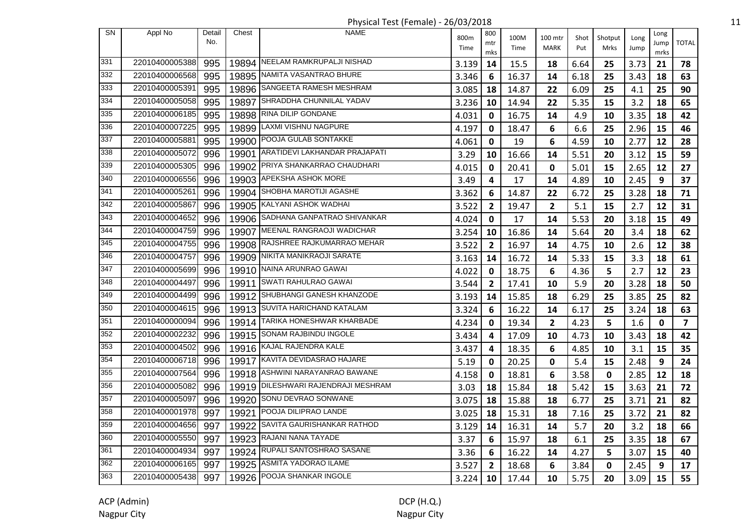Physical Test (Female) - 26/03/2018

| SN | Appl No | Detail No. | Chest | NAME | 800m Time | 800 mtr mks | 100M Time | 100 mtr MARK | Shot Put | Shotput Mrks | Long Jump | Long Jump mrks | TOTAL |
|---|---|---|---|---|---|---|---|---|---|---|---|---|---|
| 331 | 22010400005388 | 995 | 19894 | NEELAM RAMKRUPALJI NISHAD | 3.139 | 14 | 15.5 | 18 | 6.64 | 25 | 3.73 | 21 | 78 |
| 332 | 22010400006568 | 995 | 19895 | NAMITA VASANTRAO BHURE | 3.346 | 6 | 16.37 | 14 | 6.18 | 25 | 3.43 | 18 | 63 |
| 333 | 22010400005391 | 995 | 19896 | SANGEETA RAMESH MESHRAM | 3.085 | 18 | 14.87 | 22 | 6.09 | 25 | 4.1 | 25 | 90 |
| 334 | 22010400005058 | 995 | 19897 | SHRADDHA CHUNNILAL YADAV | 3.236 | 10 | 14.94 | 22 | 5.35 | 15 | 3.2 | 18 | 65 |
| 335 | 22010400006185 | 995 | 19898 | RINA DILIP GONDANE | 4.031 | 0 | 16.75 | 14 | 4.9 | 10 | 3.35 | 18 | 42 |
| 336 | 22010400007225 | 995 | 19899 | LAXMI VISHNU NAGPURE | 4.197 | 0 | 18.47 | 6 | 6.6 | 25 | 2.96 | 15 | 46 |
| 337 | 22010400005881 | 995 | 19900 | POOJA GULAB SONTAKKE | 4.061 | 0 | 19 | 6 | 4.59 | 10 | 2.77 | 12 | 28 |
| 338 | 22010400005072 | 996 | 19901 | ARATIDEVI LAKHANDAR PRAJAPATI | 3.29 | 10 | 16.66 | 14 | 5.51 | 20 | 3.12 | 15 | 59 |
| 339 | 22010400005305 | 996 | 19902 | PRIYA SHANKARRAO CHAUDHARI | 4.015 | 0 | 20.41 | 0 | 5.01 | 15 | 2.65 | 12 | 27 |
| 340 | 22010400006556 | 996 | 19903 | APEKSHA ASHOK MORE | 3.49 | 4 | 17 | 14 | 4.89 | 10 | 2.45 | 9 | 37 |
| 341 | 22010400005261 | 996 | 19904 | SHOBHA MAROTIJI AGASHE | 3.362 | 6 | 14.87 | 22 | 6.72 | 25 | 3.28 | 18 | 71 |
| 342 | 22010400005867 | 996 | 19905 | KALYANI ASHOK WADHAI | 3.522 | 2 | 19.47 | 2 | 5.1 | 15 | 2.7 | 12 | 31 |
| 343 | 22010400004652 | 996 | 19906 | SADHANA GANPATRAO SHIVANKAR | 4.024 | 0 | 17 | 14 | 5.53 | 20 | 3.18 | 15 | 49 |
| 344 | 22010400004759 | 996 | 19907 | MEENAL RANGRAOJI WADICHAR | 3.254 | 10 | 16.86 | 14 | 5.64 | 20 | 3.4 | 18 | 62 |
| 345 | 22010400004755 | 996 | 19908 | RAJSHREE RAJKUMARRAO MEHAR | 3.522 | 2 | 16.97 | 14 | 4.75 | 10 | 2.6 | 12 | 38 |
| 346 | 22010400004757 | 996 | 19909 | NIKITA MANIKRAOJI SARATE | 3.163 | 14 | 16.72 | 14 | 5.33 | 15 | 3.3 | 18 | 61 |
| 347 | 22010400005699 | 996 | 19910 | NAINA ARUNRAO GAWAI | 4.022 | 0 | 18.75 | 6 | 4.36 | 5 | 2.7 | 12 | 23 |
| 348 | 22010400004497 | 996 | 19911 | SWATI RAHULRAO GAWAI | 3.544 | 2 | 17.41 | 10 | 5.9 | 20 | 3.28 | 18 | 50 |
| 349 | 22010400004499 | 996 | 19912 | SHUBHANGI GANESH KHANZODE | 3.193 | 14 | 15.85 | 18 | 6.29 | 25 | 3.85 | 25 | 82 |
| 350 | 22010400004615 | 996 | 19913 | SUVITA HARICHAND KATALAM | 3.324 | 6 | 16.22 | 14 | 6.17 | 25 | 3.24 | 18 | 63 |
| 351 | 22010400000094 | 996 | 19914 | TARIKA HONESHWAR KHARBADE | 4.234 | 0 | 19.34 | 2 | 4.23 | 5 | 1.6 | 0 | 7 |
| 352 | 22010400002232 | 996 | 19915 | SONAM RAJBINDU INGOLE | 3.434 | 4 | 17.09 | 10 | 4.73 | 10 | 3.43 | 18 | 42 |
| 353 | 22010400004502 | 996 | 19916 | KAJAL RAJENDRA KALE | 3.437 | 4 | 18.35 | 6 | 4.85 | 10 | 3.1 | 15 | 35 |
| 354 | 22010400006718 | 996 | 19917 | KAVITA DEVIDASRAO HAJARE | 5.19 | 0 | 20.25 | 0 | 5.4 | 15 | 2.48 | 9 | 24 |
| 355 | 22010400007564 | 996 | 19918 | ASHWINI NARAYANRAO BAWANE | 4.158 | 0 | 18.81 | 6 | 3.58 | 0 | 2.85 | 12 | 18 |
| 356 | 22010400005082 | 996 | 19919 | DILESHWARI RAJENDRAJI MESHRAM | 3.03 | 18 | 15.84 | 18 | 5.42 | 15 | 3.63 | 21 | 72 |
| 357 | 22010400005097 | 996 | 19920 | SONU DEVRAO SONWANE | 3.075 | 18 | 15.88 | 18 | 6.77 | 25 | 3.71 | 21 | 82 |
| 358 | 22010400001978 | 997 | 19921 | POOJA DILIPRAO LANDE | 3.025 | 18 | 15.31 | 18 | 7.16 | 25 | 3.72 | 21 | 82 |
| 359 | 22010400004656 | 997 | 19922 | SAVITA GAURISHANKAR RATHOD | 3.129 | 14 | 16.31 | 14 | 5.7 | 20 | 3.2 | 18 | 66 |
| 360 | 22010400005550 | 997 | 19923 | RAJANI NANA TAYADE | 3.37 | 6 | 15.97 | 18 | 6.1 | 25 | 3.35 | 18 | 67 |
| 361 | 22010400004934 | 997 | 19924 | RUPALI SANTOSHRAO SASANE | 3.36 | 6 | 16.22 | 14 | 4.27 | 5 | 3.07 | 15 | 40 |
| 362 | 22010400006165 | 997 | 19925 | ASMITA YADORAO ILAME | 3.527 | 2 | 18.68 | 6 | 3.84 | 0 | 2.45 | 9 | 17 |
| 363 | 22010400005438 | 997 | 19926 | POOJA SHANKAR INGOLE | 3.224 | 10 | 17.44 | 10 | 5.75 | 20 | 3.09 | 15 | 55 |

ACP (Admin)
Nagpur City

DCP (H.Q.)
Nagpur City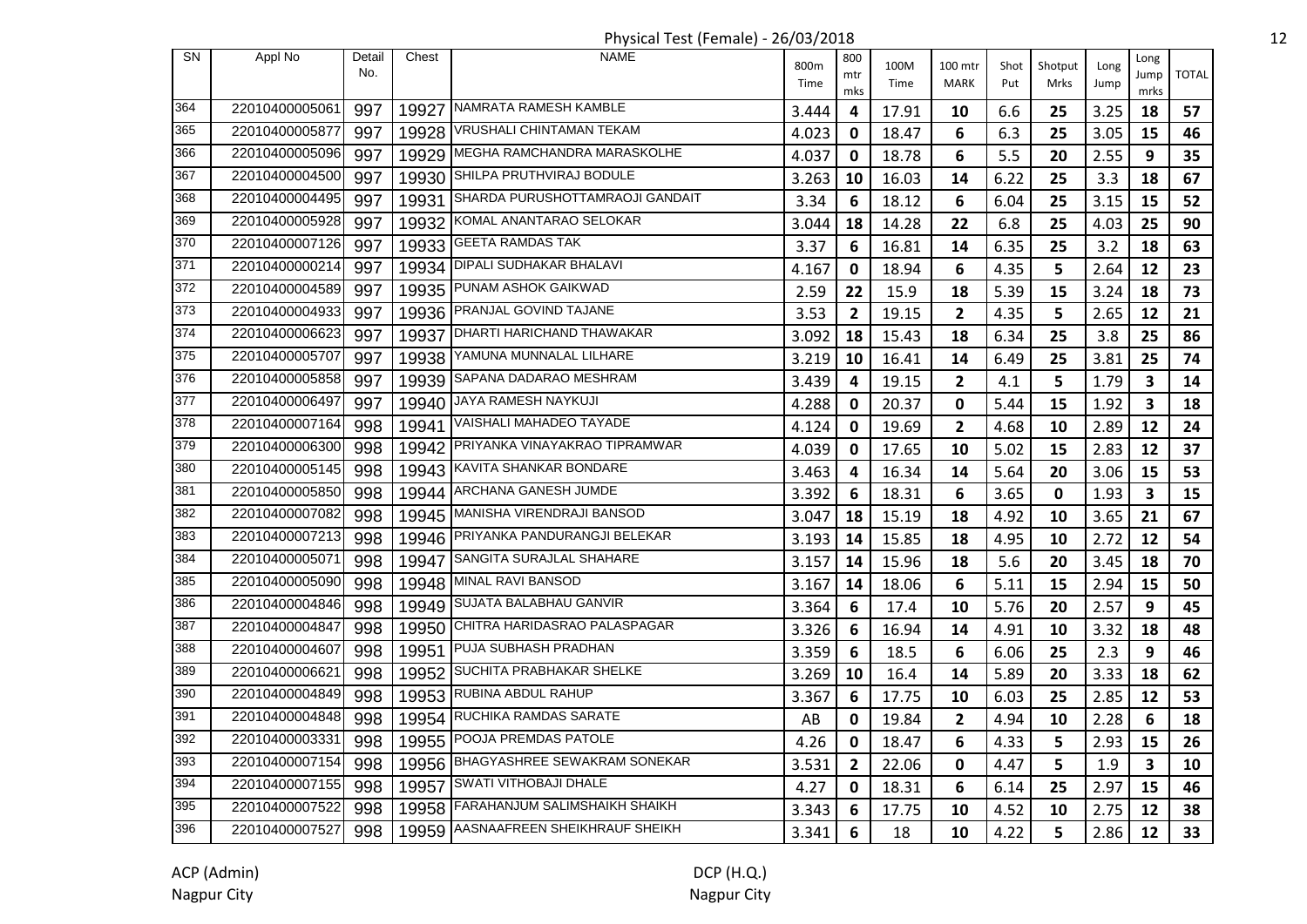Physical Test (Female) - 26/03/2018

| SN | Appl No | Detail No. | Chest | NAME | 800m Time | 800 mtr mks | 100M Time | 100 mtr MARK | Shot Put | Shotput Mrks | Long Jump | Long Jump mrks | TOTAL |
|---|---|---|---|---|---|---|---|---|---|---|---|---|---|
| 364 | 22010400005061 | 997 | 19927 | NAMRATA RAMESH KAMBLE | 3.444 | 4 | 17.91 | 10 | 6.6 | 25 | 3.25 | 18 | 57 |
| 365 | 22010400005877 | 997 | 19928 | VRUSHALI CHINTAMAN TEKAM | 4.023 | 0 | 18.47 | 6 | 6.3 | 25 | 3.05 | 15 | 46 |
| 366 | 22010400005096 | 997 | 19929 | MEGHA RAMCHANDRA MARASKOLHE | 4.037 | 0 | 18.78 | 6 | 5.5 | 20 | 2.55 | 9 | 35 |
| 367 | 22010400004500 | 997 | 19930 | SHILPA PRUTHVIRAJ BODULE | 3.263 | 10 | 16.03 | 14 | 6.22 | 25 | 3.3 | 18 | 67 |
| 368 | 22010400004495 | 997 | 19931 | SHARDA PURUSHOTTAMRAOJI GANDAIT | 3.34 | 6 | 18.12 | 6 | 6.04 | 25 | 3.15 | 15 | 52 |
| 369 | 22010400005928 | 997 | 19932 | KOMAL ANANTARAO SELOKAR | 3.044 | 18 | 14.28 | 22 | 6.8 | 25 | 4.03 | 25 | 90 |
| 370 | 22010400007126 | 997 | 19933 | GEETA RAMDAS TAK | 3.37 | 6 | 16.81 | 14 | 6.35 | 25 | 3.2 | 18 | 63 |
| 371 | 22010400000214 | 997 | 19934 | DIPALI SUDHAKAR BHALAVI | 4.167 | 0 | 18.94 | 6 | 4.35 | 5 | 2.64 | 12 | 23 |
| 372 | 22010400004589 | 997 | 19935 | PUNAM ASHOK GAIKWAD | 2.59 | 22 | 15.9 | 18 | 5.39 | 15 | 3.24 | 18 | 73 |
| 373 | 22010400004933 | 997 | 19936 | PRANJAL GOVIND TAJANE | 3.53 | 2 | 19.15 | 2 | 4.35 | 5 | 2.65 | 12 | 21 |
| 374 | 22010400006623 | 997 | 19937 | DHARTI HARICHAND THAWAKAR | 3.092 | 18 | 15.43 | 18 | 6.34 | 25 | 3.8 | 25 | 86 |
| 375 | 22010400005707 | 997 | 19938 | YAMUNA MUNNALAL LILHARE | 3.219 | 10 | 16.41 | 14 | 6.49 | 25 | 3.81 | 25 | 74 |
| 376 | 22010400005858 | 997 | 19939 | SAPANA DADARAO MESHRAM | 3.439 | 4 | 19.15 | 2 | 4.1 | 5 | 1.79 | 3 | 14 |
| 377 | 22010400006497 | 997 | 19940 | JAYA RAMESH NAYKUJI | 4.288 | 0 | 20.37 | 0 | 5.44 | 15 | 1.92 | 3 | 18 |
| 378 | 22010400007164 | 998 | 19941 | VAISHALI MAHADEO TAYADE | 4.124 | 0 | 19.69 | 2 | 4.68 | 10 | 2.89 | 12 | 24 |
| 379 | 22010400006300 | 998 | 19942 | PRIYANKA VINAYAKRAO TIPRAMWAR | 4.039 | 0 | 17.65 | 10 | 5.02 | 15 | 2.83 | 12 | 37 |
| 380 | 22010400005145 | 998 | 19943 | KAVITA SHANKAR BONDARE | 3.463 | 4 | 16.34 | 14 | 5.64 | 20 | 3.06 | 15 | 53 |
| 381 | 22010400005850 | 998 | 19944 | ARCHANA GANESH JUMDE | 3.392 | 6 | 18.31 | 6 | 3.65 | 0 | 1.93 | 3 | 15 |
| 382 | 22010400007082 | 998 | 19945 | MANISHA VIRENDRAJI BANSOD | 3.047 | 18 | 15.19 | 18 | 4.92 | 10 | 3.65 | 21 | 67 |
| 383 | 22010400007213 | 998 | 19946 | PRIYANKA PANDURANGJI BELEKAR | 3.193 | 14 | 15.85 | 18 | 4.95 | 10 | 2.72 | 12 | 54 |
| 384 | 22010400005071 | 998 | 19947 | SANGITA SURAJLAL SHAHARE | 3.157 | 14 | 15.96 | 18 | 5.6 | 20 | 3.45 | 18 | 70 |
| 385 | 22010400005090 | 998 | 19948 | MINAL RAVI BANSOD | 3.167 | 14 | 18.06 | 6 | 5.11 | 15 | 2.94 | 15 | 50 |
| 386 | 22010400004846 | 998 | 19949 | SUJATA BALABHAU GANVIR | 3.364 | 6 | 17.4 | 10 | 5.76 | 20 | 2.57 | 9 | 45 |
| 387 | 22010400004847 | 998 | 19950 | CHITRA HARIDASRAO PALASPAGAR | 3.326 | 6 | 16.94 | 14 | 4.91 | 10 | 3.32 | 18 | 48 |
| 388 | 22010400004607 | 998 | 19951 | PUJA SUBHASH PRADHAN | 3.359 | 6 | 18.5 | 6 | 6.06 | 25 | 2.3 | 9 | 46 |
| 389 | 22010400006621 | 998 | 19952 | SUCHITA PRABHAKAR SHELKE | 3.269 | 10 | 16.4 | 14 | 5.89 | 20 | 3.33 | 18 | 62 |
| 390 | 22010400004849 | 998 | 19953 | RUBINA ABDUL RAHUP | 3.367 | 6 | 17.75 | 10 | 6.03 | 25 | 2.85 | 12 | 53 |
| 391 | 22010400004848 | 998 | 19954 | RUCHIKA RAMDAS SARATE | AB | 0 | 19.84 | 2 | 4.94 | 10 | 2.28 | 6 | 18 |
| 392 | 22010400003331 | 998 | 19955 | POOJA PREMDAS PATOLE | 4.26 | 0 | 18.47 | 6 | 4.33 | 5 | 2.93 | 15 | 26 |
| 393 | 22010400007154 | 998 | 19956 | BHAGYASHREE SEWAKRAM SONEKAR | 3.531 | 2 | 22.06 | 0 | 4.47 | 5 | 1.9 | 3 | 10 |
| 394 | 22010400007155 | 998 | 19957 | SWATI VITHOBAJI DHALE | 4.27 | 0 | 18.31 | 6 | 6.14 | 25 | 2.97 | 15 | 46 |
| 395 | 22010400007522 | 998 | 19958 | FARAHANJUM SALIMSHAIKH SHAIKH | 3.343 | 6 | 17.75 | 10 | 4.52 | 10 | 2.75 | 12 | 38 |
| 396 | 22010400007527 | 998 | 19959 | AASNAAFREEN SHEIKHRAUF SHEIKH | 3.341 | 6 | 18 | 10 | 4.22 | 5 | 2.86 | 12 | 33 |

ACP (Admin)
Nagpur City

DCP (H.Q.)
Nagpur City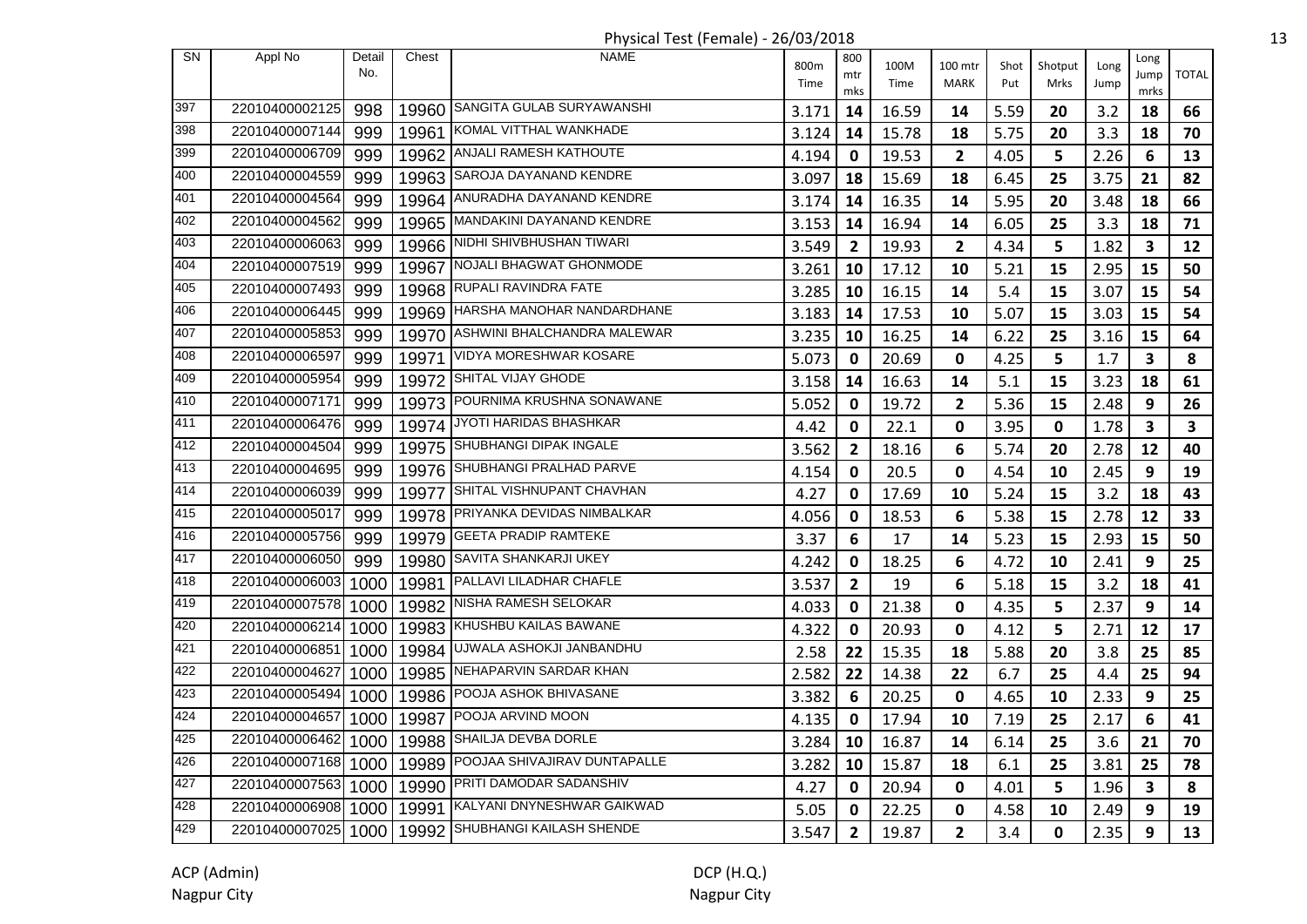Physical Test (Female) - 26/03/2018

| SN | Appl No | Detail No. | Chest | NAME | 800m Time | 800 mtr mks | 100M Time | 100 mtr MARK | Shot Put | Shotput Mrks | Long Jump | Long Jump mrks | TOTAL |
|---|---|---|---|---|---|---|---|---|---|---|---|---|---|
| 397 | 22010400002125 | 998 | 19960 | SANGITA GULAB SURYAWANSHI | 3.171 | 14 | 16.59 | 14 | 5.59 | 20 | 3.2 | 18 | 66 |
| 398 | 22010400007144 | 999 | 19961 | KOMAL VITTHAL WANKHADE | 3.124 | 14 | 15.78 | 18 | 5.75 | 20 | 3.3 | 18 | 70 |
| 399 | 22010400006709 | 999 | 19962 | ANJALI RAMESH KATHOUTE | 4.194 | 0 | 19.53 | 2 | 4.05 | 5 | 2.26 | 6 | 13 |
| 400 | 22010400004559 | 999 | 19963 | SAROJA DAYANAND KENDRE | 3.097 | 18 | 15.69 | 18 | 6.45 | 25 | 3.75 | 21 | 82 |
| 401 | 22010400004564 | 999 | 19964 | ANURADHA DAYANAND KENDRE | 3.174 | 14 | 16.35 | 14 | 5.95 | 20 | 3.48 | 18 | 66 |
| 402 | 22010400004562 | 999 | 19965 | MANDAKINI DAYANAND KENDRE | 3.153 | 14 | 16.94 | 14 | 6.05 | 25 | 3.3 | 18 | 71 |
| 403 | 22010400006063 | 999 | 19966 | NIDHI SHIVBHUSHAN TIWARI | 3.549 | 2 | 19.93 | 2 | 4.34 | 5 | 1.82 | 3 | 12 |
| 404 | 22010400007519 | 999 | 19967 | NOJALI BHAGWAT GHONMODE | 3.261 | 10 | 17.12 | 10 | 5.21 | 15 | 2.95 | 15 | 50 |
| 405 | 22010400007493 | 999 | 19968 | RUPALI RAVINDRA FATE | 3.285 | 10 | 16.15 | 14 | 5.4 | 15 | 3.07 | 15 | 54 |
| 406 | 22010400006445 | 999 | 19969 | HARSHA MANOHAR NANDARDHANE | 3.183 | 14 | 17.53 | 10 | 5.07 | 15 | 3.03 | 15 | 54 |
| 407 | 22010400005853 | 999 | 19970 | ASHWINI BHALCHANDRA MALEWAR | 3.235 | 10 | 16.25 | 14 | 6.22 | 25 | 3.16 | 15 | 64 |
| 408 | 22010400006597 | 999 | 19971 | VIDYA MORESHWAR KOSARE | 5.073 | 0 | 20.69 | 0 | 4.25 | 5 | 1.7 | 3 | 8 |
| 409 | 22010400005954 | 999 | 19972 | SHITAL VIJAY GHODE | 3.158 | 14 | 16.63 | 14 | 5.1 | 15 | 3.23 | 18 | 61 |
| 410 | 22010400007171 | 999 | 19973 | POURNIMA KRUSHNA SONAWANE | 5.052 | 0 | 19.72 | 2 | 5.36 | 15 | 2.48 | 9 | 26 |
| 411 | 22010400006476 | 999 | 19974 | JYOTI HARIDAS BHASHKAR | 4.42 | 0 | 22.1 | 0 | 3.95 | 0 | 1.78 | 3 | 3 |
| 412 | 22010400004504 | 999 | 19975 | SHUBHANGI DIPAK INGALE | 3.562 | 2 | 18.16 | 6 | 5.74 | 20 | 2.78 | 12 | 40 |
| 413 | 22010400004695 | 999 | 19976 | SHUBHANGI PRALHAD PARVE | 4.154 | 0 | 20.5 | 0 | 4.54 | 10 | 2.45 | 9 | 19 |
| 414 | 22010400006039 | 999 | 19977 | SHITAL VISHNUPANT CHAVHAN | 4.27 | 0 | 17.69 | 10 | 5.24 | 15 | 3.2 | 18 | 43 |
| 415 | 22010400005017 | 999 | 19978 | PRIYANKA DEVIDAS NIMBALKAR | 4.056 | 0 | 18.53 | 6 | 5.38 | 15 | 2.78 | 12 | 33 |
| 416 | 22010400005756 | 999 | 19979 | GEETA PRADIP RAMTEKE | 3.37 | 6 | 17 | 14 | 5.23 | 15 | 2.93 | 15 | 50 |
| 417 | 22010400006050 | 999 | 19980 | SAVITA SHANKARJI UKEY | 4.242 | 0 | 18.25 | 6 | 4.72 | 10 | 2.41 | 9 | 25 |
| 418 | 22010400006003 | 1000 | 19981 | PALLAVI LILADHAR CHAFLE | 3.537 | 2 | 19 | 6 | 5.18 | 15 | 3.2 | 18 | 41 |
| 419 | 22010400007578 | 1000 | 19982 | NISHA RAMESH SELOKAR | 4.033 | 0 | 21.38 | 0 | 4.35 | 5 | 2.37 | 9 | 14 |
| 420 | 22010400006214 | 1000 | 19983 | KHUSHBU KAILAS BAWANE | 4.322 | 0 | 20.93 | 0 | 4.12 | 5 | 2.71 | 12 | 17 |
| 421 | 22010400006851 | 1000 | 19984 | UJWALA ASHOKJI JANBANDHU | 2.58 | 22 | 15.35 | 18 | 5.88 | 20 | 3.8 | 25 | 85 |
| 422 | 22010400004627 | 1000 | 19985 | NEHAPARVIN SARDAR KHAN | 2.582 | 22 | 14.38 | 22 | 6.7 | 25 | 4.4 | 25 | 94 |
| 423 | 22010400005494 | 1000 | 19986 | POOJA ASHOK BHIVASANE | 3.382 | 6 | 20.25 | 0 | 4.65 | 10 | 2.33 | 9 | 25 |
| 424 | 22010400004657 | 1000 | 19987 | POOJA ARVIND MOON | 4.135 | 0 | 17.94 | 10 | 7.19 | 25 | 2.17 | 6 | 41 |
| 425 | 22010400006462 | 1000 | 19988 | SHAILJA DEVBA DORLE | 3.284 | 10 | 16.87 | 14 | 6.14 | 25 | 3.6 | 21 | 70 |
| 426 | 22010400007168 | 1000 | 19989 | POOJAA SHIVAJIRAV DUNTAPALLE | 3.282 | 10 | 15.87 | 18 | 6.1 | 25 | 3.81 | 25 | 78 |
| 427 | 22010400007563 | 1000 | 19990 | PRITI DAMODAR SADANSHIV | 4.27 | 0 | 20.94 | 0 | 4.01 | 5 | 1.96 | 3 | 8 |
| 428 | 22010400006908 | 1000 | 19991 | KALYANI DNYNESHWAR GAIKWAD | 5.05 | 0 | 22.25 | 0 | 4.58 | 10 | 2.49 | 9 | 19 |
| 429 | 22010400007025 | 1000 | 19992 | SHUBHANGI KAILASH SHENDE | 3.547 | 2 | 19.87 | 2 | 3.4 | 0 | 2.35 | 9 | 13 |

ACP (Admin)
Nagpur City

DCP (H.Q.)
Nagpur City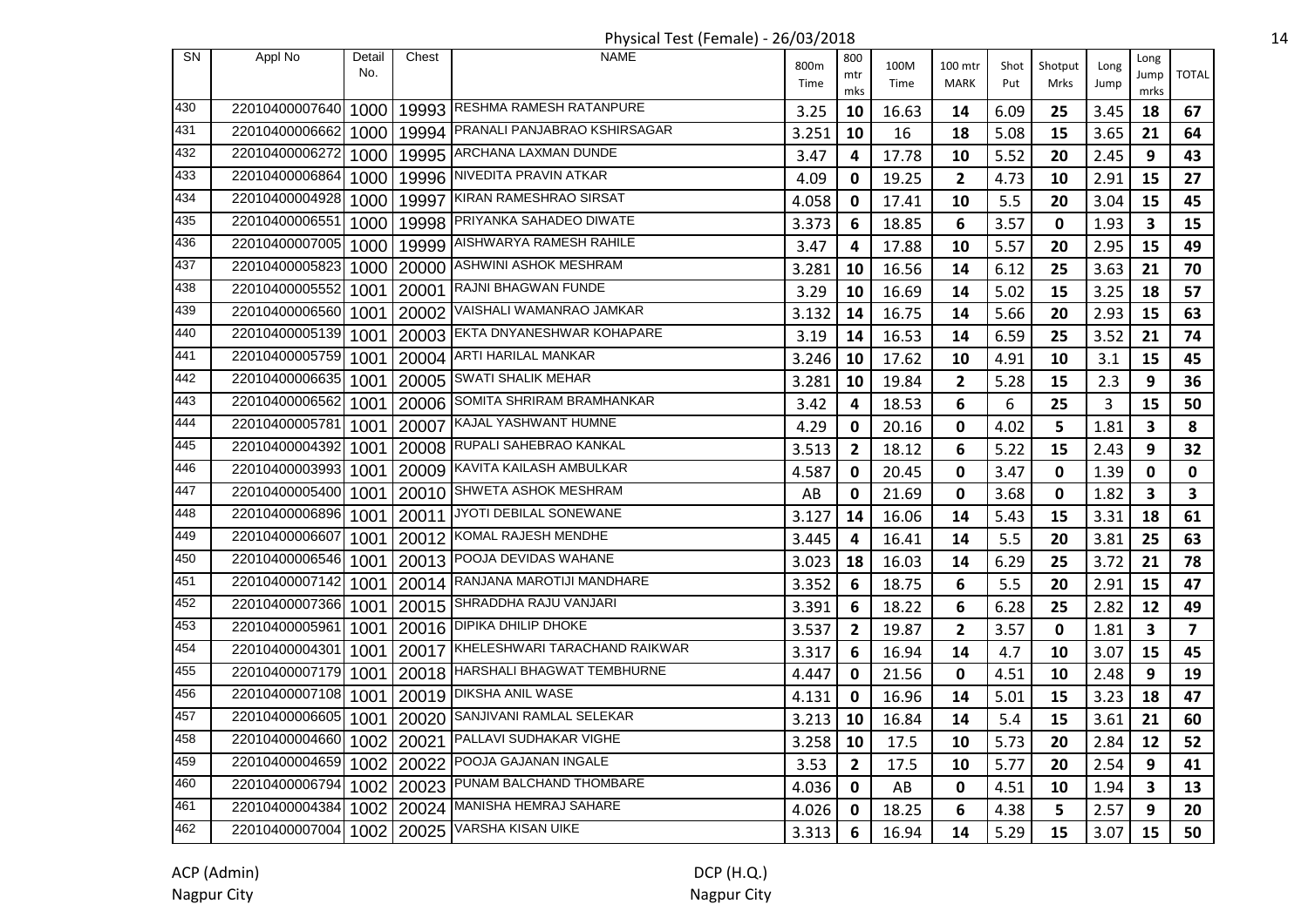Physical Test (Female) - 26/03/2018

| SN | Appl No | Detail No. | Chest | NAME | 800m Time | 800 mtr mks | 100M Time | 100 mtr MARK | Shot Put | Shotput Mrks | Long Jump | Long Jump mrks | TOTAL |
|---|---|---|---|---|---|---|---|---|---|---|---|---|---|
| 430 | 22010400007640 | 1000 | 19993 | RESHMA RAMESH RATANPURE | 3.25 | 10 | 16.63 | 14 | 6.09 | 25 | 3.45 | 18 | 67 |
| 431 | 22010400006662 | 1000 | 19994 | PRANALI PANJABRAO KSHIRSAGAR | 3.251 | 10 | 16 | 18 | 5.08 | 15 | 3.65 | 21 | 64 |
| 432 | 22010400006272 | 1000 | 19995 | ARCHANA LAXMAN DUNDE | 3.47 | 4 | 17.78 | 10 | 5.52 | 20 | 2.45 | 9 | 43 |
| 433 | 22010400006864 | 1000 | 19996 | NIVEDITA PRAVIN ATKAR | 4.09 | 0 | 19.25 | 2 | 4.73 | 10 | 2.91 | 15 | 27 |
| 434 | 22010400004928 | 1000 | 19997 | KIRAN RAMESHRAO SIRSAT | 4.058 | 0 | 17.41 | 10 | 5.5 | 20 | 3.04 | 15 | 45 |
| 435 | 22010400006551 | 1000 | 19998 | PRIYANKA SAHADEO DIWATE | 3.373 | 6 | 18.85 | 6 | 3.57 | 0 | 1.93 | 3 | 15 |
| 436 | 22010400007005 | 1000 | 19999 | AISHWARYA RAMESH RAHILE | 3.47 | 4 | 17.88 | 10 | 5.57 | 20 | 2.95 | 15 | 49 |
| 437 | 22010400005823 | 1000 | 20000 | ASHWINI ASHOK MESHRAM | 3.281 | 10 | 16.56 | 14 | 6.12 | 25 | 3.63 | 21 | 70 |
| 438 | 22010400005552 | 1001 | 20001 | RAJNI BHAGWAN FUNDE | 3.29 | 10 | 16.69 | 14 | 5.02 | 15 | 3.25 | 18 | 57 |
| 439 | 22010400006560 | 1001 | 20002 | VAISHALI WAMANRAO JAMKAR | 3.132 | 14 | 16.75 | 14 | 5.66 | 20 | 2.93 | 15 | 63 |
| 440 | 22010400005139 | 1001 | 20003 | EKTA DNYANESHWAR KOHAPARE | 3.19 | 14 | 16.53 | 14 | 6.59 | 25 | 3.52 | 21 | 74 |
| 441 | 22010400005759 | 1001 | 20004 | ARTI HARILAL MANKAR | 3.246 | 10 | 17.62 | 10 | 4.91 | 10 | 3.1 | 15 | 45 |
| 442 | 22010400006635 | 1001 | 20005 | SWATI SHALIK MEHAR | 3.281 | 10 | 19.84 | 2 | 5.28 | 15 | 2.3 | 9 | 36 |
| 443 | 22010400006562 | 1001 | 20006 | SOMITA SHRIRAM BRAMHANKAR | 3.42 | 4 | 18.53 | 6 | 6 | 25 | 3 | 15 | 50 |
| 444 | 22010400005781 | 1001 | 20007 | KAJAL YASHWANT HUMNE | 4.29 | 0 | 20.16 | 0 | 4.02 | 5 | 1.81 | 3 | 8 |
| 445 | 22010400004392 | 1001 | 20008 | RUPALI SAHEBRAO KANKAL | 3.513 | 2 | 18.12 | 6 | 5.22 | 15 | 2.43 | 9 | 32 |
| 446 | 22010400003993 | 1001 | 20009 | KAVITA KAILASH AMBULKAR | 4.587 | 0 | 20.45 | 0 | 3.47 | 0 | 1.39 | 0 | 0 |
| 447 | 22010400005400 | 1001 | 20010 | SHWETA ASHOK MESHRAM | AB | 0 | 21.69 | 0 | 3.68 | 0 | 1.82 | 3 | 3 |
| 448 | 22010400006896 | 1001 | 20011 | JYOTI DEBILAL SONEWANE | 3.127 | 14 | 16.06 | 14 | 5.43 | 15 | 3.31 | 18 | 61 |
| 449 | 22010400006607 | 1001 | 20012 | KOMAL RAJESH MENDHE | 3.445 | 4 | 16.41 | 14 | 5.5 | 20 | 3.81 | 25 | 63 |
| 450 | 22010400006546 | 1001 | 20013 | POOJA DEVIDAS WAHANE | 3.023 | 18 | 16.03 | 14 | 6.29 | 25 | 3.72 | 21 | 78 |
| 451 | 22010400007142 | 1001 | 20014 | RANJANA MAROTIJI MANDHARE | 3.352 | 6 | 18.75 | 6 | 5.5 | 20 | 2.91 | 15 | 47 |
| 452 | 22010400007366 | 1001 | 20015 | SHRADDHA RAJU VANJARI | 3.391 | 6 | 18.22 | 6 | 6.28 | 25 | 2.82 | 12 | 49 |
| 453 | 22010400005961 | 1001 | 20016 | DIPIKA DHILIP DHOKE | 3.537 | 2 | 19.87 | 2 | 3.57 | 0 | 1.81 | 3 | 7 |
| 454 | 22010400004301 | 1001 | 20017 | KHELESHWARI TARACHAND RAIKWAR | 3.317 | 6 | 16.94 | 14 | 4.7 | 10 | 3.07 | 15 | 45 |
| 455 | 22010400007179 | 1001 | 20018 | HARSHALI BHAGWAT TEMBHURNE | 4.447 | 0 | 21.56 | 0 | 4.51 | 10 | 2.48 | 9 | 19 |
| 456 | 22010400007108 | 1001 | 20019 | DIKSHA ANIL WASE | 4.131 | 0 | 16.96 | 14 | 5.01 | 15 | 3.23 | 18 | 47 |
| 457 | 22010400006605 | 1001 | 20020 | SANJIVANI RAMLAL SELEKAR | 3.213 | 10 | 16.84 | 14 | 5.4 | 15 | 3.61 | 21 | 60 |
| 458 | 22010400004660 | 1002 | 20021 | PALLAVI SUDHAKAR VIGHE | 3.258 | 10 | 17.5 | 10 | 5.73 | 20 | 2.84 | 12 | 52 |
| 459 | 22010400004659 | 1002 | 20022 | POOJA GAJANAN INGALE | 3.53 | 2 | 17.5 | 10 | 5.77 | 20 | 2.54 | 9 | 41 |
| 460 | 22010400006794 | 1002 | 20023 | PUNAM BALCHAND THOMBARE | 4.036 | 0 | AB | 0 | 4.51 | 10 | 1.94 | 3 | 13 |
| 461 | 22010400004384 | 1002 | 20024 | MANISHA HEMRAJ SAHARE | 4.026 | 0 | 18.25 | 6 | 4.38 | 5 | 2.57 | 9 | 20 |
| 462 | 22010400007004 | 1002 | 20025 | VARSHA KISAN UIKE | 3.313 | 6 | 16.94 | 14 | 5.29 | 15 | 3.07 | 15 | 50 |

ACP (Admin)
Nagpur City

DCP (H.Q.)
Nagpur City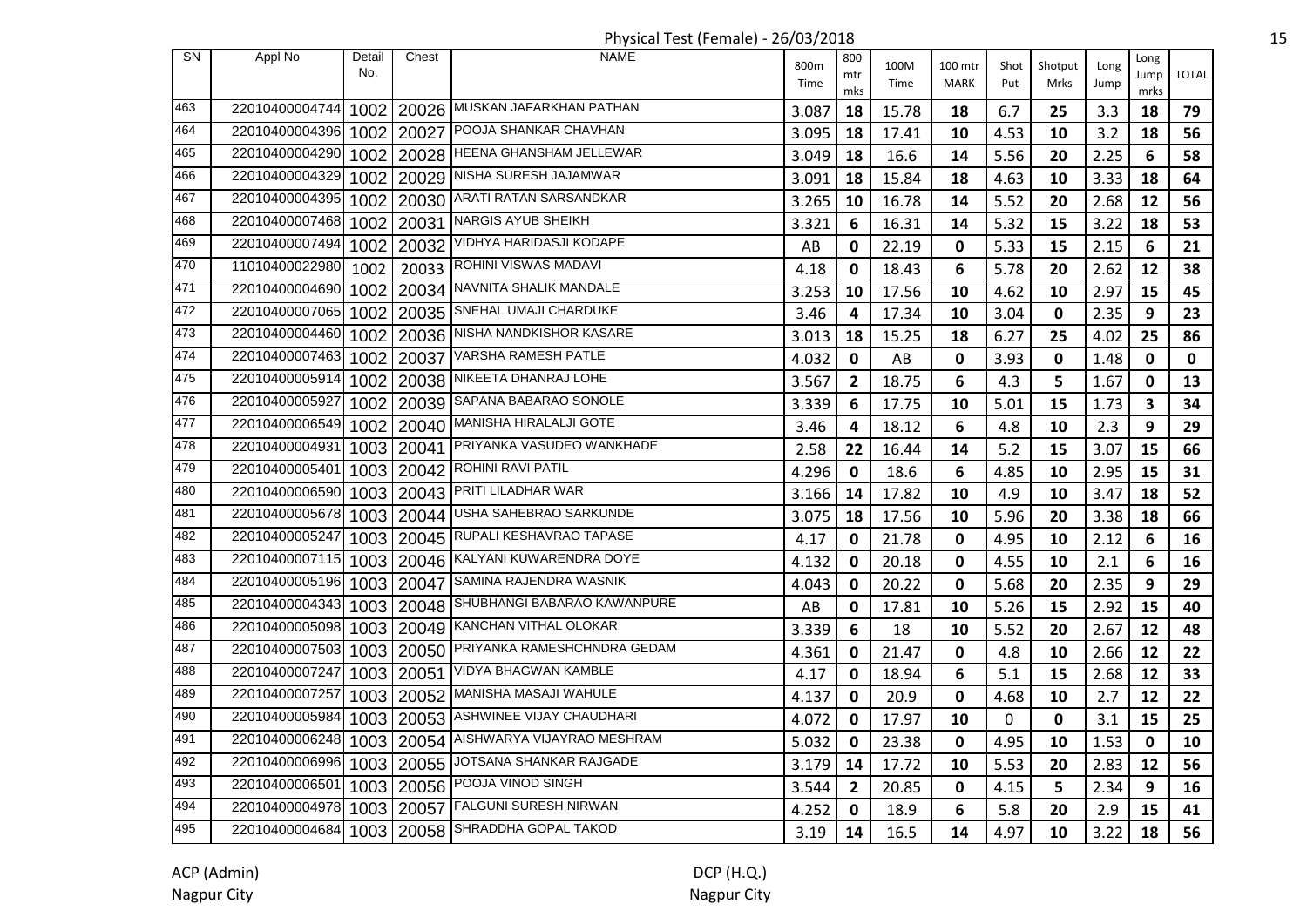Physical Test (Female) - 26/03/2018

| SN | Appl No | Detail No. | Chest | NAME | 800m Time | 800 mtr mks | 100M Time | 100 mtr MARK | Shot Put | Shotput Mrks | Long Jump | Long Jump mrks | TOTAL |
|---|---|---|---|---|---|---|---|---|---|---|---|---|---|
| 463 | 22010400004744 | 1002 | 20026 | MUSKAN JAFARKHAN PATHAN | 3.087 | 18 | 15.78 | 18 | 6.7 | 25 | 3.3 | 18 | 79 |
| 464 | 22010400004396 | 1002 | 20027 | POOJA SHANKAR CHAVHAN | 3.095 | 18 | 17.41 | 10 | 4.53 | 10 | 3.2 | 18 | 56 |
| 465 | 22010400004290 | 1002 | 20028 | HEENA GHANSHAM JELLEWAR | 3.049 | 18 | 16.6 | 14 | 5.56 | 20 | 2.25 | 6 | 58 |
| 466 | 22010400004329 | 1002 | 20029 | NISHA SURESH JAJAMWAR | 3.091 | 18 | 15.84 | 18 | 4.63 | 10 | 3.33 | 18 | 64 |
| 467 | 22010400004395 | 1002 | 20030 | ARATI RATAN SARSANDKAR | 3.265 | 10 | 16.78 | 14 | 5.52 | 20 | 2.68 | 12 | 56 |
| 468 | 22010400007468 | 1002 | 20031 | NARGIS AYUB SHEIKH | 3.321 | 6 | 16.31 | 14 | 5.32 | 15 | 3.22 | 18 | 53 |
| 469 | 22010400007494 | 1002 | 20032 | VIDHYA HARIDASJI KODAPE | AB | 0 | 22.19 | 0 | 5.33 | 15 | 2.15 | 6 | 21 |
| 470 | 11010400022980 | 1002 | 20033 | ROHINI VISWAS MADAVI | 4.18 | 0 | 18.43 | 6 | 5.78 | 20 | 2.62 | 12 | 38 |
| 471 | 22010400004690 | 1002 | 20034 | NAVNITA SHALIK MANDALE | 3.253 | 10 | 17.56 | 10 | 4.62 | 10 | 2.97 | 15 | 45 |
| 472 | 22010400007065 | 1002 | 20035 | SNEHAL UMAJI CHARDUKE | 3.46 | 4 | 17.34 | 10 | 3.04 | 0 | 2.35 | 9 | 23 |
| 473 | 22010400004460 | 1002 | 20036 | NISHA NANDKISHOR KASARE | 3.013 | 18 | 15.25 | 18 | 6.27 | 25 | 4.02 | 25 | 86 |
| 474 | 22010400007463 | 1002 | 20037 | VARSHA RAMESH PATLE | 4.032 | 0 | AB | 0 | 3.93 | 0 | 1.48 | 0 | 0 |
| 475 | 22010400005914 | 1002 | 20038 | NIKEETA DHANRAJ LOHE | 3.567 | 2 | 18.75 | 6 | 4.3 | 5 | 1.67 | 0 | 13 |
| 476 | 22010400005927 | 1002 | 20039 | SAPANA BABARAO SONOLE | 3.339 | 6 | 17.75 | 10 | 5.01 | 15 | 1.73 | 3 | 34 |
| 477 | 22010400006549 | 1002 | 20040 | MANISHA HIRALALJI GOTE | 3.46 | 4 | 18.12 | 6 | 4.8 | 10 | 2.3 | 9 | 29 |
| 478 | 22010400004931 | 1003 | 20041 | PRIYANKA VASUDEO WANKHADE | 2.58 | 22 | 16.44 | 14 | 5.2 | 15 | 3.07 | 15 | 66 |
| 479 | 22010400005401 | 1003 | 20042 | ROHINI RAVI PATIL | 4.296 | 0 | 18.6 | 6 | 4.85 | 10 | 2.95 | 15 | 31 |
| 480 | 22010400006590 | 1003 | 20043 | PRITI LILADHAR WAR | 3.166 | 14 | 17.82 | 10 | 4.9 | 10 | 3.47 | 18 | 52 |
| 481 | 22010400005678 | 1003 | 20044 | USHA SAHEBRAO SARKUNDE | 3.075 | 18 | 17.56 | 10 | 5.96 | 20 | 3.38 | 18 | 66 |
| 482 | 22010400005247 | 1003 | 20045 | RUPALI KESHAVRAO TAPASE | 4.17 | 0 | 21.78 | 0 | 4.95 | 10 | 2.12 | 6 | 16 |
| 483 | 22010400007115 | 1003 | 20046 | KALYANI KUWARENDRA DOYE | 4.132 | 0 | 20.18 | 0 | 4.55 | 10 | 2.1 | 6 | 16 |
| 484 | 22010400005196 | 1003 | 20047 | SAMINA RAJENDRA WASNIK | 4.043 | 0 | 20.22 | 0 | 5.68 | 20 | 2.35 | 9 | 29 |
| 485 | 22010400004343 | 1003 | 20048 | SHUBHANGI BABARAO KAWANPURE | AB | 0 | 17.81 | 10 | 5.26 | 15 | 2.92 | 15 | 40 |
| 486 | 22010400005098 | 1003 | 20049 | KANCHAN VITHAL OLOKAR | 3.339 | 6 | 18 | 10 | 5.52 | 20 | 2.67 | 12 | 48 |
| 487 | 22010400007503 | 1003 | 20050 | PRIYANKA RAMESHCHNDRA GEDAM | 4.361 | 0 | 21.47 | 0 | 4.8 | 10 | 2.66 | 12 | 22 |
| 488 | 22010400007247 | 1003 | 20051 | VIDYA BHAGWAN KAMBLE | 4.17 | 0 | 18.94 | 6 | 5.1 | 15 | 2.68 | 12 | 33 |
| 489 | 22010400007257 | 1003 | 20052 | MANISHA MASAJI WAHULE | 4.137 | 0 | 20.9 | 0 | 4.68 | 10 | 2.7 | 12 | 22 |
| 490 | 22010400005984 | 1003 | 20053 | ASHWINEE VIJAY CHAUDHARI | 4.072 | 0 | 17.97 | 10 | 0 | 0 | 3.1 | 15 | 25 |
| 491 | 22010400006248 | 1003 | 20054 | AISHWARYA VIJAYRAO MESHRAM | 5.032 | 0 | 23.38 | 0 | 4.95 | 10 | 1.53 | 0 | 10 |
| 492 | 22010400006996 | 1003 | 20055 | JOTSANA SHANKAR RAJGADE | 3.179 | 14 | 17.72 | 10 | 5.53 | 20 | 2.83 | 12 | 56 |
| 493 | 22010400006501 | 1003 | 20056 | POOJA VINOD SINGH | 3.544 | 2 | 20.85 | 0 | 4.15 | 5 | 2.34 | 9 | 16 |
| 494 | 22010400004978 | 1003 | 20057 | FALGUNI SURESH NIRWAN | 4.252 | 0 | 18.9 | 6 | 5.8 | 20 | 2.9 | 15 | 41 |
| 495 | 22010400004684 | 1003 | 20058 | SHRADDHA GOPAL TAKOD | 3.19 | 14 | 16.5 | 14 | 4.97 | 10 | 3.22 | 18 | 56 |

ACP (Admin)
Nagpur City

DCP (H.Q.)
Nagpur City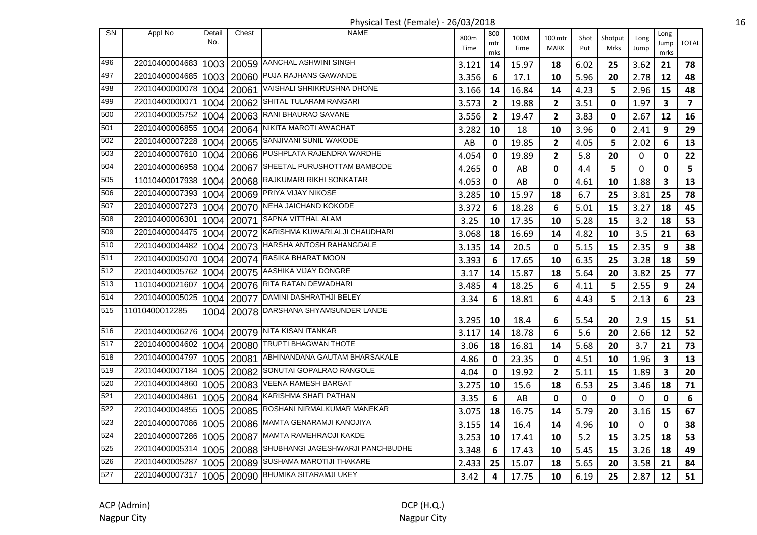# Physical Test (Female) - 26/03/2018

| SN | Appl No | Detail No. | Chest | NAME | 800m Time | 800 mtr mks | 100M Time | 100 mtr MARK | Shot Put | Shotput Mrks | Long Jump | Long Jump mrks | TOTAL |
|---|---|---|---|---|---|---|---|---|---|---|---|---|---|
| 496 | 22010400004683 | 1003 | 20059 | AANCHAL ASHWINI SINGH | 3.121 | 14 | 15.97 | 18 | 6.02 | 25 | 3.62 | 21 | 78 |
| 497 | 22010400004685 | 1003 | 20060 | PUJA RAJHANS GAWANDE | 3.356 | 6 | 17.1 | 10 | 5.96 | 20 | 2.78 | 12 | 48 |
| 498 | 22010400000078 | 1004 | 20061 | VAISHALI SHRIKRUSHNA DHONE | 3.166 | 14 | 16.84 | 14 | 4.23 | 5 | 2.96 | 15 | 48 |
| 499 | 22010400000071 | 1004 | 20062 | SHITAL TULARAM RANGARI | 3.573 | 2 | 19.88 | 2 | 3.51 | 0 | 1.97 | 3 | 7 |
| 500 | 22010400005752 | 1004 | 20063 | RANI BHAURAO SAVANE | 3.556 | 2 | 19.47 | 2 | 3.83 | 0 | 2.67 | 12 | 16 |
| 501 | 22010400006855 | 1004 | 20064 | NIKITA MAROTI AWACHAT | 3.282 | 10 | 18 | 10 | 3.96 | 0 | 2.41 | 9 | 29 |
| 502 | 22010400007228 | 1004 | 20065 | SANJIVANI SUNIL WAKODE | AB | 0 | 19.85 | 2 | 4.05 | 5 | 2.02 | 6 | 13 |
| 503 | 22010400007610 | 1004 | 20066 | PUSHPLATA RAJENDRA WARDHE | 4.054 | 0 | 19.89 | 2 | 5.8 | 20 | 0 | 0 | 22 |
| 504 | 22010400006958 | 1004 | 20067 | SHEETAL PURUSHOTTAM BAMBODE | 4.265 | 0 | AB | 0 | 4.4 | 5 | 0 | 0 | 5 |
| 505 | 11010400017938 | 1004 | 20068 | RAJKUMARI RIKHI SONKATAR | 4.053 | 0 | AB | 0 | 4.61 | 10 | 1.88 | 3 | 13 |
| 506 | 22010400007393 | 1004 | 20069 | PRIYA VIJAY NIKOSE | 3.285 | 10 | 15.97 | 18 | 6.7 | 25 | 3.81 | 25 | 78 |
| 507 | 22010400007273 | 1004 | 20070 | NEHA JAICHAND KOKODE | 3.372 | 6 | 18.28 | 6 | 5.01 | 15 | 3.27 | 18 | 45 |
| 508 | 22010400006301 | 1004 | 20071 | SAPNA VITTHAL ALAM | 3.25 | 10 | 17.35 | 10 | 5.28 | 15 | 3.2 | 18 | 53 |
| 509 | 22010400004475 | 1004 | 20072 | KARISHMA KUWARLALJI CHAUDHARI | 3.068 | 18 | 16.69 | 14 | 4.82 | 10 | 3.5 | 21 | 63 |
| 510 | 22010400004482 | 1004 | 20073 | HARSHA ANTOSH RAHANGDALE | 3.135 | 14 | 20.5 | 0 | 5.15 | 15 | 2.35 | 9 | 38 |
| 511 | 22010400005070 | 1004 | 20074 | RASIKA BHARAT MOON | 3.393 | 6 | 17.65 | 10 | 6.35 | 25 | 3.28 | 18 | 59 |
| 512 | 22010400005762 | 1004 | 20075 | AASHIKA VIJAY DONGRE | 3.17 | 14 | 15.87 | 18 | 5.64 | 20 | 3.82 | 25 | 77 |
| 513 | 11010400021607 | 1004 | 20076 | RITA RATAN DEWADHARI | 3.485 | 4 | 18.25 | 6 | 4.11 | 5 | 2.55 | 9 | 24 |
| 514 | 22010400005025 | 1004 | 20077 | DAMINI DASHRATHJI BELEY | 3.34 | 6 | 18.81 | 6 | 4.43 | 5 | 2.13 | 6 | 23 |
| 515 | 11010400012285 | 1004 | 20078 | DARSHANA SHYAMSUNDER LANDE | 3.295 | 10 | 18.4 | 6 | 5.54 | 20 | 2.9 | 15 | 51 |
| 516 | 22010400006276 | 1004 | 20079 | NITA KISAN ITANKAR | 3.117 | 14 | 18.78 | 6 | 5.6 | 20 | 2.66 | 12 | 52 |
| 517 | 22010400004602 | 1004 | 20080 | TRUPTI BHAGWAN THOTE | 3.06 | 18 | 16.81 | 14 | 5.68 | 20 | 3.7 | 21 | 73 |
| 518 | 22010400004797 | 1005 | 20081 | ABHINANDANA GAUTAM BHARSAKALE | 4.86 | 0 | 23.35 | 0 | 4.51 | 10 | 1.96 | 3 | 13 |
| 519 | 22010400007184 | 1005 | 20082 | SONUTAI GOPALRAO RANGOLE | 4.04 | 0 | 19.92 | 2 | 5.11 | 15 | 1.89 | 3 | 20 |
| 520 | 22010400004860 | 1005 | 20083 | VEENA RAMESH BARGAT | 3.275 | 10 | 15.6 | 18 | 6.53 | 25 | 3.46 | 18 | 71 |
| 521 | 22010400004861 | 1005 | 20084 | KARISHMA SHAFI PATHAN | 3.35 | 6 | AB | 0 | 0 | 0 | 0 | 0 | 6 |
| 522 | 22010400004855 | 1005 | 20085 | ROSHANI NIRMALKUMAR MANEKAR | 3.075 | 18 | 16.75 | 14 | 5.79 | 20 | 3.16 | 15 | 67 |
| 523 | 22010400007086 | 1005 | 20086 | MAMTA GENARAMJI KANOJIYA | 3.155 | 14 | 16.4 | 14 | 4.96 | 10 | 0 | 0 | 38 |
| 524 | 22010400007286 | 1005 | 20087 | MAMTA RAMEHRAOJI KAKDE | 3.253 | 10 | 17.41 | 10 | 5.2 | 15 | 3.25 | 18 | 53 |
| 525 | 22010400005314 | 1005 | 20088 | SHUBHANGI JAGESHWARJI PANCHBUDHE | 3.348 | 6 | 17.43 | 10 | 5.45 | 15 | 3.26 | 18 | 49 |
| 526 | 22010400005287 | 1005 | 20089 | SUSHAMA MAROTIJI THAKARE | 2.433 | 25 | 15.07 | 18 | 5.65 | 20 | 3.58 | 21 | 84 |
| 527 | 22010400007317 | 1005 | 20090 | BHUMIKA SITARAMJI UKEY | 3.42 | 4 | 17.75 | 10 | 6.19 | 25 | 2.87 | 12 | 51 |

ACP (Admin)
Nagpur City

DCP (H.Q.)
Nagpur City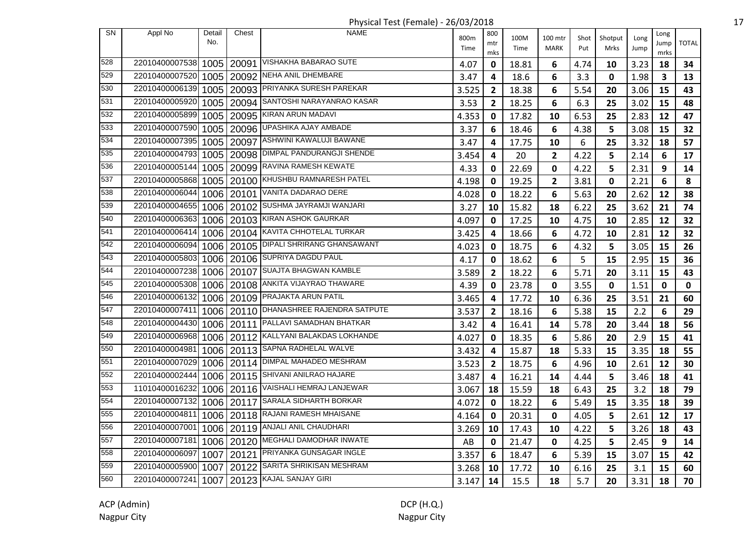Physical Test (Female) - 26/03/2018

| SN | Appl No | Detail No. | Chest | NAME | 800m Time | 800 mtr mks | 100M Time | 100 mtr MARK | Shot Put | Shotput Mrks | Long Jump | Long Jump mrks | TOTAL |
|---|---|---|---|---|---|---|---|---|---|---|---|---|---|
| 528 | 22010400007538 | 1005 | 20091 | VISHAKHA BABARAO SUTE | 4.07 | 0 | 18.81 | 6 | 4.74 | 10 | 3.23 | 18 | 34 |
| 529 | 22010400007520 | 1005 | 20092 | NEHA ANIL DHEMBARE | 3.47 | 4 | 18.6 | 6 | 3.3 | 0 | 1.98 | 3 | 13 |
| 530 | 22010400006139 | 1005 | 20093 | PRIYANKA SURESH PAREKAR | 3.525 | 2 | 18.38 | 6 | 5.54 | 20 | 3.06 | 15 | 43 |
| 531 | 22010400005920 | 1005 | 20094 | SANTOSHI NARAYANRAO KASAR | 3.53 | 2 | 18.25 | 6 | 6.3 | 25 | 3.02 | 15 | 48 |
| 532 | 22010400005899 | 1005 | 20095 | KIRAN ARUN MADAVI | 4.353 | 0 | 17.82 | 10 | 6.53 | 25 | 2.83 | 12 | 47 |
| 533 | 22010400007590 | 1005 | 20096 | UPASHIKA AJAY AMBADE | 3.37 | 6 | 18.46 | 6 | 4.38 | 5 | 3.08 | 15 | 32 |
| 534 | 22010400007395 | 1005 | 20097 | ASHWINI KAWALUJI BAWANE | 3.47 | 4 | 17.75 | 10 | 6 | 25 | 3.32 | 18 | 57 |
| 535 | 22010400004793 | 1005 | 20098 | DIMPAL PANDURANGJI SHENDE | 3.454 | 4 | 20 | 2 | 4.22 | 5 | 2.14 | 6 | 17 |
| 536 | 22010400005144 | 1005 | 20099 | RAVINA RAMESH KEWATE | 4.33 | 0 | 22.69 | 0 | 4.22 | 5 | 2.31 | 9 | 14 |
| 537 | 22010400005868 | 1005 | 20100 | KHUSHBU RAMNARESH PATEL | 4.198 | 0 | 19.25 | 2 | 3.81 | 0 | 2.21 | 6 | 8 |
| 538 | 22010400006044 | 1006 | 20101 | VANITA DADARAO DERE | 4.028 | 0 | 18.22 | 6 | 5.63 | 20 | 2.62 | 12 | 38 |
| 539 | 22010400004655 | 1006 | 20102 | SUSHMA JAYRAMJI WANJARI | 3.27 | 10 | 15.82 | 18 | 6.22 | 25 | 3.62 | 21 | 74 |
| 540 | 22010400006363 | 1006 | 20103 | KIRAN ASHOK GAURKAR | 4.097 | 0 | 17.25 | 10 | 4.75 | 10 | 2.85 | 12 | 32 |
| 541 | 22010400006414 | 1006 | 20104 | KAVITA CHHOTELAL TURKAR | 3.425 | 4 | 18.66 | 6 | 4.72 | 10 | 2.81 | 12 | 32 |
| 542 | 22010400006094 | 1006 | 20105 | DIPALI SHRIRANG GHANSAWANT | 4.023 | 0 | 18.75 | 6 | 4.32 | 5 | 3.05 | 15 | 26 |
| 543 | 22010400005803 | 1006 | 20106 | SUPRIYA DAGDU PAUL | 4.17 | 0 | 18.62 | 6 | 5 | 15 | 2.95 | 15 | 36 |
| 544 | 22010400007238 | 1006 | 20107 | SUAJTA BHAGWAN KAMBLE | 3.589 | 2 | 18.22 | 6 | 5.71 | 20 | 3.11 | 15 | 43 |
| 545 | 22010400005308 | 1006 | 20108 | ANKITA VIJAYRAO THAWARE | 4.39 | 0 | 23.78 | 0 | 3.55 | 0 | 1.51 | 0 | 0 |
| 546 | 22010400006132 | 1006 | 20109 | PRAJAKTA ARUN PATIL | 3.465 | 4 | 17.72 | 10 | 6.36 | 25 | 3.51 | 21 | 60 |
| 547 | 22010400007411 | 1006 | 20110 | DHANASHREE RAJENDRA SATPUTE | 3.537 | 2 | 18.16 | 6 | 5.38 | 15 | 2.2 | 6 | 29 |
| 548 | 22010400004430 | 1006 | 20111 | PALLAVI SAMADHAN BHATKAR | 3.42 | 4 | 16.41 | 14 | 5.78 | 20 | 3.44 | 18 | 56 |
| 549 | 22010400006968 | 1006 | 20112 | KALLYANI BALAKDAS LOKHANDE | 4.027 | 0 | 18.35 | 6 | 5.86 | 20 | 2.9 | 15 | 41 |
| 550 | 22010400004981 | 1006 | 20113 | SAPNA RADHELAL WALVE | 3.432 | 4 | 15.87 | 18 | 5.33 | 15 | 3.35 | 18 | 55 |
| 551 | 22010400007029 | 1006 | 20114 | DIMPAL MAHADEO MESHRAM | 3.523 | 2 | 18.75 | 6 | 4.96 | 10 | 2.61 | 12 | 30 |
| 552 | 22010400002444 | 1006 | 20115 | SHIVANI ANILRAO HAJARE | 3.487 | 4 | 16.21 | 14 | 4.44 | 5 | 3.46 | 18 | 41 |
| 553 | 11010400016232 | 1006 | 20116 | VAISHALI HEMRAJ LANJEWAR | 3.067 | 18 | 15.59 | 18 | 6.43 | 25 | 3.2 | 18 | 79 |
| 554 | 22010400007132 | 1006 | 20117 | SARALA SIDHARTH BORKAR | 4.072 | 0 | 18.22 | 6 | 5.49 | 15 | 3.35 | 18 | 39 |
| 555 | 22010400004811 | 1006 | 20118 | RAJANI RAMESH MHAISANE | 4.164 | 0 | 20.31 | 0 | 4.05 | 5 | 2.61 | 12 | 17 |
| 556 | 22010400007001 | 1006 | 20119 | ANJALI ANIL CHAUDHARI | 3.269 | 10 | 17.43 | 10 | 4.22 | 5 | 3.26 | 18 | 43 |
| 557 | 22010400007181 | 1006 | 20120 | MEGHALI DAMODHAR INWATE | AB | 0 | 21.47 | 0 | 4.25 | 5 | 2.45 | 9 | 14 |
| 558 | 22010400006097 | 1007 | 20121 | PRIYANKA GUNSAGAR INGLE | 3.357 | 6 | 18.47 | 6 | 5.39 | 15 | 3.07 | 15 | 42 |
| 559 | 22010400005900 | 1007 | 20122 | SARITA SHRIKISAN MESHRAM | 3.268 | 10 | 17.72 | 10 | 6.16 | 25 | 3.1 | 15 | 60 |
| 560 | 22010400007241 | 1007 | 20123 | KAJAL SANJAY GIRI | 3.147 | 14 | 15.5 | 18 | 5.7 | 20 | 3.31 | 18 | 70 |

ACP (Admin)
Nagpur City

DCP (H.Q.)
Nagpur City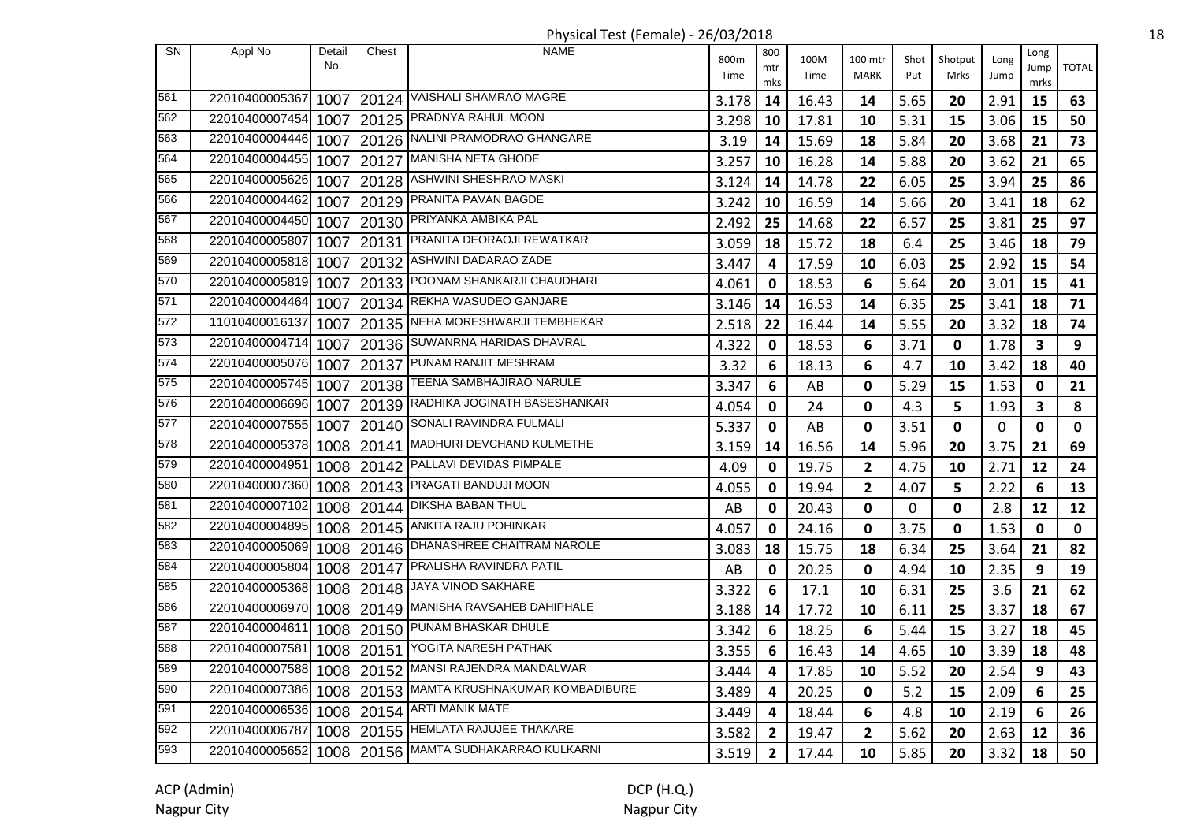Physical Test (Female) - 26/03/2018

| SN | Appl No | Detail No. | Chest | NAME | 800m Time | 800 mtr mks | 100M Time | 100 mtr MARK | Shot Put | Shotput Mrks | Long Jump | Long Jump mrks | TOTAL |
|---|---|---|---|---|---|---|---|---|---|---|---|---|---|
| 561 | 22010400005367 | 1007 | 20124 | VAISHALI SHAMRAO MAGRE | 3.178 | 14 | 16.43 | 14 | 5.65 | 20 | 2.91 | 15 | 63 |
| 562 | 22010400007454 | 1007 | 20125 | PRADNYA RAHUL MOON | 3.298 | 10 | 17.81 | 10 | 5.31 | 15 | 3.06 | 15 | 50 |
| 563 | 22010400004446 | 1007 | 20126 | NALINI PRAMODRAO GHANGARE | 3.19 | 14 | 15.69 | 18 | 5.84 | 20 | 3.68 | 21 | 73 |
| 564 | 22010400004455 | 1007 | 20127 | MANISHA NETA GHODE | 3.257 | 10 | 16.28 | 14 | 5.88 | 20 | 3.62 | 21 | 65 |
| 565 | 22010400005626 | 1007 | 20128 | ASHWINI SHESHRAO MASKI | 3.124 | 14 | 14.78 | 22 | 6.05 | 25 | 3.94 | 25 | 86 |
| 566 | 22010400004462 | 1007 | 20129 | PRANITA PAVAN BAGDE | 3.242 | 10 | 16.59 | 14 | 5.66 | 20 | 3.41 | 18 | 62 |
| 567 | 22010400004450 | 1007 | 20130 | PRIYANKA AMBIKA PAL | 2.492 | 25 | 14.68 | 22 | 6.57 | 25 | 3.81 | 25 | 97 |
| 568 | 22010400005807 | 1007 | 20131 | PRANITA DEORAOJI REWATKAR | 3.059 | 18 | 15.72 | 18 | 6.4 | 25 | 3.46 | 18 | 79 |
| 569 | 22010400005818 | 1007 | 20132 | ASHWINI DADARAO ZADE | 3.447 | 4 | 17.59 | 10 | 6.03 | 25 | 2.92 | 15 | 54 |
| 570 | 22010400005819 | 1007 | 20133 | POONAM SHANKARJI CHAUDHARI | 4.061 | 0 | 18.53 | 6 | 5.64 | 20 | 3.01 | 15 | 41 |
| 571 | 22010400004464 | 1007 | 20134 | REKHA WASUDEO GANJARE | 3.146 | 14 | 16.53 | 14 | 6.35 | 25 | 3.41 | 18 | 71 |
| 572 | 11010400016137 | 1007 | 20135 | NEHA MORESHWARJI TEMBHEKAR | 2.518 | 22 | 16.44 | 14 | 5.55 | 20 | 3.32 | 18 | 74 |
| 573 | 22010400004714 | 1007 | 20136 | SUWANRNA HARIDAS DHAVRAL | 4.322 | 0 | 18.53 | 6 | 3.71 | 0 | 1.78 | 3 | 9 |
| 574 | 22010400005076 | 1007 | 20137 | PUNAM RANJIT MESHRAM | 3.32 | 6 | 18.13 | 6 | 4.7 | 10 | 3.42 | 18 | 40 |
| 575 | 22010400005745 | 1007 | 20138 | TEENA SAMBHAJIRAO NARULE | 3.347 | 6 | AB | 0 | 5.29 | 15 | 1.53 | 0 | 21 |
| 576 | 22010400006696 | 1007 | 20139 | RADHIKA JOGINATH BASESHANKAR | 4.054 | 0 | 24 | 0 | 4.3 | 5 | 1.93 | 3 | 8 |
| 577 | 22010400007555 | 1007 | 20140 | SONALI RAVINDRA FULMALI | 5.337 | 0 | AB | 0 | 3.51 | 0 | 0 | 0 | 0 |
| 578 | 22010400005378 | 1008 | 20141 | MADHURI DEVCHAND KULMETHE | 3.159 | 14 | 16.56 | 14 | 5.96 | 20 | 3.75 | 21 | 69 |
| 579 | 22010400004951 | 1008 | 20142 | PALLAVI DEVIDAS PIMPALE | 4.09 | 0 | 19.75 | 2 | 4.75 | 10 | 2.71 | 12 | 24 |
| 580 | 22010400007360 | 1008 | 20143 | PRAGATI BANDUJI MOON | 4.055 | 0 | 19.94 | 2 | 4.07 | 5 | 2.22 | 6 | 13 |
| 581 | 22010400007102 | 1008 | 20144 | DIKSHA BABAN THUL | AB | 0 | 20.43 | 0 | 0 | 0 | 2.8 | 12 | 12 |
| 582 | 22010400004895 | 1008 | 20145 | ANKITA RAJU POHINKAR | 4.057 | 0 | 24.16 | 0 | 3.75 | 0 | 1.53 | 0 | 0 |
| 583 | 22010400005069 | 1008 | 20146 | DHANASHREE CHAITRAM NAROLE | 3.083 | 18 | 15.75 | 18 | 6.34 | 25 | 3.64 | 21 | 82 |
| 584 | 22010400005804 | 1008 | 20147 | PRALISHA RAVINDRA PATIL | AB | 0 | 20.25 | 0 | 4.94 | 10 | 2.35 | 9 | 19 |
| 585 | 22010400005368 | 1008 | 20148 | JAYA VINOD SAKHARE | 3.322 | 6 | 17.1 | 10 | 6.31 | 25 | 3.6 | 21 | 62 |
| 586 | 22010400006970 | 1008 | 20149 | MANISHA RAVSAHEB DAHIPHALE | 3.188 | 14 | 17.72 | 10 | 6.11 | 25 | 3.37 | 18 | 67 |
| 587 | 22010400004611 | 1008 | 20150 | PUNAM BHASKAR DHULE | 3.342 | 6 | 18.25 | 6 | 5.44 | 15 | 3.27 | 18 | 45 |
| 588 | 22010400007581 | 1008 | 20151 | YOGITA NARESH PATHAK | 3.355 | 6 | 16.43 | 14 | 4.65 | 10 | 3.39 | 18 | 48 |
| 589 | 22010400007588 | 1008 | 20152 | MANSI RAJENDRA MANDALWAR | 3.444 | 4 | 17.85 | 10 | 5.52 | 20 | 2.54 | 9 | 43 |
| 590 | 22010400007386 | 1008 | 20153 | MAMTA KRUSHNAKUMAR KOMBADIBURE | 3.489 | 4 | 20.25 | 0 | 5.2 | 15 | 2.09 | 6 | 25 |
| 591 | 22010400006536 | 1008 | 20154 | ARTI MANIK MATE | 3.449 | 4 | 18.44 | 6 | 4.8 | 10 | 2.19 | 6 | 26 |
| 592 | 22010400006787 | 1008 | 20155 | HEMLATA RAJUJEE THAKARE | 3.582 | 2 | 19.47 | 2 | 5.62 | 20 | 2.63 | 12 | 36 |
| 593 | 22010400005652 | 1008 | 20156 | MAMTA SUDHAKARRAO KULKARNI | 3.519 | 2 | 17.44 | 10 | 5.85 | 20 | 3.32 | 18 | 50 |

ACP (Admin)
Nagpur City

DCP (H.Q.)
Nagpur City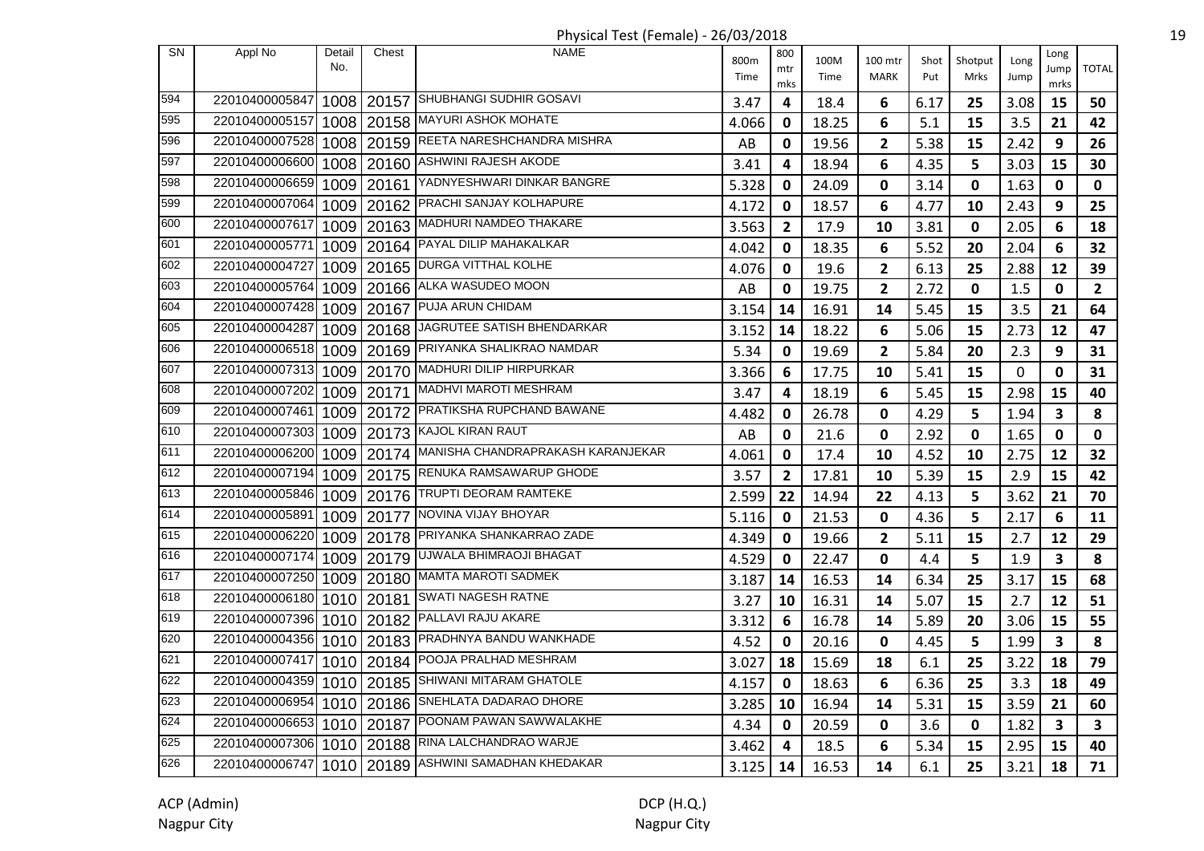Physical Test (Female) - 26/03/2018

| SN | Appl No | Detail No. | Chest | NAME | 800m Time | 800 mtr mks | 100M Time | 100 mtr MARK | Shot Put | Shotput Mrks | Long Jump | Long Jump mrks | TOTAL |
|---|---|---|---|---|---|---|---|---|---|---|---|---|---|
| 594 | 22010400005847 | 1008 | 20157 | SHUBHANGI SUDHIR GOSAVI | 3.47 | 4 | 18.4 | 6 | 6.17 | 25 | 3.08 | 15 | 50 |
| 595 | 22010400005157 | 1008 | 20158 | MAYURI ASHOK MOHATE | 4.066 | 0 | 18.25 | 6 | 5.1 | 15 | 3.5 | 21 | 42 |
| 596 | 22010400007528 | 1008 | 20159 | REETA NARESHCHANDRA MISHRA | AB | 0 | 19.56 | 2 | 5.38 | 15 | 2.42 | 9 | 26 |
| 597 | 22010400006600 | 1008 | 20160 | ASHWINI RAJESH AKODE | 3.41 | 4 | 18.94 | 6 | 4.35 | 5 | 3.03 | 15 | 30 |
| 598 | 22010400006659 | 1009 | 20161 | YADNYESHWARI DINKAR BANGRE | 5.328 | 0 | 24.09 | 0 | 3.14 | 0 | 1.63 | 0 | 0 |
| 599 | 22010400007064 | 1009 | 20162 | PRACHI SANJAY KOLHAPURE | 4.172 | 0 | 18.57 | 6 | 4.77 | 10 | 2.43 | 9 | 25 |
| 600 | 22010400007617 | 1009 | 20163 | MADHURI NAMDEO THAKARE | 3.563 | 2 | 17.9 | 10 | 3.81 | 0 | 2.05 | 6 | 18 |
| 601 | 22010400005771 | 1009 | 20164 | PAYAL DILIP MAHAKALKAR | 4.042 | 0 | 18.35 | 6 | 5.52 | 20 | 2.04 | 6 | 32 |
| 602 | 22010400004727 | 1009 | 20165 | DURGA VITTHAL KOLHE | 4.076 | 0 | 19.6 | 2 | 6.13 | 25 | 2.88 | 12 | 39 |
| 603 | 22010400005764 | 1009 | 20166 | ALKA WASUDEO MOON | AB | 0 | 19.75 | 2 | 2.72 | 0 | 1.5 | 0 | 2 |
| 604 | 22010400007428 | 1009 | 20167 | PUJA ARUN CHIDAM | 3.154 | 14 | 16.91 | 14 | 5.45 | 15 | 3.5 | 21 | 64 |
| 605 | 22010400004287 | 1009 | 20168 | JAGRUTEE SATISH BHENDARKAR | 3.152 | 14 | 18.22 | 6 | 5.06 | 15 | 2.73 | 12 | 47 |
| 606 | 22010400006518 | 1009 | 20169 | PRIYANKA SHALIKRAO NAMDAR | 5.34 | 0 | 19.69 | 2 | 5.84 | 20 | 2.3 | 9 | 31 |
| 607 | 22010400007313 | 1009 | 20170 | MADHURI DILIP HIRPURKAR | 3.366 | 6 | 17.75 | 10 | 5.41 | 15 | 0 | 0 | 31 |
| 608 | 22010400007202 | 1009 | 20171 | MADHVI MAROTI MESHRAM | 3.47 | 4 | 18.19 | 6 | 5.45 | 15 | 2.98 | 15 | 40 |
| 609 | 22010400007461 | 1009 | 20172 | PRATIKSHA RUPCHAND BAWANE | 4.482 | 0 | 26.78 | 0 | 4.29 | 5 | 1.94 | 3 | 8 |
| 610 | 22010400007303 | 1009 | 20173 | KAJOL KIRAN RAUT | AB | 0 | 21.6 | 0 | 2.92 | 0 | 1.65 | 0 | 0 |
| 611 | 22010400006200 | 1009 | 20174 | MANISHA CHANDRAPRAKASH KARANJEKAR | 4.061 | 0 | 17.4 | 10 | 4.52 | 10 | 2.75 | 12 | 32 |
| 612 | 22010400007194 | 1009 | 20175 | RENUKA RAMSAWARUP GHODE | 3.57 | 2 | 17.81 | 10 | 5.39 | 15 | 2.9 | 15 | 42 |
| 613 | 22010400005846 | 1009 | 20176 | TRUPTI DEORAM RAMTEKE | 2.599 | 22 | 14.94 | 22 | 4.13 | 5 | 3.62 | 21 | 70 |
| 614 | 22010400005891 | 1009 | 20177 | NOVINA VIJAY BHOYAR | 5.116 | 0 | 21.53 | 0 | 4.36 | 5 | 2.17 | 6 | 11 |
| 615 | 22010400006220 | 1009 | 20178 | PRIYANKA SHANKARRAO ZADE | 4.349 | 0 | 19.66 | 2 | 5.11 | 15 | 2.7 | 12 | 29 |
| 616 | 22010400007174 | 1009 | 20179 | UJWALA BHIMRAOJI BHAGAT | 4.529 | 0 | 22.47 | 0 | 4.4 | 5 | 1.9 | 3 | 8 |
| 617 | 22010400007250 | 1009 | 20180 | MAMTA MAROTI SADMEK | 3.187 | 14 | 16.53 | 14 | 6.34 | 25 | 3.17 | 15 | 68 |
| 618 | 22010400006180 | 1010 | 20181 | SWATI NAGESH RATNE | 3.27 | 10 | 16.31 | 14 | 5.07 | 15 | 2.7 | 12 | 51 |
| 619 | 22010400007396 | 1010 | 20182 | PALLAVI RAJU AKARE | 3.312 | 6 | 16.78 | 14 | 5.89 | 20 | 3.06 | 15 | 55 |
| 620 | 22010400004356 | 1010 | 20183 | PRADHNYA BANDU WANKHADE | 4.52 | 0 | 20.16 | 0 | 4.45 | 5 | 1.99 | 3 | 8 |
| 621 | 22010400007417 | 1010 | 20184 | POOJA PRALHAD MESHRAM | 3.027 | 18 | 15.69 | 18 | 6.1 | 25 | 3.22 | 18 | 79 |
| 622 | 22010400004359 | 1010 | 20185 | SHIWANI MITARAM GHATOLE | 4.157 | 0 | 18.63 | 6 | 6.36 | 25 | 3.3 | 18 | 49 |
| 623 | 22010400006954 | 1010 | 20186 | SNEHLATA DADARAO DHORE | 3.285 | 10 | 16.94 | 14 | 5.31 | 15 | 3.59 | 21 | 60 |
| 624 | 22010400006653 | 1010 | 20187 | POONAM PAWAN SAWWALAKHE | 4.34 | 0 | 20.59 | 0 | 3.6 | 0 | 1.82 | 3 | 3 |
| 625 | 22010400007306 | 1010 | 20188 | RINA LALCHANDRAO WARJE | 3.462 | 4 | 18.5 | 6 | 5.34 | 15 | 2.95 | 15 | 40 |
| 626 | 22010400006747 | 1010 | 20189 | ASHWINI SAMADHAN KHEDAKAR | 3.125 | 14 | 16.53 | 14 | 6.1 | 25 | 3.21 | 18 | 71 |

ACP (Admin)
Nagpur City

DCP (H.Q.)
Nagpur City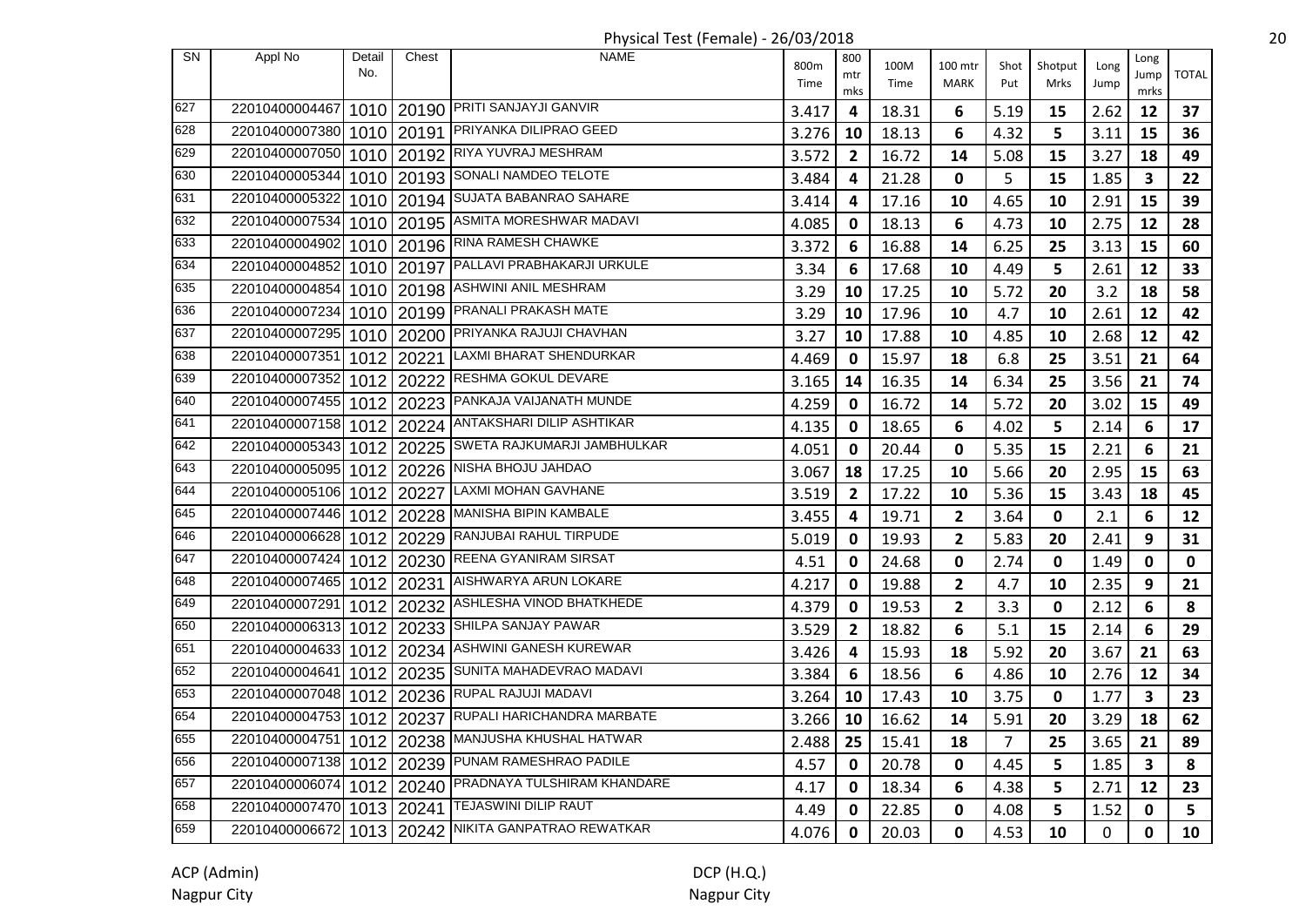Physical Test (Female) - 26/03/2018

| SN | Appl No | Detail No. | Chest | NAME | 800m Time | 800 mtr mks | 100M Time | 100 mtr MARK | Shot Put | Shotput Mrks | Long Jump | Long Jump mrks | TOTAL |
|---|---|---|---|---|---|---|---|---|---|---|---|---|---|
| 627 | 22010400004467 | 1010 | 20190 | PRITI SANJAYJI GANVIR | 3.417 | 4 | 18.31 | 6 | 5.19 | 15 | 2.62 | 12 | 37 |
| 628 | 22010400007380 | 1010 | 20191 | PRIYANKA DILIPRAO GEED | 3.276 | 10 | 18.13 | 6 | 4.32 | 5 | 3.11 | 15 | 36 |
| 629 | 22010400007050 | 1010 | 20192 | RIYA YUVRAJ MESHRAM | 3.572 | 2 | 16.72 | 14 | 5.08 | 15 | 3.27 | 18 | 49 |
| 630 | 22010400005344 | 1010 | 20193 | SONALI NAMDEO TELOTE | 3.484 | 4 | 21.28 | 0 | 5 | 15 | 1.85 | 3 | 22 |
| 631 | 22010400005322 | 1010 | 20194 | SUJATA BABANRAO SAHARE | 3.414 | 4 | 17.16 | 10 | 4.65 | 10 | 2.91 | 15 | 39 |
| 632 | 22010400007534 | 1010 | 20195 | ASMITA MORESHWAR MADAVI | 4.085 | 0 | 18.13 | 6 | 4.73 | 10 | 2.75 | 12 | 28 |
| 633 | 22010400004902 | 1010 | 20196 | RINA RAMESH CHAWKE | 3.372 | 6 | 16.88 | 14 | 6.25 | 25 | 3.13 | 15 | 60 |
| 634 | 22010400004852 | 1010 | 20197 | PALLAVI PRABHAKARJI URKULE | 3.34 | 6 | 17.68 | 10 | 4.49 | 5 | 2.61 | 12 | 33 |
| 635 | 22010400004854 | 1010 | 20198 | ASHWINI ANIL MESHRAM | 3.29 | 10 | 17.25 | 10 | 5.72 | 20 | 3.2 | 18 | 58 |
| 636 | 22010400007234 | 1010 | 20199 | PRANALI PRAKASH MATE | 3.29 | 10 | 17.96 | 10 | 4.7 | 10 | 2.61 | 12 | 42 |
| 637 | 22010400007295 | 1010 | 20200 | PRIYANKA RAJUJI CHAVHAN | 3.27 | 10 | 17.88 | 10 | 4.85 | 10 | 2.68 | 12 | 42 |
| 638 | 22010400007351 | 1012 | 20221 | LAXMI BHARAT SHENDURKAR | 4.469 | 0 | 15.97 | 18 | 6.8 | 25 | 3.51 | 21 | 64 |
| 639 | 22010400007352 | 1012 | 20222 | RESHMA GOKUL DEVARE | 3.165 | 14 | 16.35 | 14 | 6.34 | 25 | 3.56 | 21 | 74 |
| 640 | 22010400007455 | 1012 | 20223 | PANKAJA VAIJANATH MUNDE | 4.259 | 0 | 16.72 | 14 | 5.72 | 20 | 3.02 | 15 | 49 |
| 641 | 22010400007158 | 1012 | 20224 | ANTAKSHARI DILIP ASHTIKAR | 4.135 | 0 | 18.65 | 6 | 4.02 | 5 | 2.14 | 6 | 17 |
| 642 | 22010400005343 | 1012 | 20225 | SWETA RAJKUMARJI JAMBHULKAR | 4.051 | 0 | 20.44 | 0 | 5.35 | 15 | 2.21 | 6 | 21 |
| 643 | 22010400005095 | 1012 | 20226 | NISHA BHOJU JAHDAO | 3.067 | 18 | 17.25 | 10 | 5.66 | 20 | 2.95 | 15 | 63 |
| 644 | 22010400005106 | 1012 | 20227 | LAXMI MOHAN GAVHANE | 3.519 | 2 | 17.22 | 10 | 5.36 | 15 | 3.43 | 18 | 45 |
| 645 | 22010400007446 | 1012 | 20228 | MANISHA BIPIN KAMBALE | 3.455 | 4 | 19.71 | 2 | 3.64 | 0 | 2.1 | 6 | 12 |
| 646 | 22010400006628 | 1012 | 20229 | RANJUBAI RAHUL TIRPUDE | 5.019 | 0 | 19.93 | 2 | 5.83 | 20 | 2.41 | 9 | 31 |
| 647 | 22010400007424 | 1012 | 20230 | REENA GYANIRAM SIRSAT | 4.51 | 0 | 24.68 | 0 | 2.74 | 0 | 1.49 | 0 | 0 |
| 648 | 22010400007465 | 1012 | 20231 | AISHWARYA ARUN LOKARE | 4.217 | 0 | 19.88 | 2 | 4.7 | 10 | 2.35 | 9 | 21 |
| 649 | 22010400007291 | 1012 | 20232 | ASHLESHA VINOD BHATKHEDE | 4.379 | 0 | 19.53 | 2 | 3.3 | 0 | 2.12 | 6 | 8 |
| 650 | 22010400006313 | 1012 | 20233 | SHILPA SANJAY PAWAR | 3.529 | 2 | 18.82 | 6 | 5.1 | 15 | 2.14 | 6 | 29 |
| 651 | 22010400004633 | 1012 | 20234 | ASHWINI GANESH KUREWAR | 3.426 | 4 | 15.93 | 18 | 5.92 | 20 | 3.67 | 21 | 63 |
| 652 | 22010400004641 | 1012 | 20235 | SUNITA MAHADEVRAO MADAVI | 3.384 | 6 | 18.56 | 6 | 4.86 | 10 | 2.76 | 12 | 34 |
| 653 | 22010400007048 | 1012 | 20236 | RUPAL RAJUJI MADAVI | 3.264 | 10 | 17.43 | 10 | 3.75 | 0 | 1.77 | 3 | 23 |
| 654 | 22010400004753 | 1012 | 20237 | RUPALI HARICHANDRA MARBATE | 3.266 | 10 | 16.62 | 14 | 5.91 | 20 | 3.29 | 18 | 62 |
| 655 | 22010400004751 | 1012 | 20238 | MANJUSHA KHUSHAL HATWAR | 2.488 | 25 | 15.41 | 18 | 7 | 25 | 3.65 | 21 | 89 |
| 656 | 22010400007138 | 1012 | 20239 | PUNAM RAMESHRAO PADILE | 4.57 | 0 | 20.78 | 0 | 4.45 | 5 | 1.85 | 3 | 8 |
| 657 | 22010400006074 | 1012 | 20240 | PRADNAYA TULSHIRAM KHANDARE | 4.17 | 0 | 18.34 | 6 | 4.38 | 5 | 2.71 | 12 | 23 |
| 658 | 22010400007470 | 1013 | 20241 | TEJASWINI DILIP RAUT | 4.49 | 0 | 22.85 | 0 | 4.08 | 5 | 1.52 | 0 | 5 |
| 659 | 22010400006672 | 1013 | 20242 | NIKITA GANPATRAO REWATKAR | 4.076 | 0 | 20.03 | 0 | 4.53 | 10 | 0 | 0 | 10 |

ACP (Admin)
Nagpur City

DCP (H.Q.)
Nagpur City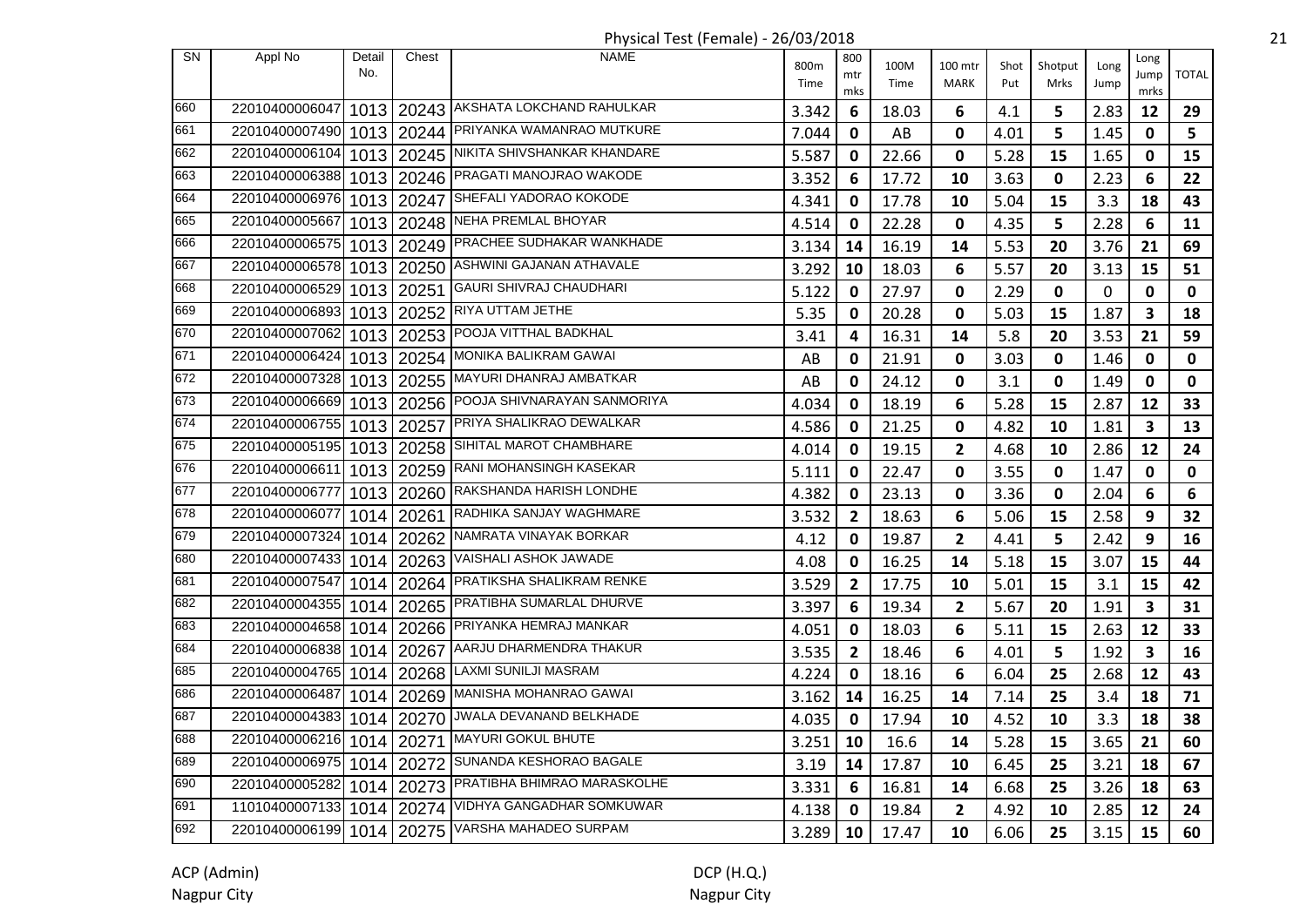Physical Test (Female) - 26/03/2018

| SN | Appl No | Detail No. | Chest | NAME | 800m Time | 800 mtr mks | 100M Time | 100 mtr MARK | Shot Put | Shotput Mrks | Long Jump | Long Jump mrks | TOTAL |
|---|---|---|---|---|---|---|---|---|---|---|---|---|---|
| 660 | 22010400006047 | 1013 | 20243 | AKSHATA LOKCHAND RAHULKAR | 3.342 | 6 | 18.03 | 6 | 4.1 | 5 | 2.83 | 12 | 29 |
| 661 | 22010400007490 | 1013 | 20244 | PRIYANKA WAMANRAO MUTKURE | 7.044 | 0 | AB | 0 | 4.01 | 5 | 1.45 | 0 | 5 |
| 662 | 22010400006104 | 1013 | 20245 | NIKITA SHIVSHANKAR KHANDARE | 5.587 | 0 | 22.66 | 0 | 5.28 | 15 | 1.65 | 0 | 15 |
| 663 | 22010400006388 | 1013 | 20246 | PRAGATI MANOJRAO WAKODE | 3.352 | 6 | 17.72 | 10 | 3.63 | 0 | 2.23 | 6 | 22 |
| 664 | 22010400006976 | 1013 | 20247 | SHEFALI YADORAO KOKODE | 4.341 | 0 | 17.78 | 10 | 5.04 | 15 | 3.3 | 18 | 43 |
| 665 | 22010400005667 | 1013 | 20248 | NEHA PREMLAL BHOYAR | 4.514 | 0 | 22.28 | 0 | 4.35 | 5 | 2.28 | 6 | 11 |
| 666 | 22010400006575 | 1013 | 20249 | PRACHEE SUDHAKAR WANKHADE | 3.134 | 14 | 16.19 | 14 | 5.53 | 20 | 3.76 | 21 | 69 |
| 667 | 22010400006578 | 1013 | 20250 | ASHWINI GAJANAN ATHAVALE | 3.292 | 10 | 18.03 | 6 | 5.57 | 20 | 3.13 | 15 | 51 |
| 668 | 22010400006529 | 1013 | 20251 | GAURI SHIVRAJ CHAUDHARI | 5.122 | 0 | 27.97 | 0 | 2.29 | 0 | 0 | 0 | 0 |
| 669 | 22010400006893 | 1013 | 20252 | RIYA UTTAM JETHE | 5.35 | 0 | 20.28 | 0 | 5.03 | 15 | 1.87 | 3 | 18 |
| 670 | 22010400007062 | 1013 | 20253 | POOJA VITTHAL BADKHAL | 3.41 | 4 | 16.31 | 14 | 5.8 | 20 | 3.53 | 21 | 59 |
| 671 | 22010400006424 | 1013 | 20254 | MONIKA BALIKRAM GAWAI | AB | 0 | 21.91 | 0 | 3.03 | 0 | 1.46 | 0 | 0 |
| 672 | 22010400007328 | 1013 | 20255 | MAYURI DHANRAJ AMBATKAR | AB | 0 | 24.12 | 0 | 3.1 | 0 | 1.49 | 0 | 0 |
| 673 | 22010400006669 | 1013 | 20256 | POOJA SHIVNARAYAN SANMORIYA | 4.034 | 0 | 18.19 | 6 | 5.28 | 15 | 2.87 | 12 | 33 |
| 674 | 22010400006755 | 1013 | 20257 | PRIYA SHALIKRAO DEWALKAR | 4.586 | 0 | 21.25 | 0 | 4.82 | 10 | 1.81 | 3 | 13 |
| 675 | 22010400005195 | 1013 | 20258 | SIHITAL MAROT CHAMBHARE | 4.014 | 0 | 19.15 | 2 | 4.68 | 10 | 2.86 | 12 | 24 |
| 676 | 22010400006611 | 1013 | 20259 | RANI MOHANSINGH KASEKAR | 5.111 | 0 | 22.47 | 0 | 3.55 | 0 | 1.47 | 0 | 0 |
| 677 | 22010400006777 | 1013 | 20260 | RAKSHANDA HARISH LONDHE | 4.382 | 0 | 23.13 | 0 | 3.36 | 0 | 2.04 | 6 | 6 |
| 678 | 22010400006077 | 1014 | 20261 | RADHIKA SANJAY WAGHMARE | 3.532 | 2 | 18.63 | 6 | 5.06 | 15 | 2.58 | 9 | 32 |
| 679 | 22010400007324 | 1014 | 20262 | NAMRATA VINAYAK BORKAR | 4.12 | 0 | 19.87 | 2 | 4.41 | 5 | 2.42 | 9 | 16 |
| 680 | 22010400007433 | 1014 | 20263 | VAISHALI ASHOK JAWADE | 4.08 | 0 | 16.25 | 14 | 5.18 | 15 | 3.07 | 15 | 44 |
| 681 | 22010400007547 | 1014 | 20264 | PRATIKSHA SHALIKRAM RENKE | 3.529 | 2 | 17.75 | 10 | 5.01 | 15 | 3.1 | 15 | 42 |
| 682 | 22010400004355 | 1014 | 20265 | PRATIBHA SUMARLAL DHURVE | 3.397 | 6 | 19.34 | 2 | 5.67 | 20 | 1.91 | 3 | 31 |
| 683 | 22010400004658 | 1014 | 20266 | PRIYANKA HEMRAJ MANKAR | 4.051 | 0 | 18.03 | 6 | 5.11 | 15 | 2.63 | 12 | 33 |
| 684 | 22010400006838 | 1014 | 20267 | AARJU DHARMENDRA THAKUR | 3.535 | 2 | 18.46 | 6 | 4.01 | 5 | 1.92 | 3 | 16 |
| 685 | 22010400004765 | 1014 | 20268 | LAXMI SUNILJI MASRAM | 4.224 | 0 | 18.16 | 6 | 6.04 | 25 | 2.68 | 12 | 43 |
| 686 | 22010400006487 | 1014 | 20269 | MANISHA MOHANRAO GAWAI | 3.162 | 14 | 16.25 | 14 | 7.14 | 25 | 3.4 | 18 | 71 |
| 687 | 22010400004383 | 1014 | 20270 | JWALA DEVANAND BELKHADE | 4.035 | 0 | 17.94 | 10 | 4.52 | 10 | 3.3 | 18 | 38 |
| 688 | 22010400006216 | 1014 | 20271 | MAYURI GOKUL BHUTE | 3.251 | 10 | 16.6 | 14 | 5.28 | 15 | 3.65 | 21 | 60 |
| 689 | 22010400006975 | 1014 | 20272 | SUNANDA KESHORAO BAGALE | 3.19 | 14 | 17.87 | 10 | 6.45 | 25 | 3.21 | 18 | 67 |
| 690 | 22010400005282 | 1014 | 20273 | PRATIBHA BHIMRAO MARASKOLHE | 3.331 | 6 | 16.81 | 14 | 6.68 | 25 | 3.26 | 18 | 63 |
| 691 | 11010400007133 | 1014 | 20274 | VIDHYA GANGADHAR SOMKUWAR | 4.138 | 0 | 19.84 | 2 | 4.92 | 10 | 2.85 | 12 | 24 |
| 692 | 22010400006199 | 1014 | 20275 | VARSHA MAHADEO SURPAM | 3.289 | 10 | 17.47 | 10 | 6.06 | 25 | 3.15 | 15 | 60 |

ACP (Admin)
Nagpur City

DCP (H.Q.)
Nagpur City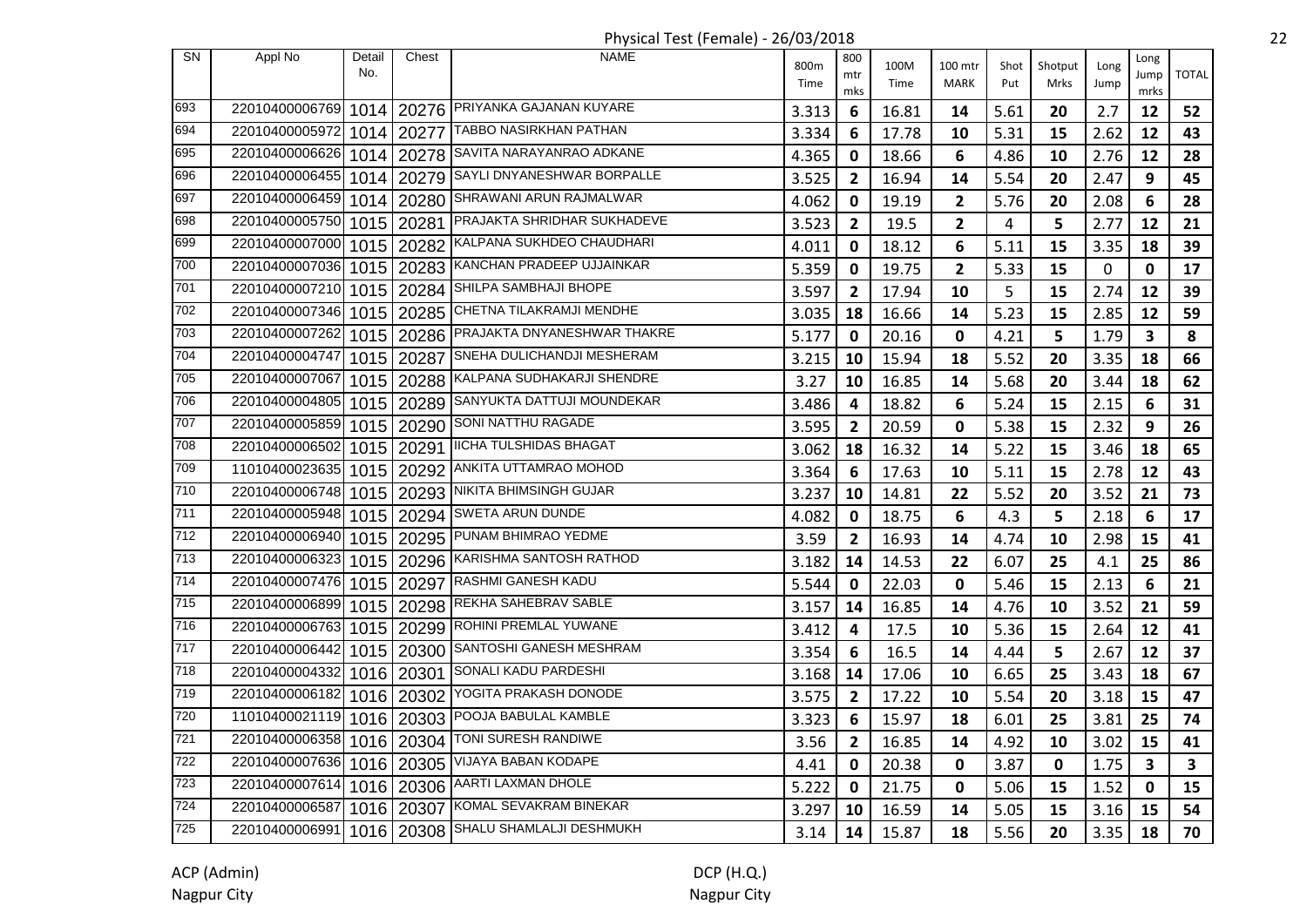Physical Test (Female) - 26/03/2018

| SN | Appl No | Detail No. | Chest | NAME | 800m Time | 800 mtr mks | 100M Time | 100 mtr MARK | Shot Put | Shotput Mrks | Long Jump | Long Jump mrks | TOTAL |
|---|---|---|---|---|---|---|---|---|---|---|---|---|---|
| 693 | 22010400006769 | 1014 | 20276 | PRIYANKA GAJANAN KUYARE | 3.313 | 6 | 16.81 | 14 | 5.61 | 20 | 2.7 | 12 | 52 |
| 694 | 22010400005972 | 1014 | 20277 | TABBO NASIRKHAN PATHAN | 3.334 | 6 | 17.78 | 10 | 5.31 | 15 | 2.62 | 12 | 43 |
| 695 | 22010400006626 | 1014 | 20278 | SAVITA NARAYANRAO ADKANE | 4.365 | 0 | 18.66 | 6 | 4.86 | 10 | 2.76 | 12 | 28 |
| 696 | 22010400006455 | 1014 | 20279 | SAYLI DNYANESHWAR BORPALLE | 3.525 | 2 | 16.94 | 14 | 5.54 | 20 | 2.47 | 9 | 45 |
| 697 | 22010400006459 | 1014 | 20280 | SHRAWANI ARUN RAJMALWAR | 4.062 | 0 | 19.19 | 2 | 5.76 | 20 | 2.08 | 6 | 28 |
| 698 | 22010400005750 | 1015 | 20281 | PRAJAKTA SHRIDHAR SUKHADEVE | 3.523 | 2 | 19.5 | 2 | 4 | 5 | 2.77 | 12 | 21 |
| 699 | 22010400007000 | 1015 | 20282 | KALPANA SUKHDEO CHAUDHARI | 4.011 | 0 | 18.12 | 6 | 5.11 | 15 | 3.35 | 18 | 39 |
| 700 | 22010400007036 | 1015 | 20283 | KANCHAN PRADEEP UJJAINKAR | 5.359 | 0 | 19.75 | 2 | 5.33 | 15 | 0 | 0 | 17 |
| 701 | 22010400007210 | 1015 | 20284 | SHILPA SAMBHAJI BHOPE | 3.597 | 2 | 17.94 | 10 | 5 | 15 | 2.74 | 12 | 39 |
| 702 | 22010400007346 | 1015 | 20285 | CHETNA TILAKRAMJI MENDHE | 3.035 | 18 | 16.66 | 14 | 5.23 | 15 | 2.85 | 12 | 59 |
| 703 | 22010400007262 | 1015 | 20286 | PRAJAKTA DNYANESHWAR THAKRE | 5.177 | 0 | 20.16 | 0 | 4.21 | 5 | 1.79 | 3 | 8 |
| 704 | 22010400004747 | 1015 | 20287 | SNEHA DULICHANDJI MESHERAM | 3.215 | 10 | 15.94 | 18 | 5.52 | 20 | 3.35 | 18 | 66 |
| 705 | 22010400007067 | 1015 | 20288 | KALPANA SUDHAKARJI SHENDRE | 3.27 | 10 | 16.85 | 14 | 5.68 | 20 | 3.44 | 18 | 62 |
| 706 | 22010400004805 | 1015 | 20289 | SANYUKTA DATTUJI MOUNDEKAR | 3.486 | 4 | 18.82 | 6 | 5.24 | 15 | 2.15 | 6 | 31 |
| 707 | 22010400005859 | 1015 | 20290 | SONI NATTHU RAGADE | 3.595 | 2 | 20.59 | 0 | 5.38 | 15 | 2.32 | 9 | 26 |
| 708 | 22010400006502 | 1015 | 20291 | IICHA TULSHIDAS BHAGAT | 3.062 | 18 | 16.32 | 14 | 5.22 | 15 | 3.46 | 18 | 65 |
| 709 | 11010400023635 | 1015 | 20292 | ANKITA UTTAMRAO MOHOD | 3.364 | 6 | 17.63 | 10 | 5.11 | 15 | 2.78 | 12 | 43 |
| 710 | 22010400006748 | 1015 | 20293 | NIKITA BHIMSINGH GUJAR | 3.237 | 10 | 14.81 | 22 | 5.52 | 20 | 3.52 | 21 | 73 |
| 711 | 22010400005948 | 1015 | 20294 | SWETA ARUN DUNDE | 4.082 | 0 | 18.75 | 6 | 4.3 | 5 | 2.18 | 6 | 17 |
| 712 | 22010400006940 | 1015 | 20295 | PUNAM BHIMRAO YEDME | 3.59 | 2 | 16.93 | 14 | 4.74 | 10 | 2.98 | 15 | 41 |
| 713 | 22010400006323 | 1015 | 20296 | KARISHMA SANTOSH RATHOD | 3.182 | 14 | 14.53 | 22 | 6.07 | 25 | 4.1 | 25 | 86 |
| 714 | 22010400007476 | 1015 | 20297 | RASHMI GANESH KADU | 5.544 | 0 | 22.03 | 0 | 5.46 | 15 | 2.13 | 6 | 21 |
| 715 | 22010400006899 | 1015 | 20298 | REKHA SAHEBRAV SABLE | 3.157 | 14 | 16.85 | 14 | 4.76 | 10 | 3.52 | 21 | 59 |
| 716 | 22010400006763 | 1015 | 20299 | ROHINI PREMLAL YUWANE | 3.412 | 4 | 17.5 | 10 | 5.36 | 15 | 2.64 | 12 | 41 |
| 717 | 22010400006442 | 1015 | 20300 | SANTOSHI GANESH MESHRAM | 3.354 | 6 | 16.5 | 14 | 4.44 | 5 | 2.67 | 12 | 37 |
| 718 | 22010400004332 | 1016 | 20301 | SONALI KADU PARDESHI | 3.168 | 14 | 17.06 | 10 | 6.65 | 25 | 3.43 | 18 | 67 |
| 719 | 22010400006182 | 1016 | 20302 | YOGITA PRAKASH DONODE | 3.575 | 2 | 17.22 | 10 | 5.54 | 20 | 3.18 | 15 | 47 |
| 720 | 11010400021119 | 1016 | 20303 | POOJA BABULAL KAMBLE | 3.323 | 6 | 15.97 | 18 | 6.01 | 25 | 3.81 | 25 | 74 |
| 721 | 22010400006358 | 1016 | 20304 | TONI SURESH RANDIWE | 3.56 | 2 | 16.85 | 14 | 4.92 | 10 | 3.02 | 15 | 41 |
| 722 | 22010400007636 | 1016 | 20305 | VIJAYA BABAN KODAPE | 4.41 | 0 | 20.38 | 0 | 3.87 | 0 | 1.75 | 3 | 3 |
| 723 | 22010400007614 | 1016 | 20306 | AARTI LAXMAN DHOLE | 5.222 | 0 | 21.75 | 0 | 5.06 | 15 | 1.52 | 0 | 15 |
| 724 | 22010400006587 | 1016 | 20307 | KOMAL SEVAKRAM BINEKAR | 3.297 | 10 | 16.59 | 14 | 5.05 | 15 | 3.16 | 15 | 54 |
| 725 | 22010400006991 | 1016 | 20308 | SHALU SHAMLALJI DESHMUKH | 3.14 | 14 | 15.87 | 18 | 5.56 | 20 | 3.35 | 18 | 70 |

ACP (Admin)
Nagpur City

DCP (H.Q.)
Nagpur City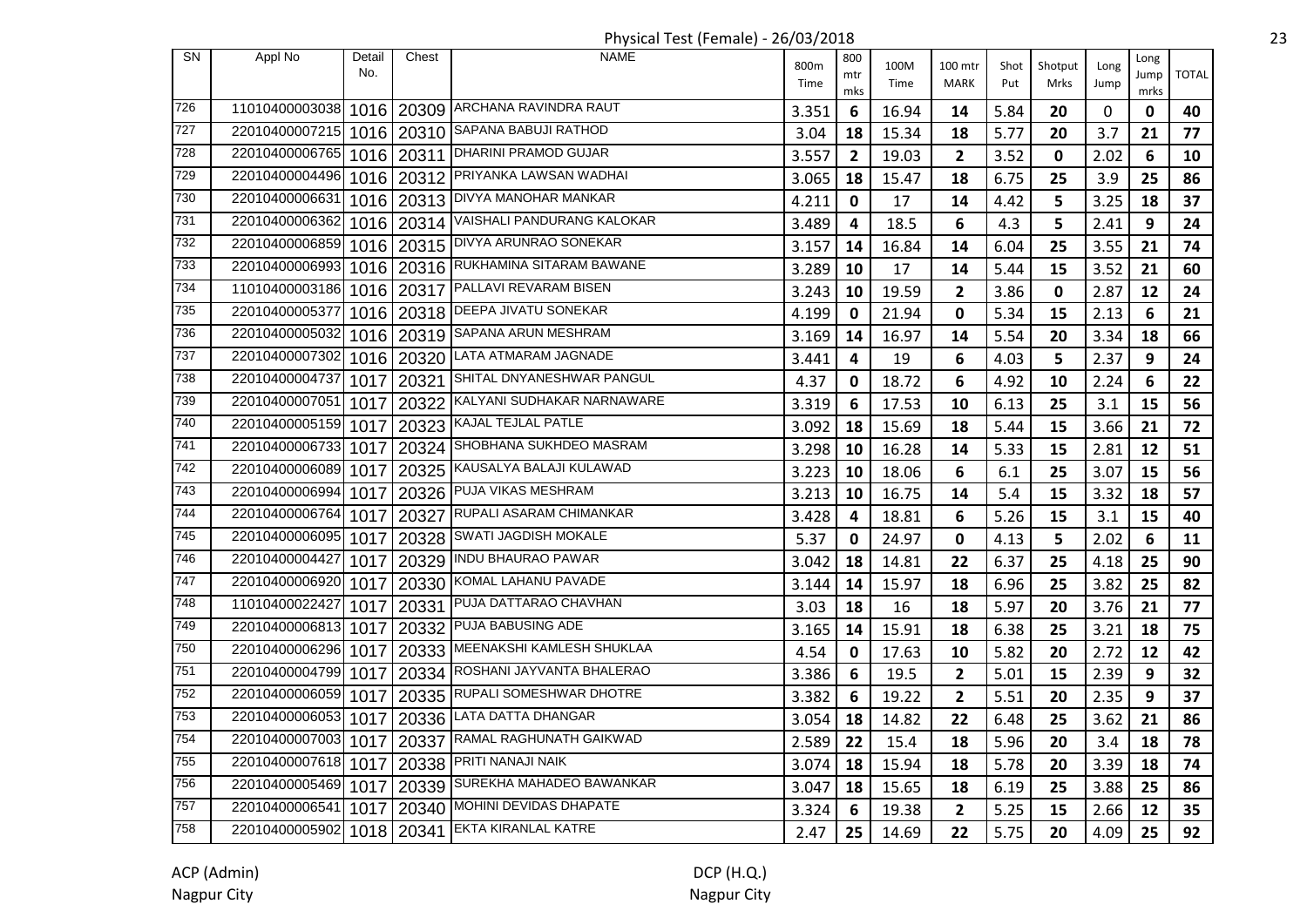# Physical Test (Female) - 26/03/2018

| SN | Appl No | Detail No. | Chest | NAME | 800m Time | 800 mtr mks | 100M Time | 100 mtr MARK | Shot Put | Shotput Mrks | Long Jump | Long Jump mrks | TOTAL |
|---|---|---|---|---|---|---|---|---|---|---|---|---|---|
| 726 | 11010400003038 | 1016 | 20309 | ARCHANA RAVINDRA RAUT | 3.351 | 6 | 16.94 | 14 | 5.84 | 20 | 0 | 0 | 40 |
| 727 | 22010400007215 | 1016 | 20310 | SAPANA BABUJI RATHOD | 3.04 | 18 | 15.34 | 18 | 5.77 | 20 | 3.7 | 21 | 77 |
| 728 | 22010400006765 | 1016 | 20311 | DHARINI PRAMOD GUJAR | 3.557 | 2 | 19.03 | 2 | 3.52 | 0 | 2.02 | 6 | 10 |
| 729 | 22010400004496 | 1016 | 20312 | PRIYANKA LAWSAN WADHAI | 3.065 | 18 | 15.47 | 18 | 6.75 | 25 | 3.9 | 25 | 86 |
| 730 | 22010400006631 | 1016 | 20313 | DIVYA MANOHAR MANKAR | 4.211 | 0 | 17 | 14 | 4.42 | 5 | 3.25 | 18 | 37 |
| 731 | 22010400006362 | 1016 | 20314 | VAISHALI PANDURANG KALOKAR | 3.489 | 4 | 18.5 | 6 | 4.3 | 5 | 2.41 | 9 | 24 |
| 732 | 22010400006859 | 1016 | 20315 | DIVYA ARUNRAO SONEKAR | 3.157 | 14 | 16.84 | 14 | 6.04 | 25 | 3.55 | 21 | 74 |
| 733 | 22010400006993 | 1016 | 20316 | RUKHAMINA SITARAM BAWANE | 3.289 | 10 | 17 | 14 | 5.44 | 15 | 3.52 | 21 | 60 |
| 734 | 11010400003186 | 1016 | 20317 | PALLAVI REVARAM BISEN | 3.243 | 10 | 19.59 | 2 | 3.86 | 0 | 2.87 | 12 | 24 |
| 735 | 22010400005377 | 1016 | 20318 | DEEPA JIVATU SONEKAR | 4.199 | 0 | 21.94 | 0 | 5.34 | 15 | 2.13 | 6 | 21 |
| 736 | 22010400005032 | 1016 | 20319 | SAPANA ARUN MESHRAM | 3.169 | 14 | 16.97 | 14 | 5.54 | 20 | 3.34 | 18 | 66 |
| 737 | 22010400007302 | 1016 | 20320 | LATA ATMARAM JAGNADE | 3.441 | 4 | 19 | 6 | 4.03 | 5 | 2.37 | 9 | 24 |
| 738 | 22010400004737 | 1017 | 20321 | SHITAL DNYANESHWAR PANGUL | 4.37 | 0 | 18.72 | 6 | 4.92 | 10 | 2.24 | 6 | 22 |
| 739 | 22010400007051 | 1017 | 20322 | KALYANI SUDHAKAR NARNAWARE | 3.319 | 6 | 17.53 | 10 | 6.13 | 25 | 3.1 | 15 | 56 |
| 740 | 22010400005159 | 1017 | 20323 | KAJAL TEJLAL PATLE | 3.092 | 18 | 15.69 | 18 | 5.44 | 15 | 3.66 | 21 | 72 |
| 741 | 22010400006733 | 1017 | 20324 | SHOBHANA SUKHDEO MASRAM | 3.298 | 10 | 16.28 | 14 | 5.33 | 15 | 2.81 | 12 | 51 |
| 742 | 22010400006089 | 1017 | 20325 | KAUSALYA BALAJI KULAWAD | 3.223 | 10 | 18.06 | 6 | 6.1 | 25 | 3.07 | 15 | 56 |
| 743 | 22010400006994 | 1017 | 20326 | PUJA VIKAS MESHRAM | 3.213 | 10 | 16.75 | 14 | 5.4 | 15 | 3.32 | 18 | 57 |
| 744 | 22010400006764 | 1017 | 20327 | RUPALI ASARAM CHIMANKAR | 3.428 | 4 | 18.81 | 6 | 5.26 | 15 | 3.1 | 15 | 40 |
| 745 | 22010400006095 | 1017 | 20328 | SWATI JAGDISH MOKALE | 5.37 | 0 | 24.97 | 0 | 4.13 | 5 | 2.02 | 6 | 11 |
| 746 | 22010400004427 | 1017 | 20329 | INDU BHAURAO PAWAR | 3.042 | 18 | 14.81 | 22 | 6.37 | 25 | 4.18 | 25 | 90 |
| 747 | 22010400006920 | 1017 | 20330 | KOMAL LAHANU PAVADE | 3.144 | 14 | 15.97 | 18 | 6.96 | 25 | 3.82 | 25 | 82 |
| 748 | 11010400022427 | 1017 | 20331 | PUJA DATTARAO CHAVHAN | 3.03 | 18 | 16 | 18 | 5.97 | 20 | 3.76 | 21 | 77 |
| 749 | 22010400006813 | 1017 | 20332 | PUJA BABUSING ADE | 3.165 | 14 | 15.91 | 18 | 6.38 | 25 | 3.21 | 18 | 75 |
| 750 | 22010400006296 | 1017 | 20333 | MEENAKSHI KAMLESH SHUKLAA | 4.54 | 0 | 17.63 | 10 | 5.82 | 20 | 2.72 | 12 | 42 |
| 751 | 22010400004799 | 1017 | 20334 | ROSHANI JAYVANTA BHALERAO | 3.386 | 6 | 19.5 | 2 | 5.01 | 15 | 2.39 | 9 | 32 |
| 752 | 22010400006059 | 1017 | 20335 | RUPALI SOMESHWAR DHOTRE | 3.382 | 6 | 19.22 | 2 | 5.51 | 20 | 2.35 | 9 | 37 |
| 753 | 22010400006053 | 1017 | 20336 | LATA DATTA DHANGAR | 3.054 | 18 | 14.82 | 22 | 6.48 | 25 | 3.62 | 21 | 86 |
| 754 | 22010400007003 | 1017 | 20337 | RAMAL RAGHUNATH GAIKWAD | 2.589 | 22 | 15.4 | 18 | 5.96 | 20 | 3.4 | 18 | 78 |
| 755 | 22010400007618 | 1017 | 20338 | PRITI NANAJI NAIK | 3.074 | 18 | 15.94 | 18 | 5.78 | 20 | 3.39 | 18 | 74 |
| 756 | 22010400005469 | 1017 | 20339 | SUREKHA MAHADEO BAWANKAR | 3.047 | 18 | 15.65 | 18 | 6.19 | 25 | 3.88 | 25 | 86 |
| 757 | 22010400006541 | 1017 | 20340 | MOHINI DEVIDAS DHAPATE | 3.324 | 6 | 19.38 | 2 | 5.25 | 15 | 2.66 | 12 | 35 |
| 758 | 22010400005902 | 1018 | 20341 | EKTA KIRANLAL KATRE | 2.47 | 25 | 14.69 | 22 | 5.75 | 20 | 4.09 | 25 | 92 |

ACP (Admin)
Nagpur City

DCP (H.Q.)
Nagpur City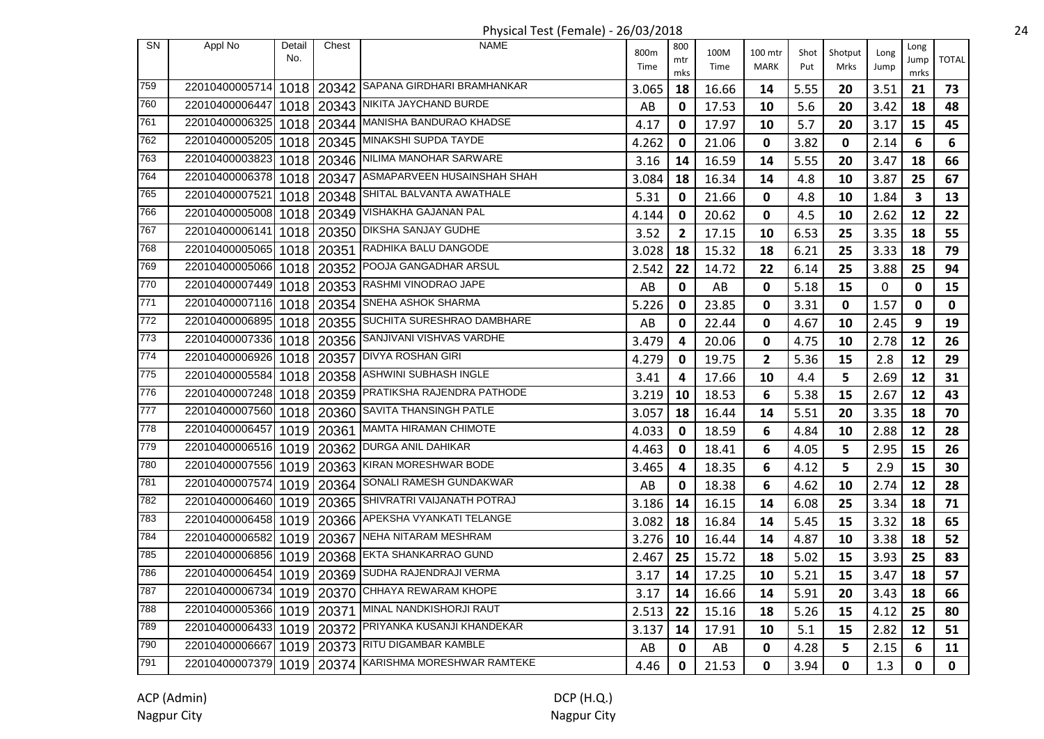Physical Test (Female) - 26/03/2018

| SN | Appl No | Detail No. | Chest | NAME | 800m Time | 800 mtr mks | 100M Time | 100 mtr MARK | Shot Put | Shotput Mrks | Long Jump | Long Jump mrks | TOTAL |
|---|---|---|---|---|---|---|---|---|---|---|---|---|---|
| 759 | 22010400005714 | 1018 | 20342 | SAPANA GIRDHARI BRAMHANKAR | 3.065 | 18 | 16.66 | 14 | 5.55 | 20 | 3.51 | 21 | 73 |
| 760 | 22010400006447 | 1018 | 20343 | NIKITA JAYCHAND BURDE | AB | 0 | 17.53 | 10 | 5.6 | 20 | 3.42 | 18 | 48 |
| 761 | 22010400006325 | 1018 | 20344 | MANISHA BANDURAO KHADSE | 4.17 | 0 | 17.97 | 10 | 5.7 | 20 | 3.17 | 15 | 45 |
| 762 | 22010400005205 | 1018 | 20345 | MINAKSHI SUPDA TAYDE | 4.262 | 0 | 21.06 | 0 | 3.82 | 0 | 2.14 | 6 | 6 |
| 763 | 22010400003823 | 1018 | 20346 | NILIMA MANOHAR SARWARE | 3.16 | 14 | 16.59 | 14 | 5.55 | 20 | 3.47 | 18 | 66 |
| 764 | 22010400006378 | 1018 | 20347 | ASMAPARVEEN HUSAINSHAH SHAH | 3.084 | 18 | 16.34 | 14 | 4.8 | 10 | 3.87 | 25 | 67 |
| 765 | 22010400007521 | 1018 | 20348 | SHITAL BALVANTA AWATHALE | 5.31 | 0 | 21.66 | 0 | 4.8 | 10 | 1.84 | 3 | 13 |
| 766 | 22010400005008 | 1018 | 20349 | VISHAKHA GAJANAN PAL | 4.144 | 0 | 20.62 | 0 | 4.5 | 10 | 2.62 | 12 | 22 |
| 767 | 22010400006141 | 1018 | 20350 | DIKSHA SANJAY GUDHE | 3.52 | 2 | 17.15 | 10 | 6.53 | 25 | 3.35 | 18 | 55 |
| 768 | 22010400005065 | 1018 | 20351 | RADHIKA BALU DANGODE | 3.028 | 18 | 15.32 | 18 | 6.21 | 25 | 3.33 | 18 | 79 |
| 769 | 22010400005066 | 1018 | 20352 | POOJA GANGADHAR ARSUL | 2.542 | 22 | 14.72 | 22 | 6.14 | 25 | 3.88 | 25 | 94 |
| 770 | 22010400007449 | 1018 | 20353 | RASHMI VINODRAO JAPE | AB | 0 | AB | 0 | 5.18 | 15 | 0 | 0 | 15 |
| 771 | 22010400007116 | 1018 | 20354 | SNEHA ASHOK SHARMA | 5.226 | 0 | 23.85 | 0 | 3.31 | 0 | 1.57 | 0 | 0 |
| 772 | 22010400006895 | 1018 | 20355 | SUCHITA SURESHRAO DAMBHARE | AB | 0 | 22.44 | 0 | 4.67 | 10 | 2.45 | 9 | 19 |
| 773 | 22010400007336 | 1018 | 20356 | SANJIVANI VISHVAS VARDHE | 3.479 | 4 | 20.06 | 0 | 4.75 | 10 | 2.78 | 12 | 26 |
| 774 | 22010400006926 | 1018 | 20357 | DIVYA ROSHAN GIRI | 4.279 | 0 | 19.75 | 2 | 5.36 | 15 | 2.8 | 12 | 29 |
| 775 | 22010400005584 | 1018 | 20358 | ASHWINI SUBHASH INGLE | 3.41 | 4 | 17.66 | 10 | 4.4 | 5 | 2.69 | 12 | 31 |
| 776 | 22010400007248 | 1018 | 20359 | PRATIKSHA RAJENDRA PATHODE | 3.219 | 10 | 18.53 | 6 | 5.38 | 15 | 2.67 | 12 | 43 |
| 777 | 22010400007560 | 1018 | 20360 | SAVITA THANSINGH PATLE | 3.057 | 18 | 16.44 | 14 | 5.51 | 20 | 3.35 | 18 | 70 |
| 778 | 22010400006457 | 1019 | 20361 | MAMTA HIRAMAN CHIMOTE | 4.033 | 0 | 18.59 | 6 | 4.84 | 10 | 2.88 | 12 | 28 |
| 779 | 22010400006516 | 1019 | 20362 | DURGA ANIL DAHIKAR | 4.463 | 0 | 18.41 | 6 | 4.05 | 5 | 2.95 | 15 | 26 |
| 780 | 22010400007556 | 1019 | 20363 | KIRAN MORESHWAR BODE | 3.465 | 4 | 18.35 | 6 | 4.12 | 5 | 2.9 | 15 | 30 |
| 781 | 22010400007574 | 1019 | 20364 | SONALI RAMESH GUNDAKWAR | AB | 0 | 18.38 | 6 | 4.62 | 10 | 2.74 | 12 | 28 |
| 782 | 22010400006460 | 1019 | 20365 | SHIVRATRI VAIJANATH POTRAJ | 3.186 | 14 | 16.15 | 14 | 6.08 | 25 | 3.34 | 18 | 71 |
| 783 | 22010400006458 | 1019 | 20366 | APEKSHA VYANKATI TELANGE | 3.082 | 18 | 16.84 | 14 | 5.45 | 15 | 3.32 | 18 | 65 |
| 784 | 22010400006582 | 1019 | 20367 | NEHA NITARAM MESHRAM | 3.276 | 10 | 16.44 | 14 | 4.87 | 10 | 3.38 | 18 | 52 |
| 785 | 22010400006856 | 1019 | 20368 | EKTA SHANKARRAO GUND | 2.467 | 25 | 15.72 | 18 | 5.02 | 15 | 3.93 | 25 | 83 |
| 786 | 22010400006454 | 1019 | 20369 | SUDHA RAJENDRAJI VERMA | 3.17 | 14 | 17.25 | 10 | 5.21 | 15 | 3.47 | 18 | 57 |
| 787 | 22010400006734 | 1019 | 20370 | CHHAYA REWARAM KHOPE | 3.17 | 14 | 16.66 | 14 | 5.91 | 20 | 3.43 | 18 | 66 |
| 788 | 22010400005366 | 1019 | 20371 | MINAL NANDKISHORJI RAUT | 2.513 | 22 | 15.16 | 18 | 5.26 | 15 | 4.12 | 25 | 80 |
| 789 | 22010400006433 | 1019 | 20372 | PRIYANKA KUSANJI KHANDEKAR | 3.137 | 14 | 17.91 | 10 | 5.1 | 15 | 2.82 | 12 | 51 |
| 790 | 22010400006667 | 1019 | 20373 | RITU DIGAMBAR KAMBLE | AB | 0 | AB | 0 | 4.28 | 5 | 2.15 | 6 | 11 |
| 791 | 22010400007379 | 1019 | 20374 | KARISHMA MORESHWAR RAMTEKE | 4.46 | 0 | 21.53 | 0 | 3.94 | 0 | 1.3 | 0 | 0 |

ACP (Admin)
Nagpur City

DCP (H.Q.)
Nagpur City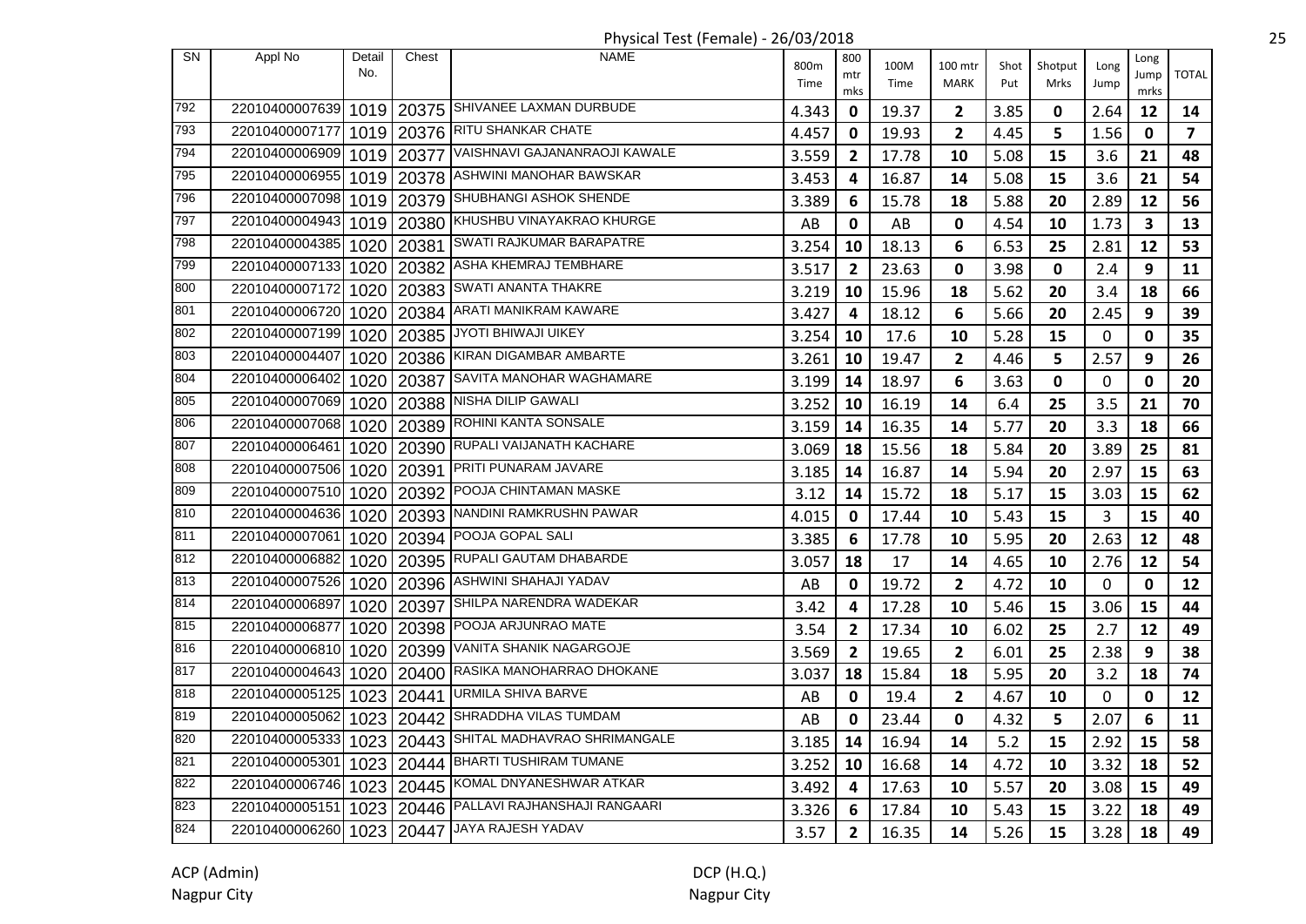# Physical Test (Female) - 26/03/2018

| SN | Appl No | Detail No. | Chest | NAME | 800m Time | 800 mtr mks | 100M Time | 100 mtr MARK | Shot Put | Shotput Mrks | Long Jump | Long Jump mrks | TOTAL |
|---|---|---|---|---|---|---|---|---|---|---|---|---|---|
| 792 | 22010400007639 | 1019 | 20375 | SHIVANEE LAXMAN DURBUDE | 4.343 | 0 | 19.37 | 2 | 3.85 | 0 | 2.64 | 12 | 14 |
| 793 | 22010400007177 | 1019 | 20376 | RITU SHANKAR CHATE | 4.457 | 0 | 19.93 | 2 | 4.45 | 5 | 1.56 | 0 | 7 |
| 794 | 22010400006909 | 1019 | 20377 | VAISHNAVI GAJANANRAOJI KAWALE | 3.559 | 2 | 17.78 | 10 | 5.08 | 15 | 3.6 | 21 | 48 |
| 795 | 22010400006955 | 1019 | 20378 | ASHWINI MANOHAR BAWSKAR | 3.453 | 4 | 16.87 | 14 | 5.08 | 15 | 3.6 | 21 | 54 |
| 796 | 22010400007098 | 1019 | 20379 | SHUBHANGI ASHOK SHENDE | 3.389 | 6 | 15.78 | 18 | 5.88 | 20 | 2.89 | 12 | 56 |
| 797 | 22010400004943 | 1019 | 20380 | KHUSHBU VINAYAKRAO KHURGE | AB | 0 | AB | 0 | 4.54 | 10 | 1.73 | 3 | 13 |
| 798 | 22010400004385 | 1020 | 20381 | SWATI RAJKUMAR BARAPATRE | 3.254 | 10 | 18.13 | 6 | 6.53 | 25 | 2.81 | 12 | 53 |
| 799 | 22010400007133 | 1020 | 20382 | ASHA KHEMRAJ TEMBHARE | 3.517 | 2 | 23.63 | 0 | 3.98 | 0 | 2.4 | 9 | 11 |
| 800 | 22010400007172 | 1020 | 20383 | SWATI ANANTA THAKRE | 3.219 | 10 | 15.96 | 18 | 5.62 | 20 | 3.4 | 18 | 66 |
| 801 | 22010400006720 | 1020 | 20384 | ARATI MANIKRAM KAWARE | 3.427 | 4 | 18.12 | 6 | 5.66 | 20 | 2.45 | 9 | 39 |
| 802 | 22010400007199 | 1020 | 20385 | JYOTI BHIWAJI UIKEY | 3.254 | 10 | 17.6 | 10 | 5.28 | 15 | 0 | 0 | 35 |
| 803 | 22010400004407 | 1020 | 20386 | KIRAN DIGAMBAR AMBARTE | 3.261 | 10 | 19.47 | 2 | 4.46 | 5 | 2.57 | 9 | 26 |
| 804 | 22010400006402 | 1020 | 20387 | SAVITA MANOHAR WAGHAMARE | 3.199 | 14 | 18.97 | 6 | 3.63 | 0 | 0 | 0 | 20 |
| 805 | 22010400007069 | 1020 | 20388 | NISHA DILIP GAWALI | 3.252 | 10 | 16.19 | 14 | 6.4 | 25 | 3.5 | 21 | 70 |
| 806 | 22010400007068 | 1020 | 20389 | ROHINI KANTA SONSALE | 3.159 | 14 | 16.35 | 14 | 5.77 | 20 | 3.3 | 18 | 66 |
| 807 | 22010400006461 | 1020 | 20390 | RUPALI VAIJANATH KACHARE | 3.069 | 18 | 15.56 | 18 | 5.84 | 20 | 3.89 | 25 | 81 |
| 808 | 22010400007506 | 1020 | 20391 | PRITI PUNARAM JAVARE | 3.185 | 14 | 16.87 | 14 | 5.94 | 20 | 2.97 | 15 | 63 |
| 809 | 22010400007510 | 1020 | 20392 | POOJA CHINTAMAN MASKE | 3.12 | 14 | 15.72 | 18 | 5.17 | 15 | 3.03 | 15 | 62 |
| 810 | 22010400004636 | 1020 | 20393 | NANDINI RAMKRUSHN PAWAR | 4.015 | 0 | 17.44 | 10 | 5.43 | 15 | 3 | 15 | 40 |
| 811 | 22010400007061 | 1020 | 20394 | POOJA GOPAL SALI | 3.385 | 6 | 17.78 | 10 | 5.95 | 20 | 2.63 | 12 | 48 |
| 812 | 22010400006882 | 1020 | 20395 | RUPALI GAUTAM DHABARDE | 3.057 | 18 | 17 | 14 | 4.65 | 10 | 2.76 | 12 | 54 |
| 813 | 22010400007526 | 1020 | 20396 | ASHWINI SHAHAJI YADAV | AB | 0 | 19.72 | 2 | 4.72 | 10 | 0 | 0 | 12 |
| 814 | 22010400006897 | 1020 | 20397 | SHILPA NARENDRA WADEKAR | 3.42 | 4 | 17.28 | 10 | 5.46 | 15 | 3.06 | 15 | 44 |
| 815 | 22010400006877 | 1020 | 20398 | POOJA ARJUNRAO MATE | 3.54 | 2 | 17.34 | 10 | 6.02 | 25 | 2.7 | 12 | 49 |
| 816 | 22010400006810 | 1020 | 20399 | VANITA SHANIK NAGARGOJE | 3.569 | 2 | 19.65 | 2 | 6.01 | 25 | 2.38 | 9 | 38 |
| 817 | 22010400004643 | 1020 | 20400 | RASIKA MANOHARRAO DHOKANE | 3.037 | 18 | 15.84 | 18 | 5.95 | 20 | 3.2 | 18 | 74 |
| 818 | 22010400005125 | 1023 | 20441 | URMILA SHIVA BARVE | AB | 0 | 19.4 | 2 | 4.67 | 10 | 0 | 0 | 12 |
| 819 | 22010400005062 | 1023 | 20442 | SHRADDHA VILAS TUMDAM | AB | 0 | 23.44 | 0 | 4.32 | 5 | 2.07 | 6 | 11 |
| 820 | 22010400005333 | 1023 | 20443 | SHITAL MADHAVRAO SHRIMANGALE | 3.185 | 14 | 16.94 | 14 | 5.2 | 15 | 2.92 | 15 | 58 |
| 821 | 22010400005301 | 1023 | 20444 | BHARTI TUSHIRAM TUMANE | 3.252 | 10 | 16.68 | 14 | 4.72 | 10 | 3.32 | 18 | 52 |
| 822 | 22010400006746 | 1023 | 20445 | KOMAL DNYANESHWAR ATKAR | 3.492 | 4 | 17.63 | 10 | 5.57 | 20 | 3.08 | 15 | 49 |
| 823 | 22010400005151 | 1023 | 20446 | PALLAVI RAJHANSHAJI RANGAARI | 3.326 | 6 | 17.84 | 10 | 5.43 | 15 | 3.22 | 18 | 49 |
| 824 | 22010400006260 | 1023 | 20447 | JAYA RAJESH YADAV | 3.57 | 2 | 16.35 | 14 | 5.26 | 15 | 3.28 | 18 | 49 |

ACP (Admin)
Nagpur City

DCP (H.Q.)
Nagpur City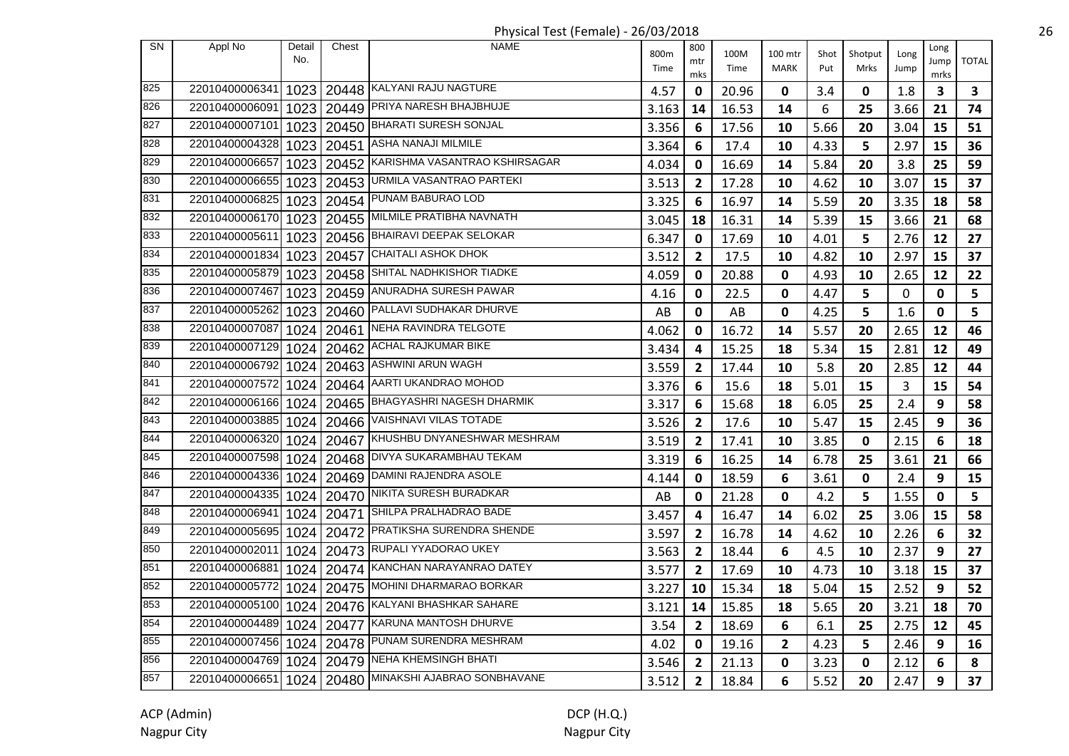Physical Test (Female) - 26/03/2018

| SN | Appl No | Detail No. | Chest | NAME | 800m Time | 800 mtr mks | 100M Time | 100 mtr MARK | Shot Put | Shotput Mrks | Long Jump | Long Jump mrks | TOTAL |
|---|---|---|---|---|---|---|---|---|---|---|---|---|---|
| 825 | 22010400006341 | 1023 | 20448 | KALYANI RAJU NAGTURE | 4.57 | 0 | 20.96 | 0 | 3.4 | 0 | 1.8 | 3 | 3 |
| 826 | 22010400006091 | 1023 | 20449 | PRIYA NARESH BHAJBHUJE | 3.163 | 14 | 16.53 | 14 | 6 | 25 | 3.66 | 21 | 74 |
| 827 | 22010400007101 | 1023 | 20450 | BHARATI SURESH SONJAL | 3.356 | 6 | 17.56 | 10 | 5.66 | 20 | 3.04 | 15 | 51 |
| 828 | 22010400004328 | 1023 | 20451 | ASHA NANAJI MILMILE | 3.364 | 6 | 17.4 | 10 | 4.33 | 5 | 2.97 | 15 | 36 |
| 829 | 22010400006657 | 1023 | 20452 | KARISHMA VASANTRAO KSHIRSAGAR | 4.034 | 0 | 16.69 | 14 | 5.84 | 20 | 3.8 | 25 | 59 |
| 830 | 22010400006655 | 1023 | 20453 | URMILA VASANTRAO PARTEKI | 3.513 | 2 | 17.28 | 10 | 4.62 | 10 | 3.07 | 15 | 37 |
| 831 | 22010400006825 | 1023 | 20454 | PUNAM BABURAO LOD | 3.325 | 6 | 16.97 | 14 | 5.59 | 20 | 3.35 | 18 | 58 |
| 832 | 22010400006170 | 1023 | 20455 | MILMILE PRATIBHA NAVNATH | 3.045 | 18 | 16.31 | 14 | 5.39 | 15 | 3.66 | 21 | 68 |
| 833 | 22010400005611 | 1023 | 20456 | BHAIRAVI DEEPAK SELOKAR | 6.347 | 0 | 17.69 | 10 | 4.01 | 5 | 2.76 | 12 | 27 |
| 834 | 22010400001834 | 1023 | 20457 | CHAITALI ASHOK DHOK | 3.512 | 2 | 17.5 | 10 | 4.82 | 10 | 2.97 | 15 | 37 |
| 835 | 22010400005879 | 1023 | 20458 | SHITAL NADHKISHOR TIADKE | 4.059 | 0 | 20.88 | 0 | 4.93 | 10 | 2.65 | 12 | 22 |
| 836 | 22010400007467 | 1023 | 20459 | ANURADHA SURESH PAWAR | 4.16 | 0 | 22.5 | 0 | 4.47 | 5 | 0 | 0 | 5 |
| 837 | 22010400005262 | 1023 | 20460 | PALLAVI SUDHAKAR DHURVE | AB | 0 | AB | 0 | 4.25 | 5 | 1.6 | 0 | 5 |
| 838 | 22010400007087 | 1024 | 20461 | NEHA RAVINDRA TELGOTE | 4.062 | 0 | 16.72 | 14 | 5.57 | 20 | 2.65 | 12 | 46 |
| 839 | 22010400007129 | 1024 | 20462 | ACHAL RAJKUMAR BIKE | 3.434 | 4 | 15.25 | 18 | 5.34 | 15 | 2.81 | 12 | 49 |
| 840 | 22010400006792 | 1024 | 20463 | ASHWINI ARUN WAGH | 3.559 | 2 | 17.44 | 10 | 5.8 | 20 | 2.85 | 12 | 44 |
| 841 | 22010400007572 | 1024 | 20464 | AARTI UKANDRAO MOHOD | 3.376 | 6 | 15.6 | 18 | 5.01 | 15 | 3 | 15 | 54 |
| 842 | 22010400006166 | 1024 | 20465 | BHAGYASHRI NAGESH DHARMIK | 3.317 | 6 | 15.68 | 18 | 6.05 | 25 | 2.4 | 9 | 58 |
| 843 | 22010400003885 | 1024 | 20466 | VAISHNAVI VILAS TOTADE | 3.526 | 2 | 17.6 | 10 | 5.47 | 15 | 2.45 | 9 | 36 |
| 844 | 22010400006320 | 1024 | 20467 | KHUSHBU DNYANESHWAR MESHRAM | 3.519 | 2 | 17.41 | 10 | 3.85 | 0 | 2.15 | 6 | 18 |
| 845 | 22010400007598 | 1024 | 20468 | DIVYA SUKARAMBHAU TEKAM | 3.319 | 6 | 16.25 | 14 | 6.78 | 25 | 3.61 | 21 | 66 |
| 846 | 22010400004336 | 1024 | 20469 | DAMINI RAJENDRA ASOLE | 4.144 | 0 | 18.59 | 6 | 3.61 | 0 | 2.4 | 9 | 15 |
| 847 | 22010400004335 | 1024 | 20470 | NIKITA SURESH BURADKAR | AB | 0 | 21.28 | 0 | 4.2 | 5 | 1.55 | 0 | 5 |
| 848 | 22010400006941 | 1024 | 20471 | SHILPA PRALHADRAO BADE | 3.457 | 4 | 16.47 | 14 | 6.02 | 25 | 3.06 | 15 | 58 |
| 849 | 22010400005695 | 1024 | 20472 | PRATIKSHA SURENDRA SHENDE | 3.597 | 2 | 16.78 | 14 | 4.62 | 10 | 2.26 | 6 | 32 |
| 850 | 22010400002011 | 1024 | 20473 | RUPALI YYADORAO UKEY | 3.563 | 2 | 18.44 | 6 | 4.5 | 10 | 2.37 | 9 | 27 |
| 851 | 22010400006881 | 1024 | 20474 | KANCHAN NARAYANRAO DATEY | 3.577 | 2 | 17.69 | 10 | 4.73 | 10 | 3.18 | 15 | 37 |
| 852 | 22010400005772 | 1024 | 20475 | MOHINI DHARMARAO BORKAR | 3.227 | 10 | 15.34 | 18 | 5.04 | 15 | 2.52 | 9 | 52 |
| 853 | 22010400005100 | 1024 | 20476 | KALYANI BHASHKAR SAHARE | 3.121 | 14 | 15.85 | 18 | 5.65 | 20 | 3.21 | 18 | 70 |
| 854 | 22010400004489 | 1024 | 20477 | KARUNA MANTOSH DHURVE | 3.54 | 2 | 18.69 | 6 | 6.1 | 25 | 2.75 | 12 | 45 |
| 855 | 22010400007456 | 1024 | 20478 | PUNAM SURENDRA MESHRAM | 4.02 | 0 | 19.16 | 2 | 4.23 | 5 | 2.46 | 9 | 16 |
| 856 | 22010400004769 | 1024 | 20479 | NEHA KHEMSINGH BHATI | 3.546 | 2 | 21.13 | 0 | 3.23 | 0 | 2.12 | 6 | 8 |
| 857 | 22010400006651 | 1024 | 20480 | MINAKSHI AJABRAO SONBHAVANE | 3.512 | 2 | 18.84 | 6 | 5.52 | 20 | 2.47 | 9 | 37 |

ACP (Admin)
Nagpur City

DCP (H.Q.)
Nagpur City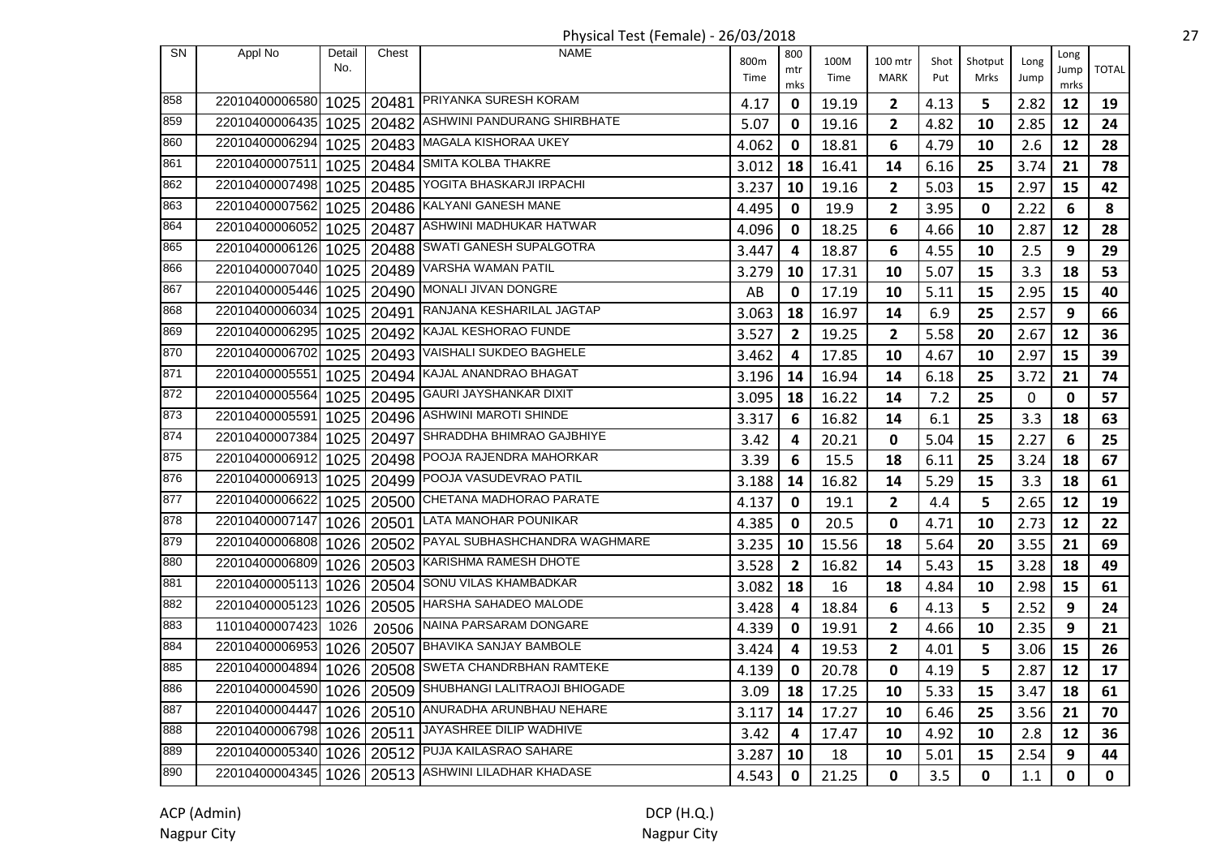Physical Test (Female) - 26/03/2018

| SN | Appl No | Detail No. | Chest | NAME | 800m Time | 800 mtr mks | 100M Time | 100 mtr MARK | Shot Put | Shotput Mrks | Long Jump | Long Jump mrks | TOTAL |
|---|---|---|---|---|---|---|---|---|---|---|---|---|---|
| 858 | 22010400006580 | 1025 | 20481 | PRIYANKA SURESH KORAM | 4.17 | 0 | 19.19 | 2 | 4.13 | 5 | 2.82 | 12 | 19 |
| 859 | 22010400006435 | 1025 | 20482 | ASHWINI PANDURANG SHIRBHATE | 5.07 | 0 | 19.16 | 2 | 4.82 | 10 | 2.85 | 12 | 24 |
| 860 | 22010400006294 | 1025 | 20483 | MAGALA KISHORAA UKEY | 4.062 | 0 | 18.81 | 6 | 4.79 | 10 | 2.6 | 12 | 28 |
| 861 | 22010400007511 | 1025 | 20484 | SMITA KOLBA THAKRE | 3.012 | 18 | 16.41 | 14 | 6.16 | 25 | 3.74 | 21 | 78 |
| 862 | 22010400007498 | 1025 | 20485 | YOGITA BHASKARJI IRPACHI | 3.237 | 10 | 19.16 | 2 | 5.03 | 15 | 2.97 | 15 | 42 |
| 863 | 22010400007562 | 1025 | 20486 | KALYANI GANESH MANE | 4.495 | 0 | 19.9 | 2 | 3.95 | 0 | 2.22 | 6 | 8 |
| 864 | 22010400006052 | 1025 | 20487 | ASHWINI MADHUKAR HATWAR | 4.096 | 0 | 18.25 | 6 | 4.66 | 10 | 2.87 | 12 | 28 |
| 865 | 22010400006126 | 1025 | 20488 | SWATI GANESH SUPALGOTRA | 3.447 | 4 | 18.87 | 6 | 4.55 | 10 | 2.5 | 9 | 29 |
| 866 | 22010400007040 | 1025 | 20489 | VARSHA WAMAN PATIL | 3.279 | 10 | 17.31 | 10 | 5.07 | 15 | 3.3 | 18 | 53 |
| 867 | 22010400005446 | 1025 | 20490 | MONALI JIVAN DONGRE | AB | 0 | 17.19 | 10 | 5.11 | 15 | 2.95 | 15 | 40 |
| 868 | 22010400006034 | 1025 | 20491 | RANJANA KESHARILAL JAGTAP | 3.063 | 18 | 16.97 | 14 | 6.9 | 25 | 2.57 | 9 | 66 |
| 869 | 22010400006295 | 1025 | 20492 | KAJAL KESHORAO FUNDE | 3.527 | 2 | 19.25 | 2 | 5.58 | 20 | 2.67 | 12 | 36 |
| 870 | 22010400006702 | 1025 | 20493 | VAISHALI SUKDEO BAGHELE | 3.462 | 4 | 17.85 | 10 | 4.67 | 10 | 2.97 | 15 | 39 |
| 871 | 22010400005551 | 1025 | 20494 | KAJAL ANANDRAO BHAGAT | 3.196 | 14 | 16.94 | 14 | 6.18 | 25 | 3.72 | 21 | 74 |
| 872 | 22010400005564 | 1025 | 20495 | GAURI JAYSHANKAR DIXIT | 3.095 | 18 | 16.22 | 14 | 7.2 | 25 | 0 | 0 | 57 |
| 873 | 22010400005591 | 1025 | 20496 | ASHWINI MAROTI SHINDE | 3.317 | 6 | 16.82 | 14 | 6.1 | 25 | 3.3 | 18 | 63 |
| 874 | 22010400007384 | 1025 | 20497 | SHRADDHA BHIMRAO GAJBHIYE | 3.42 | 4 | 20.21 | 0 | 5.04 | 15 | 2.27 | 6 | 25 |
| 875 | 22010400006912 | 1025 | 20498 | POOJA RAJENDRA MAHORKAR | 3.39 | 6 | 15.5 | 18 | 6.11 | 25 | 3.24 | 18 | 67 |
| 876 | 22010400006913 | 1025 | 20499 | POOJA VASUDEVRAO PATIL | 3.188 | 14 | 16.82 | 14 | 5.29 | 15 | 3.3 | 18 | 61 |
| 877 | 22010400006622 | 1025 | 20500 | CHETANA MADHORAO PARATE | 4.137 | 0 | 19.1 | 2 | 4.4 | 5 | 2.65 | 12 | 19 |
| 878 | 22010400007147 | 1026 | 20501 | LATA MANOHAR POUNIKAR | 4.385 | 0 | 20.5 | 0 | 4.71 | 10 | 2.73 | 12 | 22 |
| 879 | 22010400006808 | 1026 | 20502 | PAYAL SUBHASHCHANDRA WAGHMARE | 3.235 | 10 | 15.56 | 18 | 5.64 | 20 | 3.55 | 21 | 69 |
| 880 | 22010400006809 | 1026 | 20503 | KARISHMA RAMESH DHOTE | 3.528 | 2 | 16.82 | 14 | 5.43 | 15 | 3.28 | 18 | 49 |
| 881 | 22010400005113 | 1026 | 20504 | SONU VILAS KHAMBADKAR | 3.082 | 18 | 16 | 18 | 4.84 | 10 | 2.98 | 15 | 61 |
| 882 | 22010400005123 | 1026 | 20505 | HARSHA SAHADEO MALODE | 3.428 | 4 | 18.84 | 6 | 4.13 | 5 | 2.52 | 9 | 24 |
| 883 | 11010400007423 | 1026 | 20506 | NAINA PARSARAM DONGARE | 4.339 | 0 | 19.91 | 2 | 4.66 | 10 | 2.35 | 9 | 21 |
| 884 | 22010400006953 | 1026 | 20507 | BHAVIKA SANJAY BAMBOLE | 3.424 | 4 | 19.53 | 2 | 4.01 | 5 | 3.06 | 15 | 26 |
| 885 | 22010400004894 | 1026 | 20508 | SWETA CHANDRBHAN RAMTEKE | 4.139 | 0 | 20.78 | 0 | 4.19 | 5 | 2.87 | 12 | 17 |
| 886 | 22010400004590 | 1026 | 20509 | SHUBHANGI LALITRAOJI BHIOGADE | 3.09 | 18 | 17.25 | 10 | 5.33 | 15 | 3.47 | 18 | 61 |
| 887 | 22010400004447 | 1026 | 20510 | ANURADHA ARUNBHAU NEHARE | 3.117 | 14 | 17.27 | 10 | 6.46 | 25 | 3.56 | 21 | 70 |
| 888 | 22010400006798 | 1026 | 20511 | JAYASHREE DILIP WADHIVE | 3.42 | 4 | 17.47 | 10 | 4.92 | 10 | 2.8 | 12 | 36 |
| 889 | 22010400005340 | 1026 | 20512 | PUJA KAILASRAO SAHARE | 3.287 | 10 | 18 | 10 | 5.01 | 15 | 2.54 | 9 | 44 |
| 890 | 22010400004345 | 1026 | 20513 | ASHWINI LILADHAR KHADASE | 4.543 | 0 | 21.25 | 0 | 3.5 | 0 | 1.1 | 0 | 0 |

ACP (Admin)
Nagpur City

DCP (H.Q.)
Nagpur City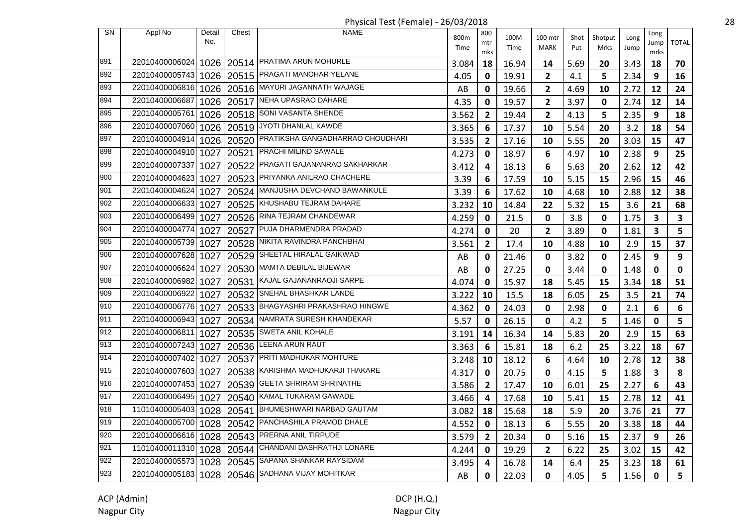Physical Test (Female) - 26/03/2018

| SN | Appl No | Detail No. | Chest | NAME | 800m Time | 800 mtr mks | 100M Time | 100 mtr MARK | Shot Put | Shotput Mrks | Long Jump | Long Jump mrks | TOTAL |
|---|---|---|---|---|---|---|---|---|---|---|---|---|---|
| 891 | 22010400006024 | 1026 | 20514 | PRATIMA ARUN MOHURLE | 3.084 | 18 | 16.94 | 14 | 5.69 | 20 | 3.43 | 18 | 70 |
| 892 | 22010400005743 | 1026 | 20515 | PRAGATI MANOHAR YELANE | 4.05 | 0 | 19.91 | 2 | 4.1 | 5 | 2.34 | 9 | 16 |
| 893 | 22010400006816 | 1026 | 20516 | MAYURI JAGANNATH WAJAGE | AB | 0 | 19.66 | 2 | 4.69 | 10 | 2.72 | 12 | 24 |
| 894 | 22010400006687 | 1026 | 20517 | NEHA UPASRAO DAHARE | 4.35 | 0 | 19.57 | 2 | 3.97 | 0 | 2.74 | 12 | 14 |
| 895 | 22010400005761 | 1026 | 20518 | SONI VASANTA SHENDE | 3.562 | 2 | 19.44 | 2 | 4.13 | 5 | 2.35 | 9 | 18 |
| 896 | 22010400007060 | 1026 | 20519 | JYOTI DHANLAL KAWDE | 3.365 | 6 | 17.37 | 10 | 5.54 | 20 | 3.2 | 18 | 54 |
| 897 | 22010400004914 | 1026 | 20520 | PRATIKSHA GANGADHARRAO CHOUDHARI | 3.535 | 2 | 17.16 | 10 | 5.55 | 20 | 3.03 | 15 | 47 |
| 898 | 22010400004910 | 1027 | 20521 | PRACHI MILIND SAWALE | 4.273 | 0 | 18.97 | 6 | 4.97 | 10 | 2.38 | 9 | 25 |
| 899 | 22010400007337 | 1027 | 20522 | PRAGATI GAJANANRAO SAKHARKAR | 3.412 | 4 | 18.13 | 6 | 5.63 | 20 | 2.62 | 12 | 42 |
| 900 | 22010400004623 | 1027 | 20523 | PRIYANKA ANILRAO CHACHERE | 3.39 | 6 | 17.59 | 10 | 5.15 | 15 | 2.96 | 15 | 46 |
| 901 | 22010400004624 | 1027 | 20524 | MANJUSHA DEVCHAND BAWANKULE | 3.39 | 6 | 17.62 | 10 | 4.68 | 10 | 2.88 | 12 | 38 |
| 902 | 22010400006633 | 1027 | 20525 | KHUSHABU TEJRAM DAHARE | 3.232 | 10 | 14.84 | 22 | 5.32 | 15 | 3.6 | 21 | 68 |
| 903 | 22010400006499 | 1027 | 20526 | RINA TEJRAM CHANDEWAR | 4.259 | 0 | 21.5 | 0 | 3.8 | 0 | 1.75 | 3 | 3 |
| 904 | 22010400004774 | 1027 | 20527 | PUJA DHARMENDRA PRADAD | 4.274 | 0 | 20 | 2 | 3.89 | 0 | 1.81 | 3 | 5 |
| 905 | 22010400005739 | 1027 | 20528 | NIKITA RAVINDRA PANCHBHAI | 3.561 | 2 | 17.4 | 10 | 4.88 | 10 | 2.9 | 15 | 37 |
| 906 | 22010400007628 | 1027 | 20529 | SHEETAL HIRALAL GAIKWAD | AB | 0 | 21.46 | 0 | 3.82 | 0 | 2.45 | 9 | 9 |
| 907 | 22010400006624 | 1027 | 20530 | MAMTA DEBILAL BIJEWAR | AB | 0 | 27.25 | 0 | 3.44 | 0 | 1.48 | 0 | 0 |
| 908 | 22010400006982 | 1027 | 20531 | KAJAL GAJANANRAOJI SARPE | 4.074 | 0 | 15.97 | 18 | 5.45 | 15 | 3.34 | 18 | 51 |
| 909 | 22010400006922 | 1027 | 20532 | SNEHAL BHASHKAR LANDE | 3.222 | 10 | 15.5 | 18 | 6.05 | 25 | 3.5 | 21 | 74 |
| 910 | 22010400006776 | 1027 | 20533 | BHAGYASHRI PRAKASHRAO HINGWE | 4.362 | 0 | 24.03 | 0 | 2.98 | 0 | 2.1 | 6 | 6 |
| 911 | 22010400006943 | 1027 | 20534 | NAMRATA SURESH KHANDEKAR | 5.57 | 0 | 26.15 | 0 | 4.2 | 5 | 1.46 | 0 | 5 |
| 912 | 22010400006811 | 1027 | 20535 | SWETA ANIL KOHALE | 3.191 | 14 | 16.34 | 14 | 5.83 | 20 | 2.9 | 15 | 63 |
| 913 | 22010400007243 | 1027 | 20536 | LEENA ARUN RAUT | 3.363 | 6 | 15.81 | 18 | 6.2 | 25 | 3.22 | 18 | 67 |
| 914 | 22010400007402 | 1027 | 20537 | PRITI MADHUKAR MOHTURE | 3.248 | 10 | 18.12 | 6 | 4.64 | 10 | 2.78 | 12 | 38 |
| 915 | 22010400007603 | 1027 | 20538 | KARISHMA MADHUKARJI THAKARE | 4.317 | 0 | 20.75 | 0 | 4.15 | 5 | 1.88 | 3 | 8 |
| 916 | 22010400007453 | 1027 | 20539 | GEETA SHRIRAM SHRINATHE | 3.586 | 2 | 17.47 | 10 | 6.01 | 25 | 2.27 | 6 | 43 |
| 917 | 22010400006495 | 1027 | 20540 | KAMAL TUKARAM GAWADE | 3.466 | 4 | 17.68 | 10 | 5.41 | 15 | 2.78 | 12 | 41 |
| 918 | 11010400005403 | 1028 | 20541 | BHUMESHWARI NARBAD GAUTAM | 3.082 | 18 | 15.68 | 18 | 5.9 | 20 | 3.76 | 21 | 77 |
| 919 | 22010400005700 | 1028 | 20542 | PANCHASHILA PRAMOD DHALE | 4.552 | 0 | 18.13 | 6 | 5.55 | 20 | 3.38 | 18 | 44 |
| 920 | 22010400006616 | 1028 | 20543 | PRERNA ANIL TIRPUDE | 3.579 | 2 | 20.34 | 0 | 5.16 | 15 | 2.37 | 9 | 26 |
| 921 | 11010400011310 | 1028 | 20544 | CHANDANI DASHRATHJI LONARE | 4.244 | 0 | 19.29 | 2 | 6.22 | 25 | 3.02 | 15 | 42 |
| 922 | 22010400005573 | 1028 | 20545 | SAPANA SHANKAR RAYSIDAM | 3.495 | 4 | 16.78 | 14 | 6.4 | 25 | 3.23 | 18 | 61 |
| 923 | 22010400005183 | 1028 | 20546 | SADHANA VIJAY MOHITKAR | AB | 0 | 22.03 | 0 | 4.05 | 5 | 1.56 | 0 | 5 |

ACP (Admin)
Nagpur City

DCP (H.Q.)
Nagpur City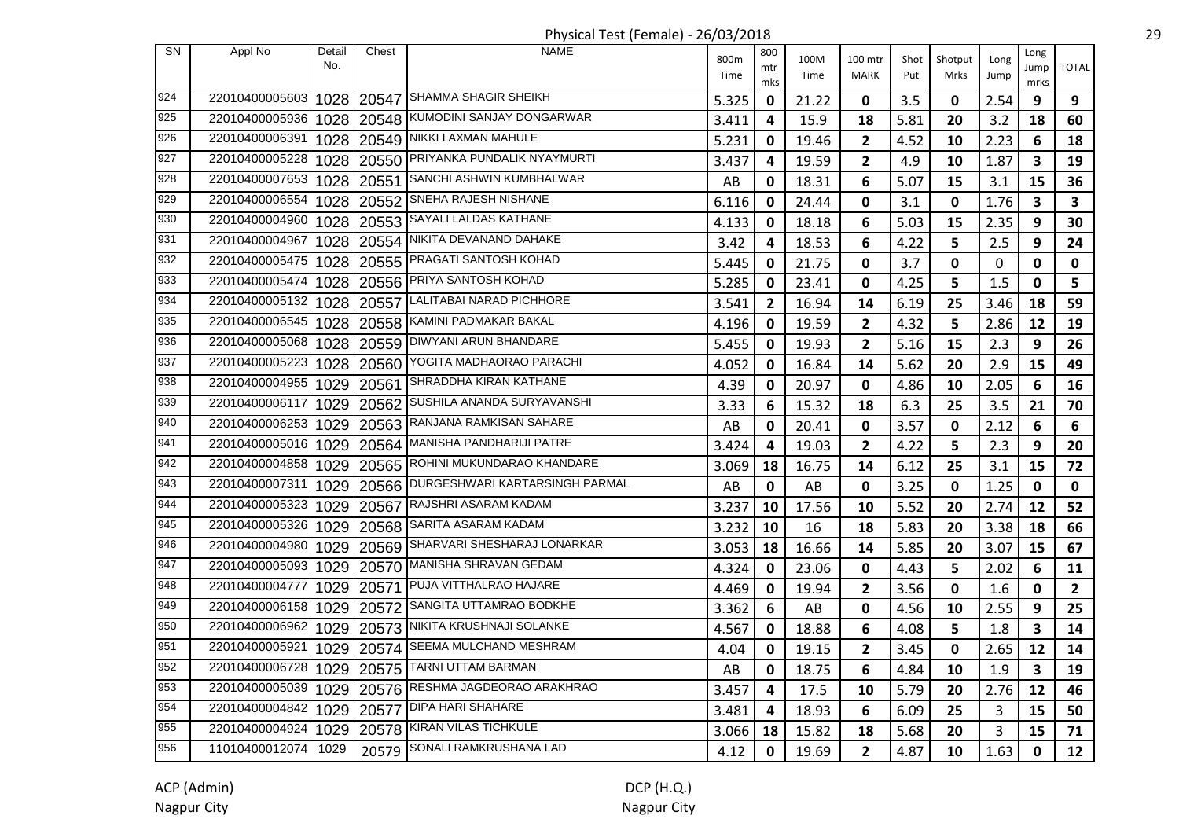# Physical Test (Female) - 26/03/2018

| SN | Appl No | Detail No. | Chest | NAME | 800m Time | 800 mtr mks | 100M Time | 100 mtr MARK | Shot Put | Shotput Mrks | Long Jump | Long Jump mrks | TOTAL |
|---|---|---|---|---|---|---|---|---|---|---|---|---|---|
| 924 | 22010400005603 | 1028 | 20547 | SHAMMA SHAGIR SHEIKH | 5.325 | 0 | 21.22 | 0 | 3.5 | 0 | 2.54 | 9 | 9 |
| 925 | 22010400005936 | 1028 | 20548 | KUMODINI SANJAY DONGARWAR | 3.411 | 4 | 15.9 | 18 | 5.81 | 20 | 3.2 | 18 | 60 |
| 926 | 22010400006391 | 1028 | 20549 | NIKKI LAXMAN MAHULE | 5.231 | 0 | 19.46 | 2 | 4.52 | 10 | 2.23 | 6 | 18 |
| 927 | 22010400005228 | 1028 | 20550 | PRIYANKA PUNDALIK NYAYMURTI | 3.437 | 4 | 19.59 | 2 | 4.9 | 10 | 1.87 | 3 | 19 |
| 928 | 22010400007653 | 1028 | 20551 | SANCHI ASHWIN KUMBHALWAR | AB | 0 | 18.31 | 6 | 5.07 | 15 | 3.1 | 15 | 36 |
| 929 | 22010400006554 | 1028 | 20552 | SNEHA RAJESH NISHANE | 6.116 | 0 | 24.44 | 0 | 3.1 | 0 | 1.76 | 3 | 3 |
| 930 | 22010400004960 | 1028 | 20553 | SAYALI LALDAS KATHANE | 4.133 | 0 | 18.18 | 6 | 5.03 | 15 | 2.35 | 9 | 30 |
| 931 | 22010400004967 | 1028 | 20554 | NIKITA DEVANAND DAHAKE | 3.42 | 4 | 18.53 | 6 | 4.22 | 5 | 2.5 | 9 | 24 |
| 932 | 22010400005475 | 1028 | 20555 | PRAGATI SANTOSH KOHAD | 5.445 | 0 | 21.75 | 0 | 3.7 | 0 | 0 | 0 | 0 |
| 933 | 22010400005474 | 1028 | 20556 | PRIYA SANTOSH KOHAD | 5.285 | 0 | 23.41 | 0 | 4.25 | 5 | 1.5 | 0 | 5 |
| 934 | 22010400005132 | 1028 | 20557 | LALITABAI NARAD PICHHORE | 3.541 | 2 | 16.94 | 14 | 6.19 | 25 | 3.46 | 18 | 59 |
| 935 | 22010400006545 | 1028 | 20558 | KAMINI PADMAKAR BAKAL | 4.196 | 0 | 19.59 | 2 | 4.32 | 5 | 2.86 | 12 | 19 |
| 936 | 22010400005068 | 1028 | 20559 | DIWYANI ARUN BHANDARE | 5.455 | 0 | 19.93 | 2 | 5.16 | 15 | 2.3 | 9 | 26 |
| 937 | 22010400005223 | 1028 | 20560 | YOGITA MADHAORAO PARACHI | 4.052 | 0 | 16.84 | 14 | 5.62 | 20 | 2.9 | 15 | 49 |
| 938 | 22010400004955 | 1029 | 20561 | SHRADDHA KIRAN KATHANE | 4.39 | 0 | 20.97 | 0 | 4.86 | 10 | 2.05 | 6 | 16 |
| 939 | 22010400006117 | 1029 | 20562 | SUSHILA ANANDA SURYAVANSHI | 3.33 | 6 | 15.32 | 18 | 6.3 | 25 | 3.5 | 21 | 70 |
| 940 | 22010400006253 | 1029 | 20563 | RANJANA RAMKISAN SAHARE | AB | 0 | 20.41 | 0 | 3.57 | 0 | 2.12 | 6 | 6 |
| 941 | 22010400005016 | 1029 | 20564 | MANISHA PANDHARIJI PATRE | 3.424 | 4 | 19.03 | 2 | 4.22 | 5 | 2.3 | 9 | 20 |
| 942 | 22010400004858 | 1029 | 20565 | ROHINI MUKUNDARAO KHANDARE | 3.069 | 18 | 16.75 | 14 | 6.12 | 25 | 3.1 | 15 | 72 |
| 943 | 22010400007311 | 1029 | 20566 | DURGESHWARI KARTARSINGH PARMAL | AB | 0 | AB | 0 | 3.25 | 0 | 1.25 | 0 | 0 |
| 944 | 22010400005323 | 1029 | 20567 | RAJSHRI ASARAM KADAM | 3.237 | 10 | 17.56 | 10 | 5.52 | 20 | 2.74 | 12 | 52 |
| 945 | 22010400005326 | 1029 | 20568 | SARITA ASARAM KADAM | 3.232 | 10 | 16 | 18 | 5.83 | 20 | 3.38 | 18 | 66 |
| 946 | 22010400004980 | 1029 | 20569 | SHARVARI SHESHARAJ LONARKAR | 3.053 | 18 | 16.66 | 14 | 5.85 | 20 | 3.07 | 15 | 67 |
| 947 | 22010400005093 | 1029 | 20570 | MANISHA SHRAVAN GEDAM | 4.324 | 0 | 23.06 | 0 | 4.43 | 5 | 2.02 | 6 | 11 |
| 948 | 22010400004777 | 1029 | 20571 | PUJA VITTHALRAO HAJARE | 4.469 | 0 | 19.94 | 2 | 3.56 | 0 | 1.6 | 0 | 2 |
| 949 | 22010400006158 | 1029 | 20572 | SANGITA UTTAMRAO BODKHE | 3.362 | 6 | AB | 0 | 4.56 | 10 | 2.55 | 9 | 25 |
| 950 | 22010400006962 | 1029 | 20573 | NIKITA KRUSHNAJI SOLANKE | 4.567 | 0 | 18.88 | 6 | 4.08 | 5 | 1.8 | 3 | 14 |
| 951 | 22010400005921 | 1029 | 20574 | SEEMA MULCHAND MESHRAM | 4.04 | 0 | 19.15 | 2 | 3.45 | 0 | 2.65 | 12 | 14 |
| 952 | 22010400006728 | 1029 | 20575 | TARNI UTTAM BARMAN | AB | 0 | 18.75 | 6 | 4.84 | 10 | 1.9 | 3 | 19 |
| 953 | 22010400005039 | 1029 | 20576 | RESHMA JAGDEORAO ARAKHRAO | 3.457 | 4 | 17.5 | 10 | 5.79 | 20 | 2.76 | 12 | 46 |
| 954 | 22010400004842 | 1029 | 20577 | DIPA HARI SHAHARE | 3.481 | 4 | 18.93 | 6 | 6.09 | 25 | 3 | 15 | 50 |
| 955 | 22010400004924 | 1029 | 20578 | KIRAN VILAS TICHKULE | 3.066 | 18 | 15.82 | 18 | 5.68 | 20 | 3 | 15 | 71 |
| 956 | 11010400012074 | 1029 | 20579 | SONALI RAMKRUSHANA LAD | 4.12 | 0 | 19.69 | 2 | 4.87 | 10 | 1.63 | 0 | 12 |

ACP (Admin)
Nagpur City

DCP (H.Q.)
Nagpur City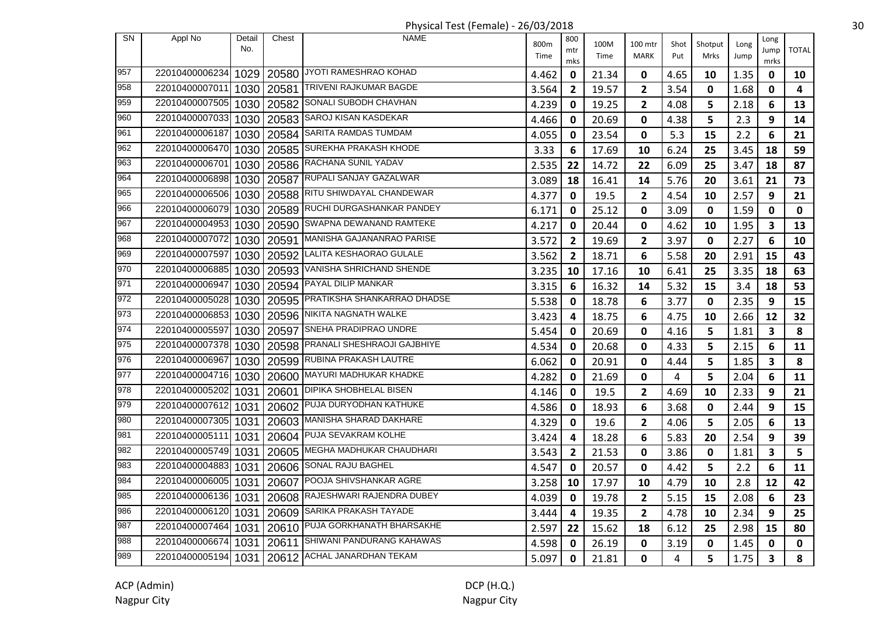Physical Test (Female) - 26/03/2018

| SN | Appl No | Detail No. | Chest | NAME | 800m Time | 800 mtr mks | 100M Time | 100 mtr MARK | Shot Put | Shotput Mrks | Long Jump | Long Jump mrks | TOTAL |
|---|---|---|---|---|---|---|---|---|---|---|---|---|---|
| 957 | 22010400006234 | 1029 | 20580 | JYOTI RAMESHRAO KOHAD | 4.462 | 0 | 21.34 | 0 | 4.65 | 10 | 1.35 | 0 | 10 |
| 958 | 22010400007011 | 1030 | 20581 | TRIVENI RAJKUMAR BAGDE | 3.564 | 2 | 19.57 | 2 | 3.54 | 0 | 1.68 | 0 | 4 |
| 959 | 22010400007505 | 1030 | 20582 | SONALI SUBODH CHAVHAN | 4.239 | 0 | 19.25 | 2 | 4.08 | 5 | 2.18 | 6 | 13 |
| 960 | 22010400007033 | 1030 | 20583 | SAROJ KISAN KASDEKAR | 4.466 | 0 | 20.69 | 0 | 4.38 | 5 | 2.3 | 9 | 14 |
| 961 | 22010400006187 | 1030 | 20584 | SARITA RAMDAS TUMDAM | 4.055 | 0 | 23.54 | 0 | 5.3 | 15 | 2.2 | 6 | 21 |
| 962 | 22010400006470 | 1030 | 20585 | SUREKHA PRAKASH KHODE | 3.33 | 6 | 17.69 | 10 | 6.24 | 25 | 3.45 | 18 | 59 |
| 963 | 22010400006701 | 1030 | 20586 | RACHANA SUNIL YADAV | 2.535 | 22 | 14.72 | 22 | 6.09 | 25 | 3.47 | 18 | 87 |
| 964 | 22010400006898 | 1030 | 20587 | RUPALI SANJAY GAZALWAR | 3.089 | 18 | 16.41 | 14 | 5.76 | 20 | 3.61 | 21 | 73 |
| 965 | 22010400006506 | 1030 | 20588 | RITU SHIWDAYAL CHANDEWAR | 4.377 | 0 | 19.5 | 2 | 4.54 | 10 | 2.57 | 9 | 21 |
| 966 | 22010400006079 | 1030 | 20589 | RUCHI DURGASHANKAR PANDEY | 6.171 | 0 | 25.12 | 0 | 3.09 | 0 | 1.59 | 0 | 0 |
| 967 | 22010400004953 | 1030 | 20590 | SWAPNA DEWANAND RAMTEKE | 4.217 | 0 | 20.44 | 0 | 4.62 | 10 | 1.95 | 3 | 13 |
| 968 | 22010400007072 | 1030 | 20591 | MANISHA GAJANANRAO PARISE | 3.572 | 2 | 19.69 | 2 | 3.97 | 0 | 2.27 | 6 | 10 |
| 969 | 22010400007597 | 1030 | 20592 | LALITA KESHAORAO GULALE | 3.562 | 2 | 18.71 | 6 | 5.58 | 20 | 2.91 | 15 | 43 |
| 970 | 22010400006885 | 1030 | 20593 | VANISHA SHRICHAND SHENDE | 3.235 | 10 | 17.16 | 10 | 6.41 | 25 | 3.35 | 18 | 63 |
| 971 | 22010400006947 | 1030 | 20594 | PAYAL DILIP MANKAR | 3.315 | 6 | 16.32 | 14 | 5.32 | 15 | 3.4 | 18 | 53 |
| 972 | 22010400005028 | 1030 | 20595 | PRATIKSHA SHANKARRAO DHADSE | 5.538 | 0 | 18.78 | 6 | 3.77 | 0 | 2.35 | 9 | 15 |
| 973 | 22010400006853 | 1030 | 20596 | NIKITA NAGNATH WALKE | 3.423 | 4 | 18.75 | 6 | 4.75 | 10 | 2.66 | 12 | 32 |
| 974 | 22010400005597 | 1030 | 20597 | SNEHA PRADIPRAO UNDRE | 5.454 | 0 | 20.69 | 0 | 4.16 | 5 | 1.81 | 3 | 8 |
| 975 | 22010400007378 | 1030 | 20598 | PRANALI SHESHRAOJI GAJBHIYE | 4.534 | 0 | 20.68 | 0 | 4.33 | 5 | 2.15 | 6 | 11 |
| 976 | 22010400006967 | 1030 | 20599 | RUBINA PRAKASH LAUTRE | 6.062 | 0 | 20.91 | 0 | 4.44 | 5 | 1.85 | 3 | 8 |
| 977 | 22010400004716 | 1030 | 20600 | MAYURI MADHUKAR KHADKE | 4.282 | 0 | 21.69 | 0 | 4 | 5 | 2.04 | 6 | 11 |
| 978 | 22010400005202 | 1031 | 20601 | DIPIKA SHOBHELAL BISEN | 4.146 | 0 | 19.5 | 2 | 4.69 | 10 | 2.33 | 9 | 21 |
| 979 | 22010400007612 | 1031 | 20602 | PUJA DURYODHAN KATHUKE | 4.586 | 0 | 18.93 | 6 | 3.68 | 0 | 2.44 | 9 | 15 |
| 980 | 22010400007305 | 1031 | 20603 | MANISHA SHARAD DAKHARE | 4.329 | 0 | 19.6 | 2 | 4.06 | 5 | 2.05 | 6 | 13 |
| 981 | 22010400005111 | 1031 | 20604 | PUJA SEVAKRAM KOLHE | 3.424 | 4 | 18.28 | 6 | 5.83 | 20 | 2.54 | 9 | 39 |
| 982 | 22010400005749 | 1031 | 20605 | MEGHA MADHUKAR CHAUDHARI | 3.543 | 2 | 21.53 | 0 | 3.86 | 0 | 1.81 | 3 | 5 |
| 983 | 22010400004883 | 1031 | 20606 | SONAL RAJU BAGHEL | 4.547 | 0 | 20.57 | 0 | 4.42 | 5 | 2.2 | 6 | 11 |
| 984 | 22010400006005 | 1031 | 20607 | POOJA SHIVSHANKAR AGRE | 3.258 | 10 | 17.97 | 10 | 4.79 | 10 | 2.8 | 12 | 42 |
| 985 | 22010400006136 | 1031 | 20608 | RAJESHWARI RAJENDRA DUBEY | 4.039 | 0 | 19.78 | 2 | 5.15 | 15 | 2.08 | 6 | 23 |
| 986 | 22010400006120 | 1031 | 20609 | SARIKA PRAKASH TAYADE | 3.444 | 4 | 19.35 | 2 | 4.78 | 10 | 2.34 | 9 | 25 |
| 987 | 22010400007464 | 1031 | 20610 | PUJA GORKHANATH BHARSAKHE | 2.597 | 22 | 15.62 | 18 | 6.12 | 25 | 2.98 | 15 | 80 |
| 988 | 22010400006674 | 1031 | 20611 | SHIWANI PANDURANG KAHAWAS | 4.598 | 0 | 26.19 | 0 | 3.19 | 0 | 1.45 | 0 | 0 |
| 989 | 22010400005194 | 1031 | 20612 | ACHAL JANARDHAN TEKAM | 5.097 | 0 | 21.81 | 0 | 4 | 5 | 1.75 | 3 | 8 |

ACP (Admin)
Nagpur City

DCP (H.Q.)
Nagpur City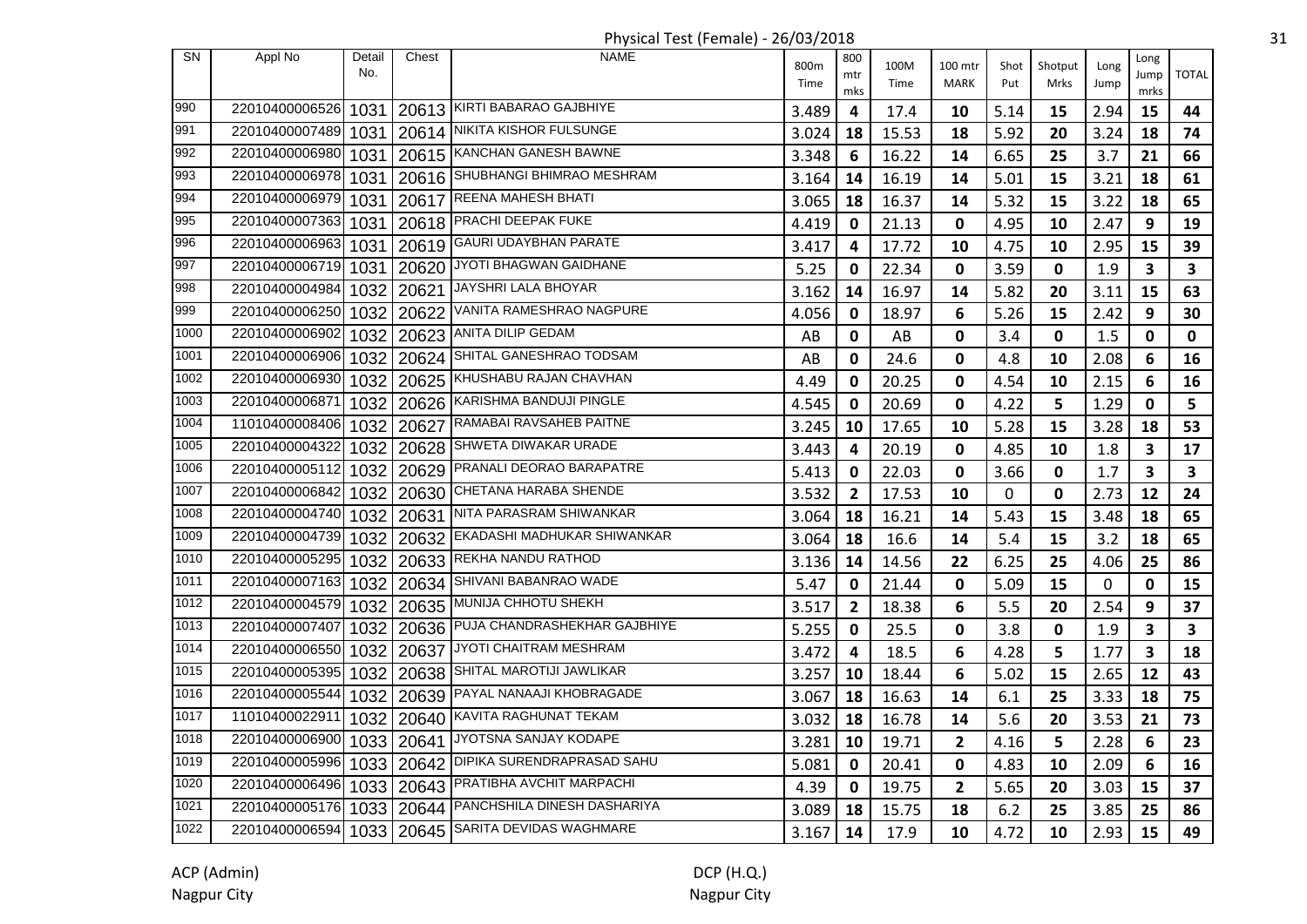Physical Test (Female) - 26/03/2018

| SN | Appl No | Detail No. | Chest | NAME | 800m Time | 800 mtr mks | 100M Time | 100 mtr MARK | Shot Put | Shotput Mrks | Long Jump | Long Jump mrks | TOTAL |
|---|---|---|---|---|---|---|---|---|---|---|---|---|---|
| 990 | 22010400006526 | 1031 | 20613 | KIRTI BABARAO GAJBHIYE | 3.489 | 4 | 17.4 | 10 | 5.14 | 15 | 2.94 | 15 | 44 |
| 991 | 22010400007489 | 1031 | 20614 | NIKITA KISHOR FULSUNGE | 3.024 | 18 | 15.53 | 18 | 5.92 | 20 | 3.24 | 18 | 74 |
| 992 | 22010400006980 | 1031 | 20615 | KANCHAN GANESH BAWNE | 3.348 | 6 | 16.22 | 14 | 6.65 | 25 | 3.7 | 21 | 66 |
| 993 | 22010400006978 | 1031 | 20616 | SHUBHANGI BHIMRAO MESHRAM | 3.164 | 14 | 16.19 | 14 | 5.01 | 15 | 3.21 | 18 | 61 |
| 994 | 22010400006979 | 1031 | 20617 | REENA MAHESH BHATI | 3.065 | 18 | 16.37 | 14 | 5.32 | 15 | 3.22 | 18 | 65 |
| 995 | 22010400007363 | 1031 | 20618 | PRACHI DEEPAK FUKE | 4.419 | 0 | 21.13 | 0 | 4.95 | 10 | 2.47 | 9 | 19 |
| 996 | 22010400006963 | 1031 | 20619 | GAURI UDAYBHAN PARATE | 3.417 | 4 | 17.72 | 10 | 4.75 | 10 | 2.95 | 15 | 39 |
| 997 | 22010400006719 | 1031 | 20620 | JYOTI BHAGWAN GAIDHANE | 5.25 | 0 | 22.34 | 0 | 3.59 | 0 | 1.9 | 3 | 3 |
| 998 | 22010400004984 | 1032 | 20621 | JAYSHRI LALA BHOYAR | 3.162 | 14 | 16.97 | 14 | 5.82 | 20 | 3.11 | 15 | 63 |
| 999 | 22010400006250 | 1032 | 20622 | VANITA RAMESHRAO NAGPURE | 4.056 | 0 | 18.97 | 6 | 5.26 | 15 | 2.42 | 9 | 30 |
| 1000 | 22010400006902 | 1032 | 20623 | ANITA DILIP GEDAM | AB | 0 | AB | 0 | 3.4 | 0 | 1.5 | 0 | 0 |
| 1001 | 22010400006906 | 1032 | 20624 | SHITAL GANESHRAO TODSAM | AB | 0 | 24.6 | 0 | 4.8 | 10 | 2.08 | 6 | 16 |
| 1002 | 22010400006930 | 1032 | 20625 | KHUSHABU RAJAN CHAVHAN | 4.49 | 0 | 20.25 | 0 | 4.54 | 10 | 2.15 | 6 | 16 |
| 1003 | 22010400006871 | 1032 | 20626 | KARISHMA BANDUJI PINGLE | 4.545 | 0 | 20.69 | 0 | 4.22 | 5 | 1.29 | 0 | 5 |
| 1004 | 11010400008406 | 1032 | 20627 | RAMABAI RAVSAHEB PAITNE | 3.245 | 10 | 17.65 | 10 | 5.28 | 15 | 3.28 | 18 | 53 |
| 1005 | 22010400004322 | 1032 | 20628 | SHWETA DIWAKAR URADE | 3.443 | 4 | 20.19 | 0 | 4.85 | 10 | 1.8 | 3 | 17 |
| 1006 | 22010400005112 | 1032 | 20629 | PRANALI DEORAO BARAPATRE | 5.413 | 0 | 22.03 | 0 | 3.66 | 0 | 1.7 | 3 | 3 |
| 1007 | 22010400006842 | 1032 | 20630 | CHETANA HARABA SHENDE | 3.532 | 2 | 17.53 | 10 | 0 | 0 | 2.73 | 12 | 24 |
| 1008 | 22010400004740 | 1032 | 20631 | NITA PARASRAM SHIWANKAR | 3.064 | 18 | 16.21 | 14 | 5.43 | 15 | 3.48 | 18 | 65 |
| 1009 | 22010400004739 | 1032 | 20632 | EKADASHI MADHUKAR SHIWANKAR | 3.064 | 18 | 16.6 | 14 | 5.4 | 15 | 3.2 | 18 | 65 |
| 1010 | 22010400005295 | 1032 | 20633 | REKHA NANDU RATHOD | 3.136 | 14 | 14.56 | 22 | 6.25 | 25 | 4.06 | 25 | 86 |
| 1011 | 22010400007163 | 1032 | 20634 | SHIVANI BABANRAO WADE | 5.47 | 0 | 21.44 | 0 | 5.09 | 15 | 0 | 0 | 15 |
| 1012 | 22010400004579 | 1032 | 20635 | MUNIJA CHHOTU SHEKH | 3.517 | 2 | 18.38 | 6 | 5.5 | 20 | 2.54 | 9 | 37 |
| 1013 | 22010400007407 | 1032 | 20636 | PUJA CHANDRASHEKHAR GAJBHIYE | 5.255 | 0 | 25.5 | 0 | 3.8 | 0 | 1.9 | 3 | 3 |
| 1014 | 22010400006550 | 1032 | 20637 | JYOTI CHAITRAM MESHRAM | 3.472 | 4 | 18.5 | 6 | 4.28 | 5 | 1.77 | 3 | 18 |
| 1015 | 22010400005395 | 1032 | 20638 | SHITAL MAROTIJI JAWLIKAR | 3.257 | 10 | 18.44 | 6 | 5.02 | 15 | 2.65 | 12 | 43 |
| 1016 | 22010400005544 | 1032 | 20639 | PAYAL NANAAJI KHOBRAGADE | 3.067 | 18 | 16.63 | 14 | 6.1 | 25 | 3.33 | 18 | 75 |
| 1017 | 11010400022911 | 1032 | 20640 | KAVITA RAGHUNAT TEKAM | 3.032 | 18 | 16.78 | 14 | 5.6 | 20 | 3.53 | 21 | 73 |
| 1018 | 22010400006900 | 1033 | 20641 | JYOTSNA SANJAY KODAPE | 3.281 | 10 | 19.71 | 2 | 4.16 | 5 | 2.28 | 6 | 23 |
| 1019 | 22010400005996 | 1033 | 20642 | DIPIKA SURENDRAPRASAD SAHU | 5.081 | 0 | 20.41 | 0 | 4.83 | 10 | 2.09 | 6 | 16 |
| 1020 | 22010400006496 | 1033 | 20643 | PRATIBHA AVCHIT MARPACHI | 4.39 | 0 | 19.75 | 2 | 5.65 | 20 | 3.03 | 15 | 37 |
| 1021 | 22010400005176 | 1033 | 20644 | PANCHSHILA DINESH DASHARIYA | 3.089 | 18 | 15.75 | 18 | 6.2 | 25 | 3.85 | 25 | 86 |
| 1022 | 22010400006594 | 1033 | 20645 | SARITA DEVIDAS WAGHMARE | 3.167 | 14 | 17.9 | 10 | 4.72 | 10 | 2.93 | 15 | 49 |

ACP (Admin)
Nagpur City

DCP (H.Q.)
Nagpur City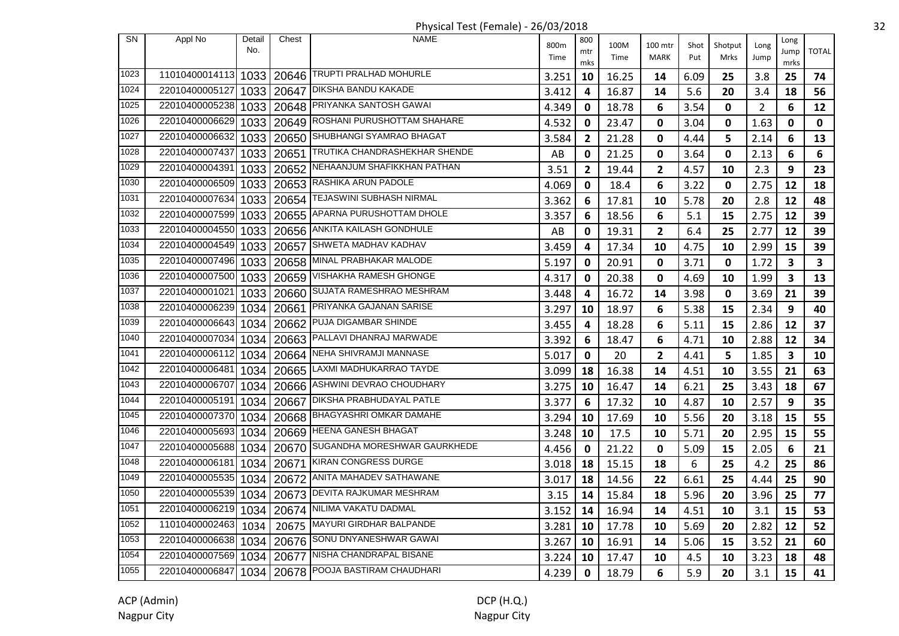# Physical Test (Female) - 26/03/2018

| SN | Appl No | Detail No. | Chest | NAME | 800m Time | 800 mtr mks | 100M Time | 100 mtr MARK | Shot Put | Shotput Mrks | Long Jump | Long Jump mrks | TOTAL |
|---|---|---|---|---|---|---|---|---|---|---|---|---|---|
| 1023 | 11010400014113 | 1033 | 20646 | TRUPTI PRALHAD MOHURLE | 3.251 | 10 | 16.25 | 14 | 6.09 | 25 | 3.8 | 25 | 74 |
| 1024 | 22010400005127 | 1033 | 20647 | DIKSHA BANDU KAKADE | 3.412 | 4 | 16.87 | 14 | 5.6 | 20 | 3.4 | 18 | 56 |
| 1025 | 22010400005238 | 1033 | 20648 | PRIYANKA SANTOSH GAWAI | 4.349 | 0 | 18.78 | 6 | 3.54 | 0 | 2 | 6 | 12 |
| 1026 | 22010400006629 | 1033 | 20649 | ROSHANI PURUSHOTTAM SHAHARE | 4.532 | 0 | 23.47 | 0 | 3.04 | 0 | 1.63 | 0 | 0 |
| 1027 | 22010400006632 | 1033 | 20650 | SHUBHANGI SYAMRAO BHAGAT | 3.584 | 2 | 21.28 | 0 | 4.44 | 5 | 2.14 | 6 | 13 |
| 1028 | 22010400007437 | 1033 | 20651 | TRUTIKA CHANDRASHEKHAR SHENDE | AB | 0 | 21.25 | 0 | 3.64 | 0 | 2.13 | 6 | 6 |
| 1029 | 22010400004391 | 1033 | 20652 | NEHAANJUM SHAFIKKHAN PATHAN | 3.51 | 2 | 19.44 | 2 | 4.57 | 10 | 2.3 | 9 | 23 |
| 1030 | 22010400006509 | 1033 | 20653 | RASHIKA ARUN PADOLE | 4.069 | 0 | 18.4 | 6 | 3.22 | 0 | 2.75 | 12 | 18 |
| 1031 | 22010400007634 | 1033 | 20654 | TEJASWINI SUBHASH NIRMAL | 3.362 | 6 | 17.81 | 10 | 5.78 | 20 | 2.8 | 12 | 48 |
| 1032 | 22010400007599 | 1033 | 20655 | APARNA PURUSHOTTAM DHOLE | 3.357 | 6 | 18.56 | 6 | 5.1 | 15 | 2.75 | 12 | 39 |
| 1033 | 22010400004550 | 1033 | 20656 | ANKITA KAILASH GONDHULE | AB | 0 | 19.31 | 2 | 6.4 | 25 | 2.77 | 12 | 39 |
| 1034 | 22010400004549 | 1033 | 20657 | SHWETA MADHAV KADHAV | 3.459 | 4 | 17.34 | 10 | 4.75 | 10 | 2.99 | 15 | 39 |
| 1035 | 22010400007496 | 1033 | 20658 | MINAL PRABHAKAR MALODE | 5.197 | 0 | 20.91 | 0 | 3.71 | 0 | 1.72 | 3 | 3 |
| 1036 | 22010400007500 | 1033 | 20659 | VISHAKHA RAMESH GHONGE | 4.317 | 0 | 20.38 | 0 | 4.69 | 10 | 1.99 | 3 | 13 |
| 1037 | 22010400001021 | 1033 | 20660 | SUJATA RAMESHRAO MESHRAM | 3.448 | 4 | 16.72 | 14 | 3.98 | 0 | 3.69 | 21 | 39 |
| 1038 | 22010400006239 | 1034 | 20661 | PRIYANKA GAJANAN SARISE | 3.297 | 10 | 18.97 | 6 | 5.38 | 15 | 2.34 | 9 | 40 |
| 1039 | 22010400006643 | 1034 | 20662 | PUJA DIGAMBAR SHINDE | 3.455 | 4 | 18.28 | 6 | 5.11 | 15 | 2.86 | 12 | 37 |
| 1040 | 22010400007034 | 1034 | 20663 | PALLAVI DHANRAJ MARWADE | 3.392 | 6 | 18.47 | 6 | 4.71 | 10 | 2.88 | 12 | 34 |
| 1041 | 22010400006112 | 1034 | 20664 | NEHA SHIVRAMJI MANNASE | 5.017 | 0 | 20 | 2 | 4.41 | 5 | 1.85 | 3 | 10 |
| 1042 | 22010400006481 | 1034 | 20665 | LAXMI MADHUKARRAO TAYDE | 3.099 | 18 | 16.38 | 14 | 4.51 | 10 | 3.55 | 21 | 63 |
| 1043 | 22010400006707 | 1034 | 20666 | ASHWINI DEVRAO CHOUDHARY | 3.275 | 10 | 16.47 | 14 | 6.21 | 25 | 3.43 | 18 | 67 |
| 1044 | 22010400005191 | 1034 | 20667 | DIKSHA PRABHUDAYAL PATLE | 3.377 | 6 | 17.32 | 10 | 4.87 | 10 | 2.57 | 9 | 35 |
| 1045 | 22010400007370 | 1034 | 20668 | BHAGYASHRI OMKAR DAMAHE | 3.294 | 10 | 17.69 | 10 | 5.56 | 20 | 3.18 | 15 | 55 |
| 1046 | 22010400005693 | 1034 | 20669 | HEENA GANESH BHAGAT | 3.248 | 10 | 17.5 | 10 | 5.71 | 20 | 2.95 | 15 | 55 |
| 1047 | 22010400005688 | 1034 | 20670 | SUGANDHA MORESHWAR GAURKHEDE | 4.456 | 0 | 21.22 | 0 | 5.09 | 15 | 2.05 | 6 | 21 |
| 1048 | 22010400006181 | 1034 | 20671 | KIRAN CONGRESS DURGE | 3.018 | 18 | 15.15 | 18 | 6 | 25 | 4.2 | 25 | 86 |
| 1049 | 22010400005535 | 1034 | 20672 | ANITA MAHADEV SATHAWANE | 3.017 | 18 | 14.56 | 22 | 6.61 | 25 | 4.44 | 25 | 90 |
| 1050 | 22010400005539 | 1034 | 20673 | DEVITA RAJKUMAR MESHRAM | 3.15 | 14 | 15.84 | 18 | 5.96 | 20 | 3.96 | 25 | 77 |
| 1051 | 22010400006219 | 1034 | 20674 | NILIMA VAKATU DADMAL | 3.152 | 14 | 16.94 | 14 | 4.51 | 10 | 3.1 | 15 | 53 |
| 1052 | 11010400002463 | 1034 | 20675 | MAYURI GIRDHAR BALPANDE | 3.281 | 10 | 17.78 | 10 | 5.69 | 20 | 2.82 | 12 | 52 |
| 1053 | 22010400006638 | 1034 | 20676 | SONU DNYANESHWAR GAWAI | 3.267 | 10 | 16.91 | 14 | 5.06 | 15 | 3.52 | 21 | 60 |
| 1054 | 22010400007569 | 1034 | 20677 | NISHA CHANDRAPAL BISANE | 3.224 | 10 | 17.47 | 10 | 4.5 | 10 | 3.23 | 18 | 48 |
| 1055 | 22010400006847 | 1034 | 20678 | POOJA BASTIRAM CHAUDHARI | 4.239 | 0 | 18.79 | 6 | 5.9 | 20 | 3.1 | 15 | 41 |

ACP (Admin)
Nagpur City

DCP (H.Q.)
Nagpur City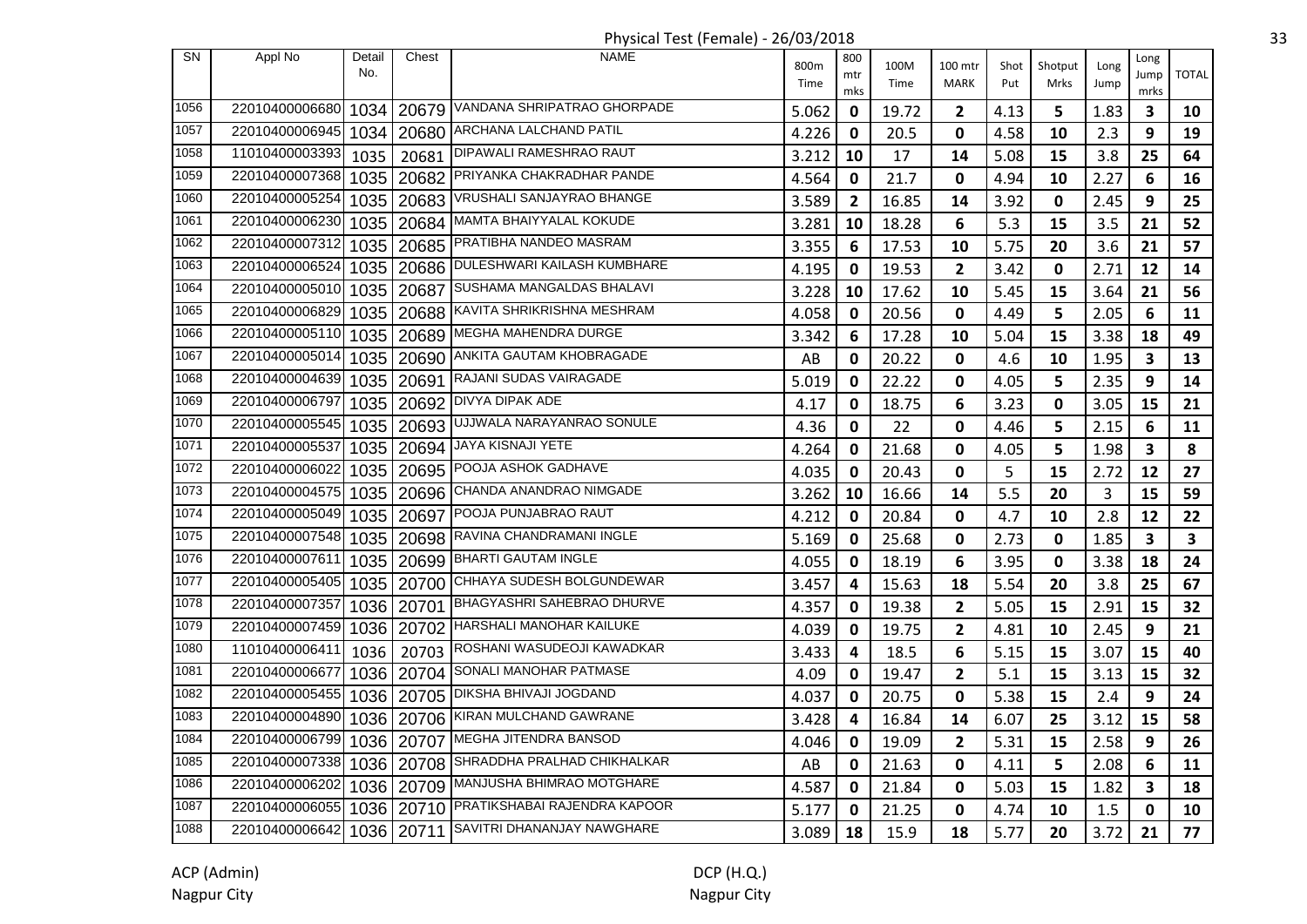Physical Test (Female) - 26/03/2018

| SN | Appl No | Detail No. | Chest | NAME | 800m Time | 800 mtr mks | 100M Time | 100 mtr MARK | Shot Put | Shotput Mrks | Long Jump | Long Jump mrks | TOTAL |
|---|---|---|---|---|---|---|---|---|---|---|---|---|---|
| 1056 | 22010400006680 | 1034 | 20679 | VANDANA SHRIPATRAO GHORPADE | 5.062 | **0** | 19.72 | **2** | 4.13 | **5** | 1.83 | **3** | **10** |
| 1057 | 22010400006945 | 1034 | 20680 | ARCHANA LALCHAND PATIL | 4.226 | **0** | 20.5 | **0** | 4.58 | **10** | 2.3 | **9** | **19** |
| 1058 | 11010400003393 | 1035 | 20681 | DIPAWALI RAMESHRAO RAUT | 3.212 | **10** | 17 | **14** | 5.08 | **15** | 3.8 | **25** | **64** |
| 1059 | 22010400007368 | 1035 | 20682 | PRIYANKA CHAKRADHAR PANDE | 4.564 | **0** | 21.7 | **0** | 4.94 | **10** | 2.27 | **6** | **16** |
| 1060 | 22010400005254 | 1035 | 20683 | VRUSHALI SANJAYRAO BHANGE | 3.589 | **2** | 16.85 | **14** | 3.92 | **0** | 2.45 | **9** | **25** |
| 1061 | 22010400006230 | 1035 | 20684 | MAMTA BHAIYYALAL KOKUDE | 3.281 | **10** | 18.28 | **6** | 5.3 | **15** | 3.5 | **21** | **52** |
| 1062 | 22010400007312 | 1035 | 20685 | PRATIBHA NANDEO MASRAM | 3.355 | **6** | 17.53 | **10** | 5.75 | **20** | 3.6 | **21** | **57** |
| 1063 | 22010400006524 | 1035 | 20686 | DULESHWARI KAILASH KUMBHARE | 4.195 | **0** | 19.53 | **2** | 3.42 | **0** | 2.71 | **12** | **14** |
| 1064 | 22010400005010 | 1035 | 20687 | SUSHAMA MANGALDAS BHALAVI | 3.228 | **10** | 17.62 | **10** | 5.45 | **15** | 3.64 | **21** | **56** |
| 1065 | 22010400006829 | 1035 | 20688 | KAVITA SHRIKRISHNA MESHRAM | 4.058 | **0** | 20.56 | **0** | 4.49 | **5** | 2.05 | **6** | **11** |
| 1066 | 22010400005110 | 1035 | 20689 | MEGHA MAHENDRA DURGE | 3.342 | **6** | 17.28 | **10** | 5.04 | **15** | 3.38 | **18** | **49** |
| 1067 | 22010400005014 | 1035 | 20690 | ANKITA GAUTAM KHOBRAGADE | AB | **0** | 20.22 | **0** | 4.6 | **10** | 1.95 | **3** | **13** |
| 1068 | 22010400004639 | 1035 | 20691 | RAJANI SUDAS VAIRAGADE | 5.019 | **0** | 22.22 | **0** | 4.05 | **5** | 2.35 | **9** | **14** |
| 1069 | 22010400006797 | 1035 | 20692 | DIVYA DIPAK ADE | 4.17 | **0** | 18.75 | **6** | 3.23 | **0** | 3.05 | **15** | **21** |
| 1070 | 22010400005545 | 1035 | 20693 | UJJWALA NARAYANRAO SONULE | 4.36 | **0** | 22 | **0** | 4.46 | **5** | 2.15 | **6** | **11** |
| 1071 | 22010400005537 | 1035 | 20694 | JAYA KISNAJI YETE | 4.264 | **0** | 21.68 | **0** | 4.05 | **5** | 1.98 | **3** | **8** |
| 1072 | 22010400006022 | 1035 | 20695 | POOJA ASHOK GADHAVE | 4.035 | **0** | 20.43 | **0** | 5 | **15** | 2.72 | **12** | **27** |
| 1073 | 22010400004575 | 1035 | 20696 | CHANDA ANANDRAO NIMGADE | 3.262 | **10** | 16.66 | **14** | 5.5 | **20** | 3 | **15** | **59** |
| 1074 | 22010400005049 | 1035 | 20697 | POOJA PUNJABRAO RAUT | 4.212 | **0** | 20.84 | **0** | 4.7 | **10** | 2.8 | **12** | **22** |
| 1075 | 22010400007548 | 1035 | 20698 | RAVINA CHANDRAMANI INGLE | 5.169 | **0** | 25.68 | **0** | 2.73 | **0** | 1.85 | **3** | **3** |
| 1076 | 22010400007611 | 1035 | 20699 | BHARTI GAUTAM INGLE | 4.055 | **0** | 18.19 | **6** | 3.95 | **0** | 3.38 | **18** | **24** |
| 1077 | 22010400005405 | 1035 | 20700 | CHHAYA SUDESH BOLGUNDEWAR | 3.457 | **4** | 15.63 | **18** | 5.54 | **20** | 3.8 | **25** | **67** |
| 1078 | 22010400007357 | 1036 | 20701 | BHAGYASHRI SAHEBRAO DHURVE | 4.357 | **0** | 19.38 | **2** | 5.05 | **15** | 2.91 | **15** | **32** |
| 1079 | 22010400007459 | 1036 | 20702 | HARSHALI MANOHAR KAILUKE | 4.039 | **0** | 19.75 | **2** | 4.81 | **10** | 2.45 | **9** | **21** |
| 1080 | 11010400006411 | 1036 | 20703 | ROSHANI WASUDEOJI KAWADKAR | 3.433 | **4** | 18.5 | **6** | 5.15 | **15** | 3.07 | **15** | **40** |
| 1081 | 22010400006677 | 1036 | 20704 | SONALI MANOHAR PATMASE | 4.09 | **0** | 19.47 | **2** | 5.1 | **15** | 3.13 | **15** | **32** |
| 1082 | 22010400005455 | 1036 | 20705 | DIKSHA BHIVAJI JOGDAND | 4.037 | **0** | 20.75 | **0** | 5.38 | **15** | 2.4 | **9** | **24** |
| 1083 | 22010400004890 | 1036 | 20706 | KIRAN MULCHAND GAWRANE | 3.428 | **4** | 16.84 | **14** | 6.07 | **25** | 3.12 | **15** | **58** |
| 1084 | 22010400006799 | 1036 | 20707 | MEGHA JITENDRA BANSOD | 4.046 | **0** | 19.09 | **2** | 5.31 | **15** | 2.58 | **9** | **26** |
| 1085 | 22010400007338 | 1036 | 20708 | SHRADDHA PRALHAD CHIKHALKAR | AB | **0** | 21.63 | **0** | 4.11 | **5** | 2.08 | **6** | **11** |
| 1086 | 22010400006202 | 1036 | 20709 | MANJUSHA BHIMRAO MOTGHARE | 4.587 | **0** | 21.84 | **0** | 5.03 | **15** | 1.82 | **3** | **18** |
| 1087 | 22010400006055 | 1036 | 20710 | PRATIKSHABAI RAJENDRA KAPOOR | 5.177 | **0** | 21.25 | **0** | 4.74 | **10** | 1.5 | **0** | **10** |
| 1088 | 22010400006642 | 1036 | 20711 | SAVITRI DHANANJAY NAWGHARE | 3.089 | **18** | 15.9 | **18** | 5.77 | **20** | 3.72 | **21** | **77** |

ACP (Admin)
Nagpur City

DCP (H.Q.)
Nagpur City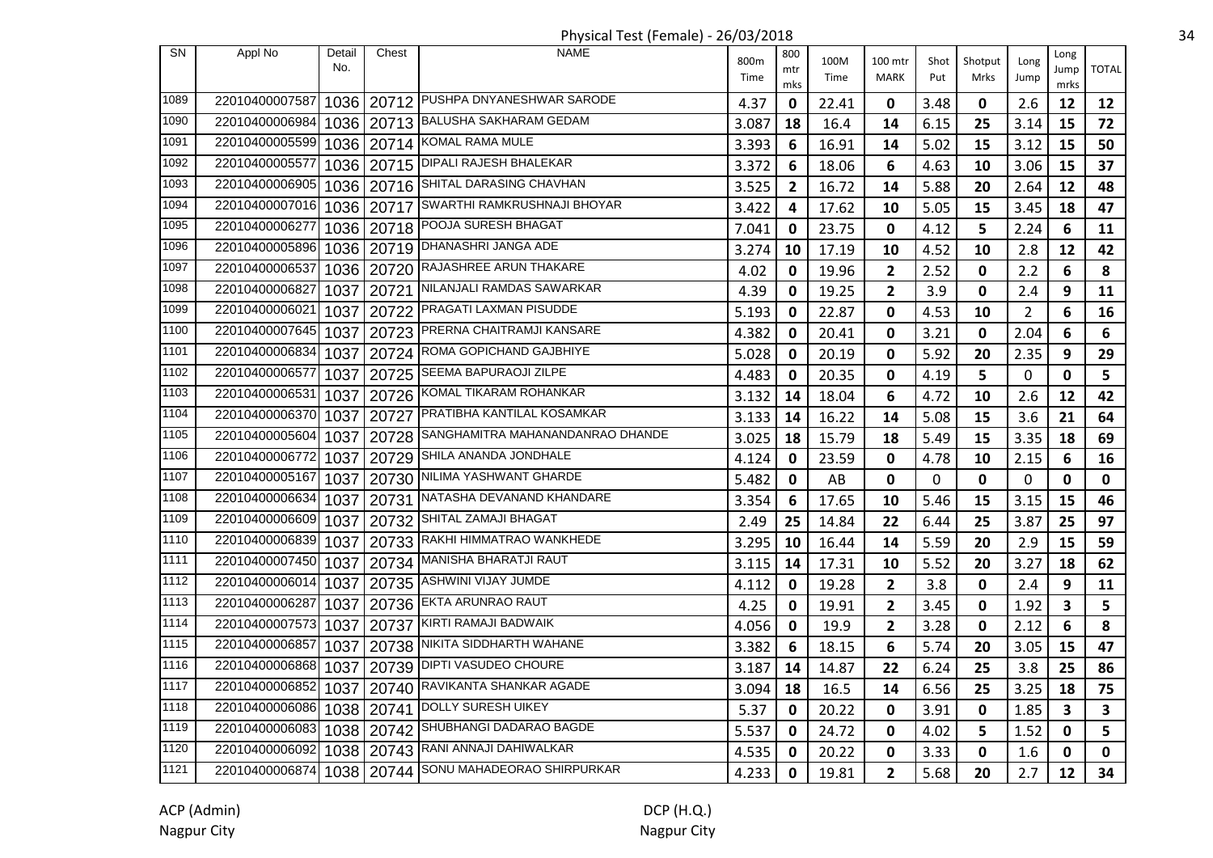Physical Test (Female) - 26/03/2018

| SN | Appl No | Detail No. | Chest | NAME | 800m Time | 800 mtr mks | 100M Time | 100 mtr MARK | Shot Put | Shotput Mrks | Long Jump | Long Jump mrks | TOTAL |
|---|---|---|---|---|---|---|---|---|---|---|---|---|---|
| 1089 | 22010400007587 | 1036 | 20712 | PUSHPA DNYANESHWAR SARODE | 4.37 | 0 | 22.41 | 0 | 3.48 | 0 | 2.6 | 12 | 12 |
| 1090 | 22010400006984 | 1036 | 20713 | BALUSHA SAKHARAM GEDAM | 3.087 | 18 | 16.4 | 14 | 6.15 | 25 | 3.14 | 15 | 72 |
| 1091 | 22010400005599 | 1036 | 20714 | KOMAL RAMA MULE | 3.393 | 6 | 16.91 | 14 | 5.02 | 15 | 3.12 | 15 | 50 |
| 1092 | 22010400005577 | 1036 | 20715 | DIPALI RAJESH BHALEKAR | 3.372 | 6 | 18.06 | 6 | 4.63 | 10 | 3.06 | 15 | 37 |
| 1093 | 22010400006905 | 1036 | 20716 | SHITAL DARASING CHAVHAN | 3.525 | 2 | 16.72 | 14 | 5.88 | 20 | 2.64 | 12 | 48 |
| 1094 | 22010400007016 | 1036 | 20717 | SWARTHI RAMKRUSHNAJI BHOYAR | 3.422 | 4 | 17.62 | 10 | 5.05 | 15 | 3.45 | 18 | 47 |
| 1095 | 22010400006277 | 1036 | 20718 | POOJA SURESH BHAGAT | 7.041 | 0 | 23.75 | 0 | 4.12 | 5 | 2.24 | 6 | 11 |
| 1096 | 22010400005896 | 1036 | 20719 | DHANASHRI JANGA ADE | 3.274 | 10 | 17.19 | 10 | 4.52 | 10 | 2.8 | 12 | 42 |
| 1097 | 22010400006537 | 1036 | 20720 | RAJASHREE ARUN THAKARE | 4.02 | 0 | 19.96 | 2 | 2.52 | 0 | 2.2 | 6 | 8 |
| 1098 | 22010400006827 | 1037 | 20721 | NILANJALI RAMDAS SAWARKAR | 4.39 | 0 | 19.25 | 2 | 3.9 | 0 | 2.4 | 9 | 11 |
| 1099 | 22010400006021 | 1037 | 20722 | PRAGATI LAXMAN PISUDDE | 5.193 | 0 | 22.87 | 0 | 4.53 | 10 | 2 | 6 | 16 |
| 1100 | 22010400007645 | 1037 | 20723 | PRERNA CHAITRAMJI KANSARE | 4.382 | 0 | 20.41 | 0 | 3.21 | 0 | 2.04 | 6 | 6 |
| 1101 | 22010400006834 | 1037 | 20724 | ROMA GOPICHAND GAJBHIYE | 5.028 | 0 | 20.19 | 0 | 5.92 | 20 | 2.35 | 9 | 29 |
| 1102 | 22010400006577 | 1037 | 20725 | SEEMA BAPURAOJI ZILPE | 4.483 | 0 | 20.35 | 0 | 4.19 | 5 | 0 | 0 | 5 |
| 1103 | 22010400006531 | 1037 | 20726 | KOMAL TIKARAM ROHANKAR | 3.132 | 14 | 18.04 | 6 | 4.72 | 10 | 2.6 | 12 | 42 |
| 1104 | 22010400006370 | 1037 | 20727 | PRATIBHA KANTILAL KOSAMKAR | 3.133 | 14 | 16.22 | 14 | 5.08 | 15 | 3.6 | 21 | 64 |
| 1105 | 22010400005604 | 1037 | 20728 | SANGHAMITRA MAHANANDANRAO DHANDE | 3.025 | 18 | 15.79 | 18 | 5.49 | 15 | 3.35 | 18 | 69 |
| 1106 | 22010400006772 | 1037 | 20729 | SHILA ANANDA JONDHALE | 4.124 | 0 | 23.59 | 0 | 4.78 | 10 | 2.15 | 6 | 16 |
| 1107 | 22010400005167 | 1037 | 20730 | NILIMA YASHWANT GHARDE | 5.482 | 0 | AB | 0 | 0 | 0 | 0 | 0 | 0 |
| 1108 | 22010400006634 | 1037 | 20731 | NATASHA DEVANAND KHANDARE | 3.354 | 6 | 17.65 | 10 | 5.46 | 15 | 3.15 | 15 | 46 |
| 1109 | 22010400006609 | 1037 | 20732 | SHITAL ZAMAJI BHAGAT | 2.49 | 25 | 14.84 | 22 | 6.44 | 25 | 3.87 | 25 | 97 |
| 1110 | 22010400006839 | 1037 | 20733 | RAKHI HIMMATRAO WANKHEDE | 3.295 | 10 | 16.44 | 14 | 5.59 | 20 | 2.9 | 15 | 59 |
| 1111 | 22010400007450 | 1037 | 20734 | MANISHA BHARATJI RAUT | 3.115 | 14 | 17.31 | 10 | 5.52 | 20 | 3.27 | 18 | 62 |
| 1112 | 22010400006014 | 1037 | 20735 | ASHWINI VIJAY JUMDE | 4.112 | 0 | 19.28 | 2 | 3.8 | 0 | 2.4 | 9 | 11 |
| 1113 | 22010400006287 | 1037 | 20736 | EKTA ARUNRAO RAUT | 4.25 | 0 | 19.91 | 2 | 3.45 | 0 | 1.92 | 3 | 5 |
| 1114 | 22010400007573 | 1037 | 20737 | KIRTI RAMAJI BADWAIK | 4.056 | 0 | 19.9 | 2 | 3.28 | 0 | 2.12 | 6 | 8 |
| 1115 | 22010400006857 | 1037 | 20738 | NIKITA SIDDHARTH WAHANE | 3.382 | 6 | 18.15 | 6 | 5.74 | 20 | 3.05 | 15 | 47 |
| 1116 | 22010400006868 | 1037 | 20739 | DIPTI VASUDEO CHOURE | 3.187 | 14 | 14.87 | 22 | 6.24 | 25 | 3.8 | 25 | 86 |
| 1117 | 22010400006852 | 1037 | 20740 | RAVIKANTA SHANKAR AGADE | 3.094 | 18 | 16.5 | 14 | 6.56 | 25 | 3.25 | 18 | 75 |
| 1118 | 22010400006086 | 1038 | 20741 | DOLLY SURESH UIKEY | 5.37 | 0 | 20.22 | 0 | 3.91 | 0 | 1.85 | 3 | 3 |
| 1119 | 22010400006083 | 1038 | 20742 | SHUBHANGI DADARAO BAGDE | 5.537 | 0 | 24.72 | 0 | 4.02 | 5 | 1.52 | 0 | 5 |
| 1120 | 22010400006092 | 1038 | 20743 | RANI ANNAJI DAHIWALKAR | 4.535 | 0 | 20.22 | 0 | 3.33 | 0 | 1.6 | 0 | 0 |
| 1121 | 22010400006874 | 1038 | 20744 | SONU MAHADEORAO SHIRPURKAR | 4.233 | 0 | 19.81 | 2 | 5.68 | 20 | 2.7 | 12 | 34 |

ACP (Admin)
Nagpur City

DCP (H.Q.)
Nagpur City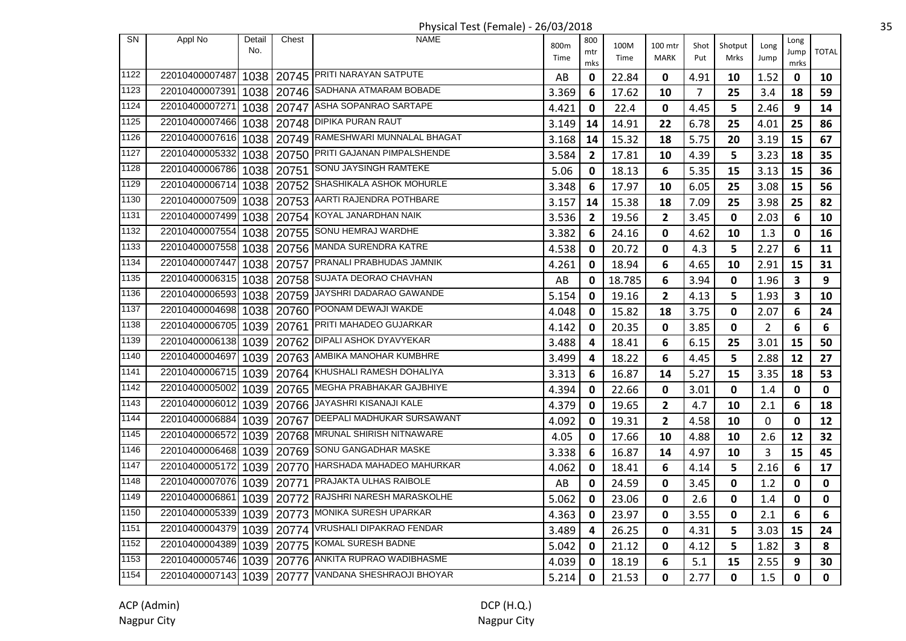# Physical Test (Female) - 26/03/2018

| SN | Appl No | Detail No. | Chest | NAME | 800m Time | 800 mtr mks | 100M Time | 100 mtr MARK | Shot Put | Shotput Mrks | Long Jump | Long Jump mrks | TOTAL |
|---|---|---|---|---|---|---|---|---|---|---|---|---|---|
| 1122 | 22010400007487 | 1038 | 20745 | PRITI NARAYAN SATPUTE | AB | 0 | 22.84 | 0 | 4.91 | 10 | 1.52 | 0 | 10 |
| 1123 | 22010400007391 | 1038 | 20746 | SADHANA ATMARAM BOBADE | 3.369 | 6 | 17.62 | 10 | 7 | 25 | 3.4 | 18 | 59 |
| 1124 | 22010400007271 | 1038 | 20747 | ASHA SOPANRAO SARTAPE | 4.421 | 0 | 22.4 | 0 | 4.45 | 5 | 2.46 | 9 | 14 |
| 1125 | 22010400007466 | 1038 | 20748 | DIPIKA PURAN RAUT | 3.149 | 14 | 14.91 | 22 | 6.78 | 25 | 4.01 | 25 | 86 |
| 1126 | 22010400007616 | 1038 | 20749 | RAMESHWARI MUNNALAL BHAGAT | 3.168 | 14 | 15.32 | 18 | 5.75 | 20 | 3.19 | 15 | 67 |
| 1127 | 22010400005332 | 1038 | 20750 | PRITI GAJANAN PIMPALSHENDE | 3.584 | 2 | 17.81 | 10 | 4.39 | 5 | 3.23 | 18 | 35 |
| 1128 | 22010400006786 | 1038 | 20751 | SONU JAYSINGH RAMTEKE | 5.06 | 0 | 18.13 | 6 | 5.35 | 15 | 3.13 | 15 | 36 |
| 1129 | 22010400006714 | 1038 | 20752 | SHASHIKALA ASHOK MOHURLE | 3.348 | 6 | 17.97 | 10 | 6.05 | 25 | 3.08 | 15 | 56 |
| 1130 | 22010400007509 | 1038 | 20753 | AARTI RAJENDRA POTHBARE | 3.157 | 14 | 15.38 | 18 | 7.09 | 25 | 3.98 | 25 | 82 |
| 1131 | 22010400007499 | 1038 | 20754 | KOYAL JANARDHAN NAIK | 3.536 | 2 | 19.56 | 2 | 3.45 | 0 | 2.03 | 6 | 10 |
| 1132 | 22010400007554 | 1038 | 20755 | SONU HEMRAJ WARDHE | 3.382 | 6 | 24.16 | 0 | 4.62 | 10 | 1.3 | 0 | 16 |
| 1133 | 22010400007558 | 1038 | 20756 | MANDA SURENDRA KATRE | 4.538 | 0 | 20.72 | 0 | 4.3 | 5 | 2.27 | 6 | 11 |
| 1134 | 22010400007447 | 1038 | 20757 | PRANALI PRABHUDAS JAMNIK | 4.261 | 0 | 18.94 | 6 | 4.65 | 10 | 2.91 | 15 | 31 |
| 1135 | 22010400006315 | 1038 | 20758 | SUJATA DEORAO CHAVHAN | AB | 0 | 18.785 | 6 | 3.94 | 0 | 1.96 | 3 | 9 |
| 1136 | 22010400006593 | 1038 | 20759 | JAYSHRI DADARAO GAWANDE | 5.154 | 0 | 19.16 | 2 | 4.13 | 5 | 1.93 | 3 | 10 |
| 1137 | 22010400004698 | 1038 | 20760 | POONAM DEWAJI WAKDE | 4.048 | 0 | 15.82 | 18 | 3.75 | 0 | 2.07 | 6 | 24 |
| 1138 | 22010400006705 | 1039 | 20761 | PRITI MAHADEO GUJARKAR | 4.142 | 0 | 20.35 | 0 | 3.85 | 0 | 2 | 6 | 6 |
| 1139 | 22010400006138 | 1039 | 20762 | DIPALI ASHOK DYAVYEKAR | 3.488 | 4 | 18.41 | 6 | 6.15 | 25 | 3.01 | 15 | 50 |
| 1140 | 22010400004697 | 1039 | 20763 | AMBIKA MANOHAR KUMBHRE | 3.499 | 4 | 18.22 | 6 | 4.45 | 5 | 2.88 | 12 | 27 |
| 1141 | 22010400006715 | 1039 | 20764 | KHUSHALI RAMESH DOHALIYA | 3.313 | 6 | 16.87 | 14 | 5.27 | 15 | 3.35 | 18 | 53 |
| 1142 | 22010400005002 | 1039 | 20765 | MEGHA PRABHAKAR GAJBHIYE | 4.394 | 0 | 22.66 | 0 | 3.01 | 0 | 1.4 | 0 | 0 |
| 1143 | 22010400006012 | 1039 | 20766 | JAYASHRI KISANAJI KALE | 4.379 | 0 | 19.65 | 2 | 4.7 | 10 | 2.1 | 6 | 18 |
| 1144 | 22010400006884 | 1039 | 20767 | DEEPALI MADHUKAR SURSAWANT | 4.092 | 0 | 19.31 | 2 | 4.58 | 10 | 0 | 0 | 12 |
| 1145 | 22010400006572 | 1039 | 20768 | MRUNAL SHIRISH NITNAWARE | 4.05 | 0 | 17.66 | 10 | 4.88 | 10 | 2.6 | 12 | 32 |
| 1146 | 22010400006468 | 1039 | 20769 | SONU GANGADHAR MASKE | 3.338 | 6 | 16.87 | 14 | 4.97 | 10 | 3 | 15 | 45 |
| 1147 | 22010400005172 | 1039 | 20770 | HARSHADA MAHADEO MAHURKAR | 4.062 | 0 | 18.41 | 6 | 4.14 | 5 | 2.16 | 6 | 17 |
| 1148 | 22010400007076 | 1039 | 20771 | PRAJAKTA ULHAS RAIBOLE | AB | 0 | 24.59 | 0 | 3.45 | 0 | 1.2 | 0 | 0 |
| 1149 | 22010400006861 | 1039 | 20772 | RAJSHRI NARESH MARASKOLHE | 5.062 | 0 | 23.06 | 0 | 2.6 | 0 | 1.4 | 0 | 0 |
| 1150 | 22010400005339 | 1039 | 20773 | MONIKA SURESH UPARKAR | 4.363 | 0 | 23.97 | 0 | 3.55 | 0 | 2.1 | 6 | 6 |
| 1151 | 22010400004379 | 1039 | 20774 | VRUSHALI DIPAKRAO FENDAR | 3.489 | 4 | 26.25 | 0 | 4.31 | 5 | 3.03 | 15 | 24 |
| 1152 | 22010400004389 | 1039 | 20775 | KOMAL SURESH BADNE | 5.042 | 0 | 21.12 | 0 | 4.12 | 5 | 1.82 | 3 | 8 |
| 1153 | 22010400005746 | 1039 | 20776 | ANKITA RUPRAO WADIBHASME | 4.039 | 0 | 18.19 | 6 | 5.1 | 15 | 2.55 | 9 | 30 |
| 1154 | 22010400007143 | 1039 | 20777 | VANDANA SHESHRAOJI BHOYAR | 5.214 | 0 | 21.53 | 0 | 2.77 | 0 | 1.5 | 0 | 0 |

ACP (Admin)
Nagpur City

DCP (H.Q.)
Nagpur City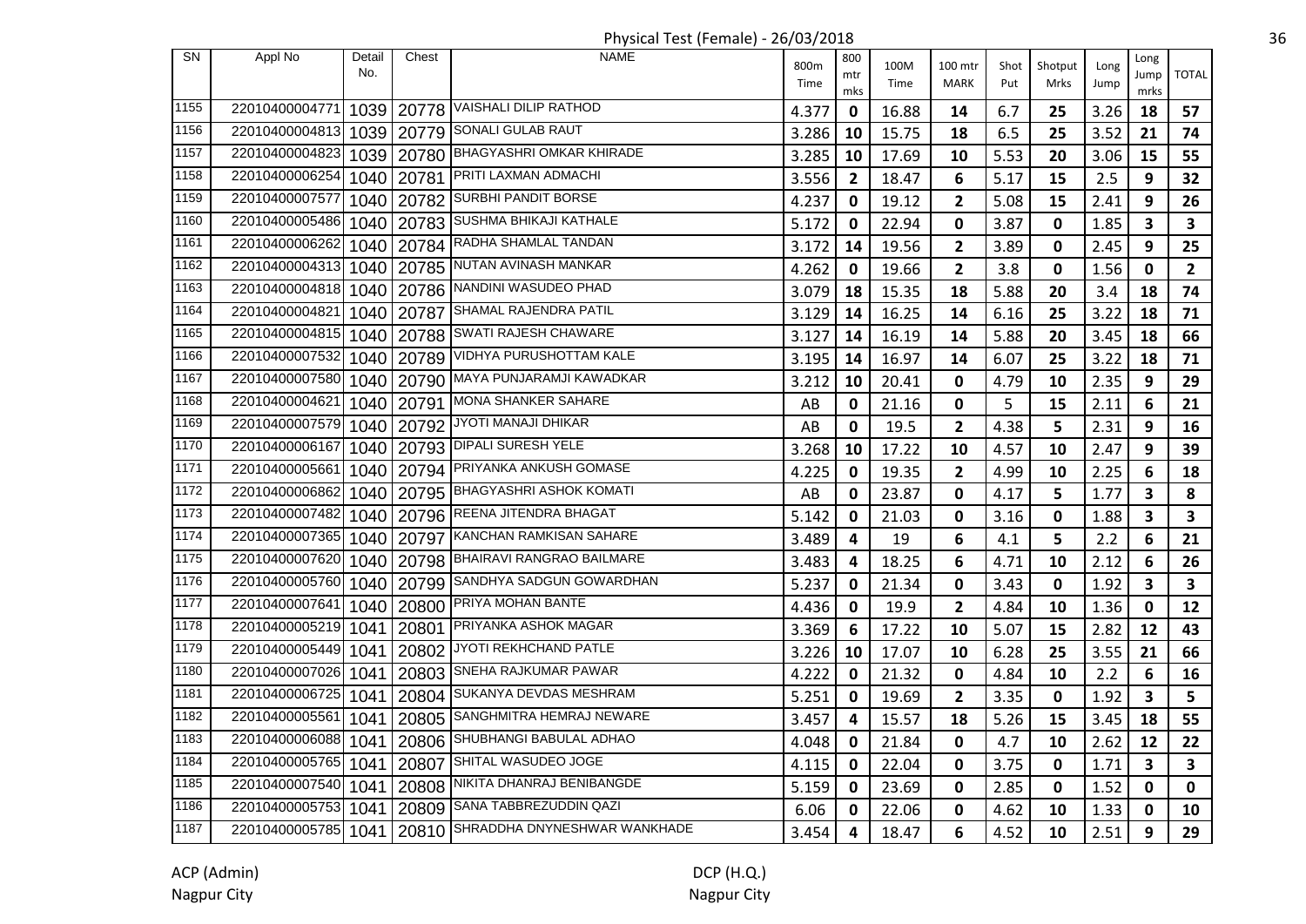Physical Test (Female) - 26/03/2018

| SN | Appl No | Detail No. | Chest | NAME | 800m Time | 800 mtr mks | 100M Time | 100 mtr MARK | Shot Put | Shotput Mrks | Long Jump | Long Jump mrks | TOTAL |
|---|---|---|---|---|---|---|---|---|---|---|---|---|---|
| 1155 | 22010400004771 | 1039 | 20778 | VAISHALI DILIP RATHOD | 4.377 | 0 | 16.88 | 14 | 6.7 | 25 | 3.26 | 18 | 57 |
| 1156 | 22010400004813 | 1039 | 20779 | SONALI GULAB RAUT | 3.286 | 10 | 15.75 | 18 | 6.5 | 25 | 3.52 | 21 | 74 |
| 1157 | 22010400004823 | 1039 | 20780 | BHAGYASHRI OMKAR KHIRADE | 3.285 | 10 | 17.69 | 10 | 5.53 | 20 | 3.06 | 15 | 55 |
| 1158 | 22010400006254 | 1040 | 20781 | PRITI LAXMAN ADMACHI | 3.556 | 2 | 18.47 | 6 | 5.17 | 15 | 2.5 | 9 | 32 |
| 1159 | 22010400007577 | 1040 | 20782 | SURBHI PANDIT BORSE | 4.237 | 0 | 19.12 | 2 | 5.08 | 15 | 2.41 | 9 | 26 |
| 1160 | 22010400005486 | 1040 | 20783 | SUSHMA BHIKAJI KATHALE | 5.172 | 0 | 22.94 | 0 | 3.87 | 0 | 1.85 | 3 | 3 |
| 1161 | 22010400006262 | 1040 | 20784 | RADHA SHAMLAL TANDAN | 3.172 | 14 | 19.56 | 2 | 3.89 | 0 | 2.45 | 9 | 25 |
| 1162 | 22010400004313 | 1040 | 20785 | NUTAN AVINASH MANKAR | 4.262 | 0 | 19.66 | 2 | 3.8 | 0 | 1.56 | 0 | 2 |
| 1163 | 22010400004818 | 1040 | 20786 | NANDINI WASUDEO PHAD | 3.079 | 18 | 15.35 | 18 | 5.88 | 20 | 3.4 | 18 | 74 |
| 1164 | 22010400004821 | 1040 | 20787 | SHAMAL RAJENDRA PATIL | 3.129 | 14 | 16.25 | 14 | 6.16 | 25 | 3.22 | 18 | 71 |
| 1165 | 22010400004815 | 1040 | 20788 | SWATI RAJESH CHAWARE | 3.127 | 14 | 16.19 | 14 | 5.88 | 20 | 3.45 | 18 | 66 |
| 1166 | 22010400007532 | 1040 | 20789 | VIDHYA PURUSHOTTAM KALE | 3.195 | 14 | 16.97 | 14 | 6.07 | 25 | 3.22 | 18 | 71 |
| 1167 | 22010400007580 | 1040 | 20790 | MAYA PUNJARAMJI KAWADKAR | 3.212 | 10 | 20.41 | 0 | 4.79 | 10 | 2.35 | 9 | 29 |
| 1168 | 22010400004621 | 1040 | 20791 | MONA SHANKER SAHARE | AB | 0 | 21.16 | 0 | 5 | 15 | 2.11 | 6 | 21 |
| 1169 | 22010400007579 | 1040 | 20792 | JYOTI MANAJI DHIKAR | AB | 0 | 19.5 | 2 | 4.38 | 5 | 2.31 | 9 | 16 |
| 1170 | 22010400006167 | 1040 | 20793 | DIPALI SURESH YELE | 3.268 | 10 | 17.22 | 10 | 4.57 | 10 | 2.47 | 9 | 39 |
| 1171 | 22010400005661 | 1040 | 20794 | PRIYANKA ANKUSH GOMASE | 4.225 | 0 | 19.35 | 2 | 4.99 | 10 | 2.25 | 6 | 18 |
| 1172 | 22010400006862 | 1040 | 20795 | BHAGYASHRI ASHOK KOMATI | AB | 0 | 23.87 | 0 | 4.17 | 5 | 1.77 | 3 | 8 |
| 1173 | 22010400007482 | 1040 | 20796 | REENA JITENDRA BHAGAT | 5.142 | 0 | 21.03 | 0 | 3.16 | 0 | 1.88 | 3 | 3 |
| 1174 | 22010400007365 | 1040 | 20797 | KANCHAN RAMKISAN SAHARE | 3.489 | 4 | 19 | 6 | 4.1 | 5 | 2.2 | 6 | 21 |
| 1175 | 22010400007620 | 1040 | 20798 | BHAIRAVI RANGRAO BAILMARE | 3.483 | 4 | 18.25 | 6 | 4.71 | 10 | 2.12 | 6 | 26 |
| 1176 | 22010400005760 | 1040 | 20799 | SANDHYA SADGUN GOWARDHAN | 5.237 | 0 | 21.34 | 0 | 3.43 | 0 | 1.92 | 3 | 3 |
| 1177 | 22010400007641 | 1040 | 20800 | PRIYA MOHAN BANTE | 4.436 | 0 | 19.9 | 2 | 4.84 | 10 | 1.36 | 0 | 12 |
| 1178 | 22010400005219 | 1041 | 20801 | PRIYANKA ASHOK MAGAR | 3.369 | 6 | 17.22 | 10 | 5.07 | 15 | 2.82 | 12 | 43 |
| 1179 | 22010400005449 | 1041 | 20802 | JYOTI REKHCHAND PATLE | 3.226 | 10 | 17.07 | 10 | 6.28 | 25 | 3.55 | 21 | 66 |
| 1180 | 22010400007026 | 1041 | 20803 | SNEHA RAJKUMAR PAWAR | 4.222 | 0 | 21.32 | 0 | 4.84 | 10 | 2.2 | 6 | 16 |
| 1181 | 22010400006725 | 1041 | 20804 | SUKANYA DEVDAS MESHRAM | 5.251 | 0 | 19.69 | 2 | 3.35 | 0 | 1.92 | 3 | 5 |
| 1182 | 22010400005561 | 1041 | 20805 | SANGHMITRA HEMRAJ NEWARE | 3.457 | 4 | 15.57 | 18 | 5.26 | 15 | 3.45 | 18 | 55 |
| 1183 | 22010400006088 | 1041 | 20806 | SHUBHANGI BABULAL ADHAO | 4.048 | 0 | 21.84 | 0 | 4.7 | 10 | 2.62 | 12 | 22 |
| 1184 | 22010400005765 | 1041 | 20807 | SHITAL WASUDEO JOGE | 4.115 | 0 | 22.04 | 0 | 3.75 | 0 | 1.71 | 3 | 3 |
| 1185 | 22010400007540 | 1041 | 20808 | NIKITA DHANRAJ BENIBANGDE | 5.159 | 0 | 23.69 | 0 | 2.85 | 0 | 1.52 | 0 | 0 |
| 1186 | 22010400005753 | 1041 | 20809 | SANA TABBREZUDDIN QAZI | 6.06 | 0 | 22.06 | 0 | 4.62 | 10 | 1.33 | 0 | 10 |
| 1187 | 22010400005785 | 1041 | 20810 | SHRADDHA DNYNESHWAR WANKHADE | 3.454 | 4 | 18.47 | 6 | 4.52 | 10 | 2.51 | 9 | 29 |

ACP (Admin)
Nagpur City

DCP (H.Q.)
Nagpur City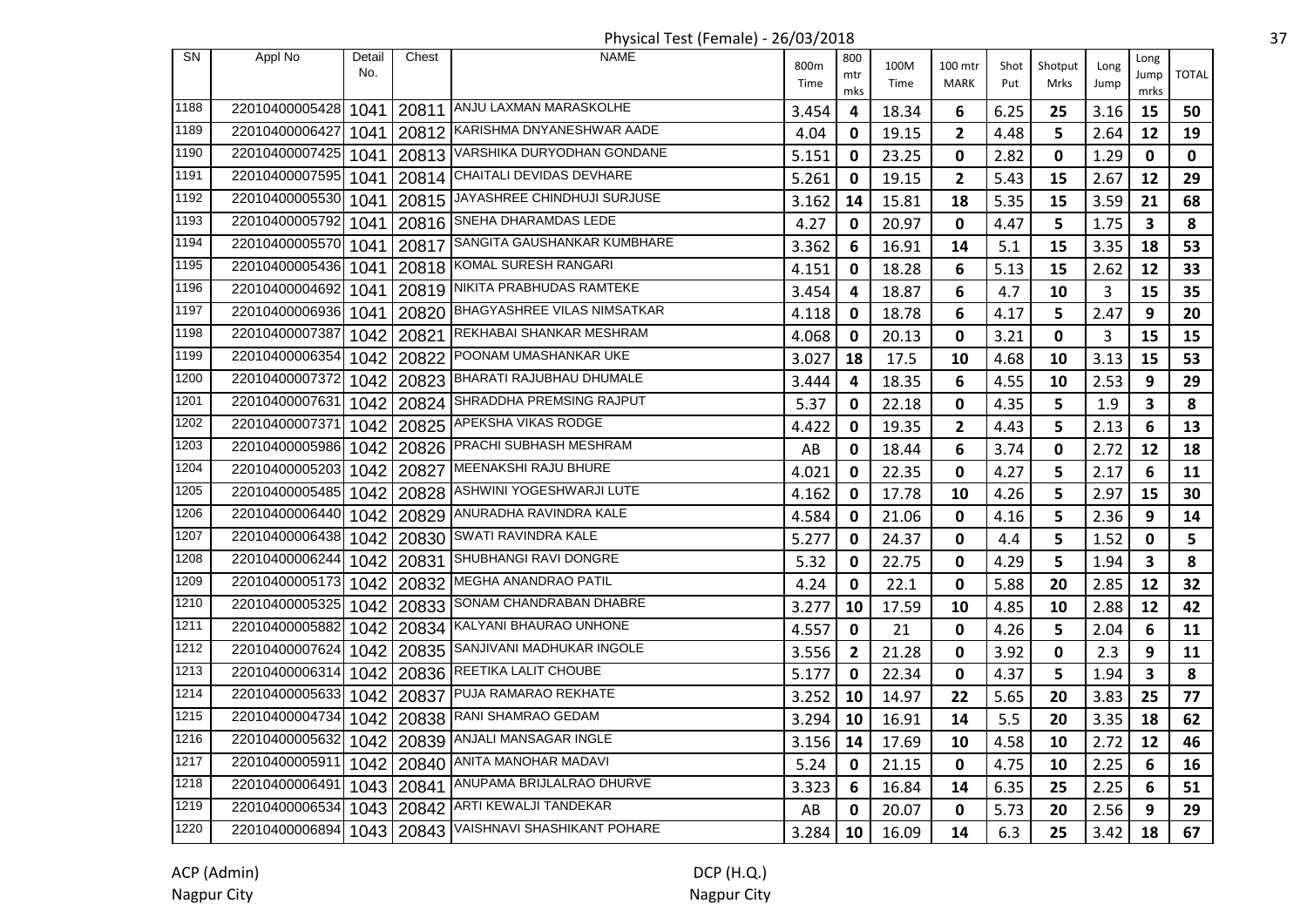Physical Test (Female) - 26/03/2018

| SN | Appl No | Detail No. | Chest | NAME | 800m Time | 800 mtr mks | 100M Time | 100 mtr MARK | Shot Put | Shotput Mrks | Long Jump | Long Jump mrks | TOTAL |
|---|---|---|---|---|---|---|---|---|---|---|---|---|---|
| 1188 | 22010400005428 | 1041 | 20811 | ANJU LAXMAN MARASKOLHE | 3.454 | 4 | 18.34 | 6 | 6.25 | 25 | 3.16 | 15 | 50 |
| 1189 | 22010400006427 | 1041 | 20812 | KARISHMA DNYANESHWAR AADE | 4.04 | 0 | 19.15 | 2 | 4.48 | 5 | 2.64 | 12 | 19 |
| 1190 | 22010400007425 | 1041 | 20813 | VARSHIKA DURYODHAN GONDANE | 5.151 | 0 | 23.25 | 0 | 2.82 | 0 | 1.29 | 0 | 0 |
| 1191 | 22010400007595 | 1041 | 20814 | CHAITALI DEVIDAS DEVHARE | 5.261 | 0 | 19.15 | 2 | 5.43 | 15 | 2.67 | 12 | 29 |
| 1192 | 22010400005530 | 1041 | 20815 | JAYASHREE CHINDHUJI SURJUSE | 3.162 | 14 | 15.81 | 18 | 5.35 | 15 | 3.59 | 21 | 68 |
| 1193 | 22010400005792 | 1041 | 20816 | SNEHA DHARAMDAS LEDE | 4.27 | 0 | 20.97 | 0 | 4.47 | 5 | 1.75 | 3 | 8 |
| 1194 | 22010400005570 | 1041 | 20817 | SANGITA GAUSHANKAR KUMBHARE | 3.362 | 6 | 16.91 | 14 | 5.1 | 15 | 3.35 | 18 | 53 |
| 1195 | 22010400005436 | 1041 | 20818 | KOMAL SURESH RANGARI | 4.151 | 0 | 18.28 | 6 | 5.13 | 15 | 2.62 | 12 | 33 |
| 1196 | 22010400004692 | 1041 | 20819 | NIKITA PRABHUDAS RAMTEKE | 3.454 | 4 | 18.87 | 6 | 4.7 | 10 | 3 | 15 | 35 |
| 1197 | 22010400006936 | 1041 | 20820 | BHAGYASHREE VILAS NIMSATKAR | 4.118 | 0 | 18.78 | 6 | 4.17 | 5 | 2.47 | 9 | 20 |
| 1198 | 22010400007387 | 1042 | 20821 | REKHABAI SHANKAR MESHRAM | 4.068 | 0 | 20.13 | 0 | 3.21 | 0 | 3 | 15 | 15 |
| 1199 | 22010400006354 | 1042 | 20822 | POONAM UMASHANKAR UKE | 3.027 | 18 | 17.5 | 10 | 4.68 | 10 | 3.13 | 15 | 53 |
| 1200 | 22010400007372 | 1042 | 20823 | BHARATI RAJUBHAU DHUMALE | 3.444 | 4 | 18.35 | 6 | 4.55 | 10 | 2.53 | 9 | 29 |
| 1201 | 22010400007631 | 1042 | 20824 | SHRADDHA PREMSING RAJPUT | 5.37 | 0 | 22.18 | 0 | 4.35 | 5 | 1.9 | 3 | 8 |
| 1202 | 22010400007371 | 1042 | 20825 | APEKSHA VIKAS RODGE | 4.422 | 0 | 19.35 | 2 | 4.43 | 5 | 2.13 | 6 | 13 |
| 1203 | 22010400005986 | 1042 | 20826 | PRACHI SUBHASH MESHRAM | AB | 0 | 18.44 | 6 | 3.74 | 0 | 2.72 | 12 | 18 |
| 1204 | 22010400005203 | 1042 | 20827 | MEENAKSHI RAJU BHURE | 4.021 | 0 | 22.35 | 0 | 4.27 | 5 | 2.17 | 6 | 11 |
| 1205 | 22010400005485 | 1042 | 20828 | ASHWINI YOGESHWARJI LUTE | 4.162 | 0 | 17.78 | 10 | 4.26 | 5 | 2.97 | 15 | 30 |
| 1206 | 22010400006440 | 1042 | 20829 | ANURADHA RAVINDRA KALE | 4.584 | 0 | 21.06 | 0 | 4.16 | 5 | 2.36 | 9 | 14 |
| 1207 | 22010400006438 | 1042 | 20830 | SWATI RAVINDRA KALE | 5.277 | 0 | 24.37 | 0 | 4.4 | 5 | 1.52 | 0 | 5 |
| 1208 | 22010400006244 | 1042 | 20831 | SHUBHANGI RAVI DONGRE | 5.32 | 0 | 22.75 | 0 | 4.29 | 5 | 1.94 | 3 | 8 |
| 1209 | 22010400005173 | 1042 | 20832 | MEGHA ANANDRAO PATIL | 4.24 | 0 | 22.1 | 0 | 5.88 | 20 | 2.85 | 12 | 32 |
| 1210 | 22010400005325 | 1042 | 20833 | SONAM CHANDRABAN DHABRE | 3.277 | 10 | 17.59 | 10 | 4.85 | 10 | 2.88 | 12 | 42 |
| 1211 | 22010400005882 | 1042 | 20834 | KALYANI BHAURAO UNHONE | 4.557 | 0 | 21 | 0 | 4.26 | 5 | 2.04 | 6 | 11 |
| 1212 | 22010400007624 | 1042 | 20835 | SANJIVANI MADHUKAR INGOLE | 3.556 | 2 | 21.28 | 0 | 3.92 | 0 | 2.3 | 9 | 11 |
| 1213 | 22010400006314 | 1042 | 20836 | REETIKA LALIT CHOUBE | 5.177 | 0 | 22.34 | 0 | 4.37 | 5 | 1.94 | 3 | 8 |
| 1214 | 22010400005633 | 1042 | 20837 | PUJA RAMARAO REKHATE | 3.252 | 10 | 14.97 | 22 | 5.65 | 20 | 3.83 | 25 | 77 |
| 1215 | 22010400004734 | 1042 | 20838 | RANI SHAMRAO GEDAM | 3.294 | 10 | 16.91 | 14 | 5.5 | 20 | 3.35 | 18 | 62 |
| 1216 | 22010400005632 | 1042 | 20839 | ANJALI MANSAGAR INGLE | 3.156 | 14 | 17.69 | 10 | 4.58 | 10 | 2.72 | 12 | 46 |
| 1217 | 22010400005911 | 1042 | 20840 | ANITA MANOHAR MADAVI | 5.24 | 0 | 21.15 | 0 | 4.75 | 10 | 2.25 | 6 | 16 |
| 1218 | 22010400006491 | 1043 | 20841 | ANUPAMA BRIJLALRAO DHURVE | 3.323 | 6 | 16.84 | 14 | 6.35 | 25 | 2.25 | 6 | 51 |
| 1219 | 22010400006534 | 1043 | 20842 | ARTI KEWALJI TANDEKAR | AB | 0 | 20.07 | 0 | 5.73 | 20 | 2.56 | 9 | 29 |
| 1220 | 22010400006894 | 1043 | 20843 | VAISHNAVI SHASHIKANT POHARE | 3.284 | 10 | 16.09 | 14 | 6.3 | 25 | 3.42 | 18 | 67 |

ACP (Admin)
Nagpur City

DCP (H.Q.)
Nagpur City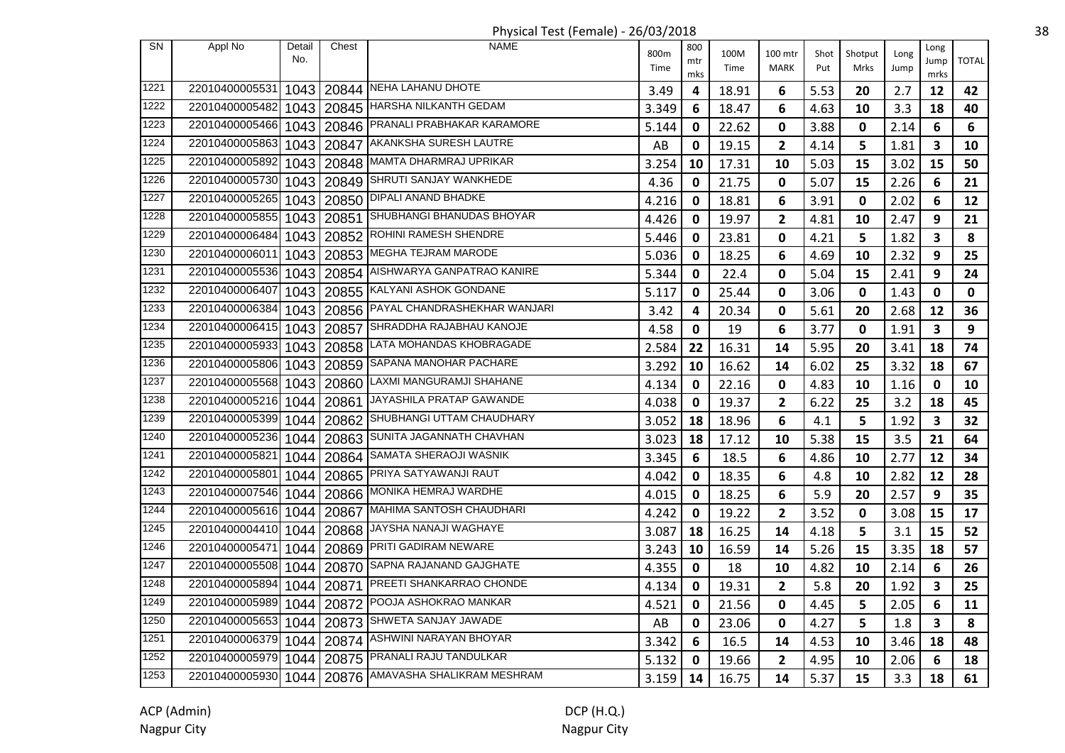Physical Test (Female) - 26/03/2018

| SN | Appl No | Detail No. | Chest | NAME | 800m Time | 800 mtr mks | 100M Time | 100 mtr MARK | Shot Put | Shotput Mrks | Long Jump | Long Jump mrks | TOTAL |
|---|---|---|---|---|---|---|---|---|---|---|---|---|---|
| 1221 | 22010400005531 | 1043 | 20844 | NEHA LAHANU DHOTE | 3.49 | 4 | 18.91 | 6 | 5.53 | 20 | 2.7 | 12 | 42 |
| 1222 | 22010400005482 | 1043 | 20845 | HARSHA NILKANTH GEDAM | 3.349 | 6 | 18.47 | 6 | 4.63 | 10 | 3.3 | 18 | 40 |
| 1223 | 22010400005466 | 1043 | 20846 | PRANALI PRABHAKAR KARAMORE | 5.144 | 0 | 22.62 | 0 | 3.88 | 0 | 2.14 | 6 | 6 |
| 1224 | 22010400005863 | 1043 | 20847 | AKANKSHA SURESH LAUTRE | AB | 0 | 19.15 | 2 | 4.14 | 5 | 1.81 | 3 | 10 |
| 1225 | 22010400005892 | 1043 | 20848 | MAMTA DHARMRAJ UPRIKAR | 3.254 | 10 | 17.31 | 10 | 5.03 | 15 | 3.02 | 15 | 50 |
| 1226 | 22010400005730 | 1043 | 20849 | SHRUTI SANJAY WANKHEDE | 4.36 | 0 | 21.75 | 0 | 5.07 | 15 | 2.26 | 6 | 21 |
| 1227 | 22010400005265 | 1043 | 20850 | DIPALI ANAND BHADKE | 4.216 | 0 | 18.81 | 6 | 3.91 | 0 | 2.02 | 6 | 12 |
| 1228 | 22010400005855 | 1043 | 20851 | SHUBHANGI BHANUDAS BHOYAR | 4.426 | 0 | 19.97 | 2 | 4.81 | 10 | 2.47 | 9 | 21 |
| 1229 | 22010400006484 | 1043 | 20852 | ROHINI RAMESH SHENDRE | 5.446 | 0 | 23.81 | 0 | 4.21 | 5 | 1.82 | 3 | 8 |
| 1230 | 22010400006011 | 1043 | 20853 | MEGHA TEJRAM MARODE | 5.036 | 0 | 18.25 | 6 | 4.69 | 10 | 2.32 | 9 | 25 |
| 1231 | 22010400005536 | 1043 | 20854 | AISHWARYA GANPATRAO KANIRE | 5.344 | 0 | 22.4 | 0 | 5.04 | 15 | 2.41 | 9 | 24 |
| 1232 | 22010400006407 | 1043 | 20855 | KALYANI ASHOK GONDANE | 5.117 | 0 | 25.44 | 0 | 3.06 | 0 | 1.43 | 0 | 0 |
| 1233 | 22010400006384 | 1043 | 20856 | PAYAL CHANDRASHEKHAR WANJARI | 3.42 | 4 | 20.34 | 0 | 5.61 | 20 | 2.68 | 12 | 36 |
| 1234 | 22010400006415 | 1043 | 20857 | SHRADDHA RAJABHAU KANOJE | 4.58 | 0 | 19 | 6 | 3.77 | 0 | 1.91 | 3 | 9 |
| 1235 | 22010400005933 | 1043 | 20858 | LATA MOHANDAS KHOBRAGADE | 2.584 | 22 | 16.31 | 14 | 5.95 | 20 | 3.41 | 18 | 74 |
| 1236 | 22010400005806 | 1043 | 20859 | SAPANA MANOHAR PACHARE | 3.292 | 10 | 16.62 | 14 | 6.02 | 25 | 3.32 | 18 | 67 |
| 1237 | 22010400005568 | 1043 | 20860 | LAXMI MANGURAMJI SHAHANE | 4.134 | 0 | 22.16 | 0 | 4.83 | 10 | 1.16 | 0 | 10 |
| 1238 | 22010400005216 | 1044 | 20861 | JAYASHILA PRATAP GAWANDE | 4.038 | 0 | 19.37 | 2 | 6.22 | 25 | 3.2 | 18 | 45 |
| 1239 | 22010400005399 | 1044 | 20862 | SHUBHANGI UTTAM CHAUDHARY | 3.052 | 18 | 18.96 | 6 | 4.1 | 5 | 1.92 | 3 | 32 |
| 1240 | 22010400005236 | 1044 | 20863 | SUNITA JAGANNATH CHAVHAN | 3.023 | 18 | 17.12 | 10 | 5.38 | 15 | 3.5 | 21 | 64 |
| 1241 | 22010400005821 | 1044 | 20864 | SAMATA SHERAOJI WASNIK | 3.345 | 6 | 18.5 | 6 | 4.86 | 10 | 2.77 | 12 | 34 |
| 1242 | 22010400005801 | 1044 | 20865 | PRIYA SATYAWANJI RAUT | 4.042 | 0 | 18.35 | 6 | 4.8 | 10 | 2.82 | 12 | 28 |
| 1243 | 22010400007546 | 1044 | 20866 | MONIKA HEMRAJ WARDHE | 4.015 | 0 | 18.25 | 6 | 5.9 | 20 | 2.57 | 9 | 35 |
| 1244 | 22010400005616 | 1044 | 20867 | MAHIMA SANTOSH CHAUDHARI | 4.242 | 0 | 19.22 | 2 | 3.52 | 0 | 3.08 | 15 | 17 |
| 1245 | 22010400004410 | 1044 | 20868 | JAYSHA NANAJI WAGHAYE | 3.087 | 18 | 16.25 | 14 | 4.18 | 5 | 3.1 | 15 | 52 |
| 1246 | 22010400005471 | 1044 | 20869 | PRITI GADIRAM NEWARE | 3.243 | 10 | 16.59 | 14 | 5.26 | 15 | 3.35 | 18 | 57 |
| 1247 | 22010400005508 | 1044 | 20870 | SAPNA RAJANAND GAJGHATE | 4.355 | 0 | 18 | 10 | 4.82 | 10 | 2.14 | 6 | 26 |
| 1248 | 22010400005894 | 1044 | 20871 | PREETI SHANKARRAO CHONDE | 4.134 | 0 | 19.31 | 2 | 5.8 | 20 | 1.92 | 3 | 25 |
| 1249 | 22010400005989 | 1044 | 20872 | POOJA ASHOKRAO MANKAR | 4.521 | 0 | 21.56 | 0 | 4.45 | 5 | 2.05 | 6 | 11 |
| 1250 | 22010400005653 | 1044 | 20873 | SHWETA SANJAY JAWADE | AB | 0 | 23.06 | 0 | 4.27 | 5 | 1.8 | 3 | 8 |
| 1251 | 22010400006379 | 1044 | 20874 | ASHWINI NARAYAN BHOYAR | 3.342 | 6 | 16.5 | 14 | 4.53 | 10 | 3.46 | 18 | 48 |
| 1252 | 22010400005979 | 1044 | 20875 | PRANALI RAJU TANDULKAR | 5.132 | 0 | 19.66 | 2 | 4.95 | 10 | 2.06 | 6 | 18 |
| 1253 | 22010400005930 | 1044 | 20876 | AMAVASHA SHALIKRAM MESHRAM | 3.159 | 14 | 16.75 | 14 | 5.37 | 15 | 3.3 | 18 | 61 |

ACP (Admin)
Nagpur City

DCP (H.Q.)
Nagpur City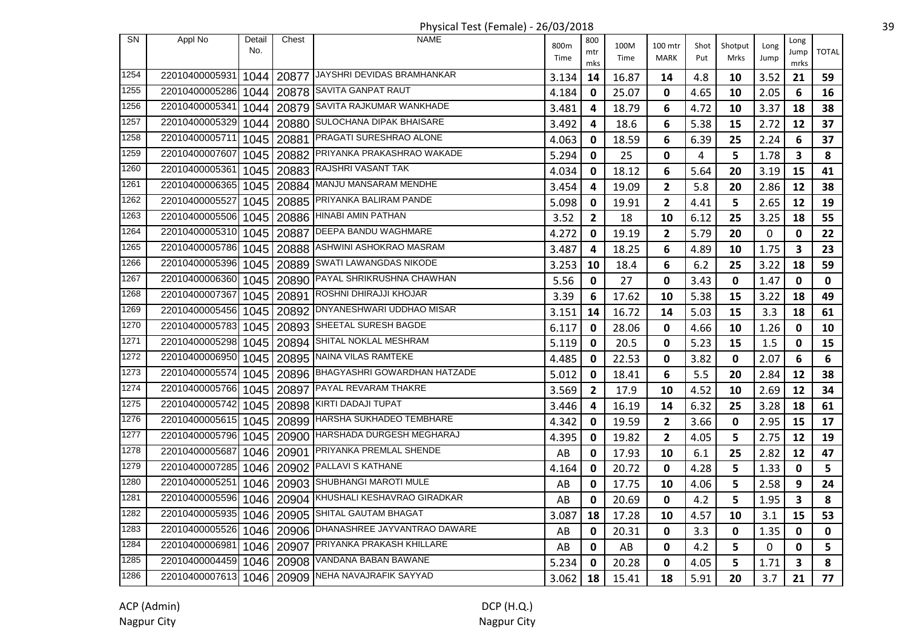# Physical Test (Female) - 26/03/2018

| SN | Appl No | Detail No. | Chest | NAME | 800m Time | 800 mtr mks | 100M Time | 100 mtr MARK | Shot Put | Shotput Mrks | Long Jump | Long Jump mrks | TOTAL |
|---|---|---|---|---|---|---|---|---|---|---|---|---|---|
| 1254 | 22010400005931 | 1044 | 20877 | JAYSHRI DEVIDAS BRAMHANKAR | 3.134 | 14 | 16.87 | 14 | 4.8 | 10 | 3.52 | 21 | 59 |
| 1255 | 22010400005286 | 1044 | 20878 | SAVITA GANPAT RAUT | 4.184 | 0 | 25.07 | 0 | 4.65 | 10 | 2.05 | 6 | 16 |
| 1256 | 22010400005341 | 1044 | 20879 | SAVITA RAJKUMAR WANKHADE | 3.481 | 4 | 18.79 | 6 | 4.72 | 10 | 3.37 | 18 | 38 |
| 1257 | 22010400005329 | 1044 | 20880 | SULOCHANA DIPAK BHAISARE | 3.492 | 4 | 18.6 | 6 | 5.38 | 15 | 2.72 | 12 | 37 |
| 1258 | 22010400005711 | 1045 | 20881 | PRAGATI SURESHRAO ALONE | 4.063 | 0 | 18.59 | 6 | 6.39 | 25 | 2.24 | 6 | 37 |
| 1259 | 22010400007607 | 1045 | 20882 | PRIYANKA PRAKASHRAO WAKADE | 5.294 | 0 | 25 | 0 | 4 | 5 | 1.78 | 3 | 8 |
| 1260 | 22010400005361 | 1045 | 20883 | RAJSHRI VASANT TAK | 4.034 | 0 | 18.12 | 6 | 5.64 | 20 | 3.19 | 15 | 41 |
| 1261 | 22010400006365 | 1045 | 20884 | MANJU MANSARAM MENDHE | 3.454 | 4 | 19.09 | 2 | 5.8 | 20 | 2.86 | 12 | 38 |
| 1262 | 22010400005527 | 1045 | 20885 | PRIYANKA BALIRAM PANDE | 5.098 | 0 | 19.91 | 2 | 4.41 | 5 | 2.65 | 12 | 19 |
| 1263 | 22010400005506 | 1045 | 20886 | HINABI AMIN PATHAN | 3.52 | 2 | 18 | 10 | 6.12 | 25 | 3.25 | 18 | 55 |
| 1264 | 22010400005310 | 1045 | 20887 | DEEPA BANDU WAGHMARE | 4.272 | 0 | 19.19 | 2 | 5.79 | 20 | 0 | 0 | 22 |
| 1265 | 22010400005786 | 1045 | 20888 | ASHWINI ASHOKRAO MASRAM | 3.487 | 4 | 18.25 | 6 | 4.89 | 10 | 1.75 | 3 | 23 |
| 1266 | 22010400005396 | 1045 | 20889 | SWATI LAWANGDAS NIKODE | 3.253 | 10 | 18.4 | 6 | 6.2 | 25 | 3.22 | 18 | 59 |
| 1267 | 22010400006360 | 1045 | 20890 | PAYAL SHRIKRUSHNA CHAWHAN | 5.56 | 0 | 27 | 0 | 3.43 | 0 | 1.47 | 0 | 0 |
| 1268 | 22010400007367 | 1045 | 20891 | ROSHNI DHIRAJJI KHOJAR | 3.39 | 6 | 17.62 | 10 | 5.38 | 15 | 3.22 | 18 | 49 |
| 1269 | 22010400005456 | 1045 | 20892 | DNYANESHWARI UDDHAO MISAR | 3.151 | 14 | 16.72 | 14 | 5.03 | 15 | 3.3 | 18 | 61 |
| 1270 | 22010400005783 | 1045 | 20893 | SHEETAL SURESH BAGDE | 6.117 | 0 | 28.06 | 0 | 4.66 | 10 | 1.26 | 0 | 10 |
| 1271 | 22010400005298 | 1045 | 20894 | SHITAL NOKLAL MESHRAM | 5.119 | 0 | 20.5 | 0 | 5.23 | 15 | 1.5 | 0 | 15 |
| 1272 | 22010400006950 | 1045 | 20895 | NAINA VILAS RAMTEKE | 4.485 | 0 | 22.53 | 0 | 3.82 | 0 | 2.07 | 6 | 6 |
| 1273 | 22010400005574 | 1045 | 20896 | BHAGYASHRI GOWARDHAN HATZADE | 5.012 | 0 | 18.41 | 6 | 5.5 | 20 | 2.84 | 12 | 38 |
| 1274 | 22010400005766 | 1045 | 20897 | PAYAL REVARAM THAKRE | 3.569 | 2 | 17.9 | 10 | 4.52 | 10 | 2.69 | 12 | 34 |
| 1275 | 22010400005742 | 1045 | 20898 | KIRTI DADAJI TUPAT | 3.446 | 4 | 16.19 | 14 | 6.32 | 25 | 3.28 | 18 | 61 |
| 1276 | 22010400005615 | 1045 | 20899 | HARSHA SUKHADEO TEMBHARE | 4.342 | 0 | 19.59 | 2 | 3.66 | 0 | 2.95 | 15 | 17 |
| 1277 | 22010400005796 | 1045 | 20900 | HARSHADA DURGESH MEGHARAJ | 4.395 | 0 | 19.82 | 2 | 4.05 | 5 | 2.75 | 12 | 19 |
| 1278 | 22010400005687 | 1046 | 20901 | PRIYANKA PREMLAL SHENDE | AB | 0 | 17.93 | 10 | 6.1 | 25 | 2.82 | 12 | 47 |
| 1279 | 22010400007285 | 1046 | 20902 | PALLAVI S KATHANE | 4.164 | 0 | 20.72 | 0 | 4.28 | 5 | 1.33 | 0 | 5 |
| 1280 | 22010400005251 | 1046 | 20903 | SHUBHANGI MAROTI MULE | AB | 0 | 17.75 | 10 | 4.06 | 5 | 2.58 | 9 | 24 |
| 1281 | 22010400005596 | 1046 | 20904 | KHUSHALI KESHAVRAO GIRADKAR | AB | 0 | 20.69 | 0 | 4.2 | 5 | 1.95 | 3 | 8 |
| 1282 | 22010400005935 | 1046 | 20905 | SHITAL GAUTAM BHAGAT | 3.087 | 18 | 17.28 | 10 | 4.57 | 10 | 3.1 | 15 | 53 |
| 1283 | 22010400005526 | 1046 | 20906 | DHANASHREE JAYVANTRAO DAWARE | AB | 0 | 20.31 | 0 | 3.3 | 0 | 1.35 | 0 | 0 |
| 1284 | 22010400006981 | 1046 | 20907 | PRIYANKA PRAKASH KHILLARE | AB | 0 | AB | 0 | 4.2 | 5 | 0 | 0 | 5 |
| 1285 | 22010400004459 | 1046 | 20908 | VANDANA BABAN BAWANE | 5.234 | 0 | 20.28 | 0 | 4.05 | 5 | 1.71 | 3 | 8 |
| 1286 | 22010400007613 | 1046 | 20909 | NEHA NAVAJRAFIK SAYYAD | 3.062 | 18 | 15.41 | 18 | 5.91 | 20 | 3.7 | 21 | 77 |

ACP (Admin)
Nagpur City

DCP (H.Q.)
Nagpur City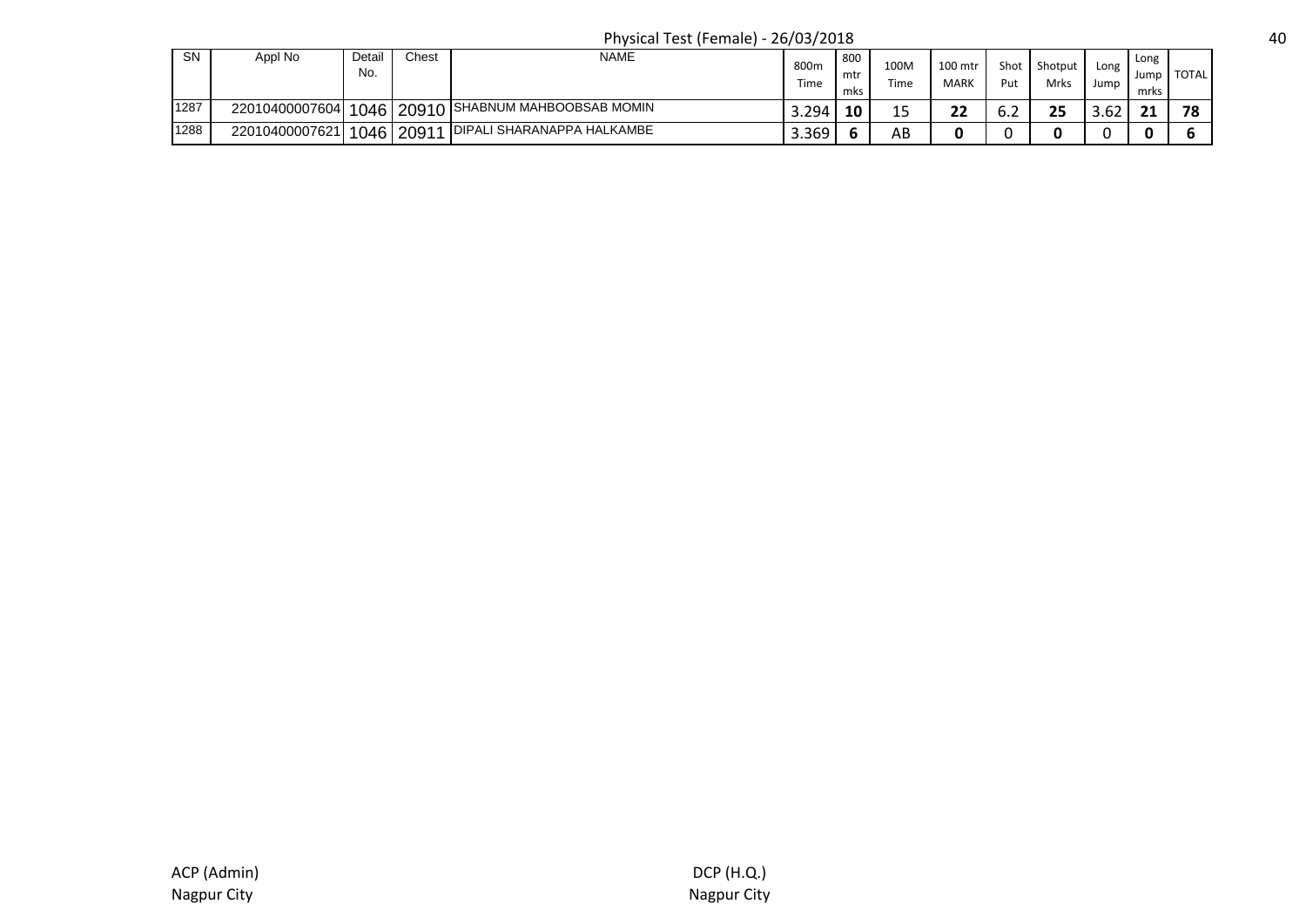Physical Test (Female) - 26/03/2018

| SN | Appl No | Detail No. | Chest | NAME | 800m Time | 800 mtr mks | 100M Time | 100 mtr MARK | Shot Put | Shotput Mrks | Long Jump | Long Jump mrks | TOTAL |
|---|---|---|---|---|---|---|---|---|---|---|---|---|---|
| 1287 | 22010400007604 | 1046 | 20910 | SHABNUM MAHBOOBSAB MOMIN | 3.294 | **10** | 15 | **22** | 6.2 | **25** | 3.62 | **21** | **78** |
| 1288 | 22010400007621 | 1046 | 20911 | DIPALI SHARANAPPA HALKAMBE | 3.369 | **6** | AB | **0** | 0 | **0** | 0 | **0** | **6** |

ACP (Admin)
Nagpur City

DCP (H.Q.)
Nagpur City